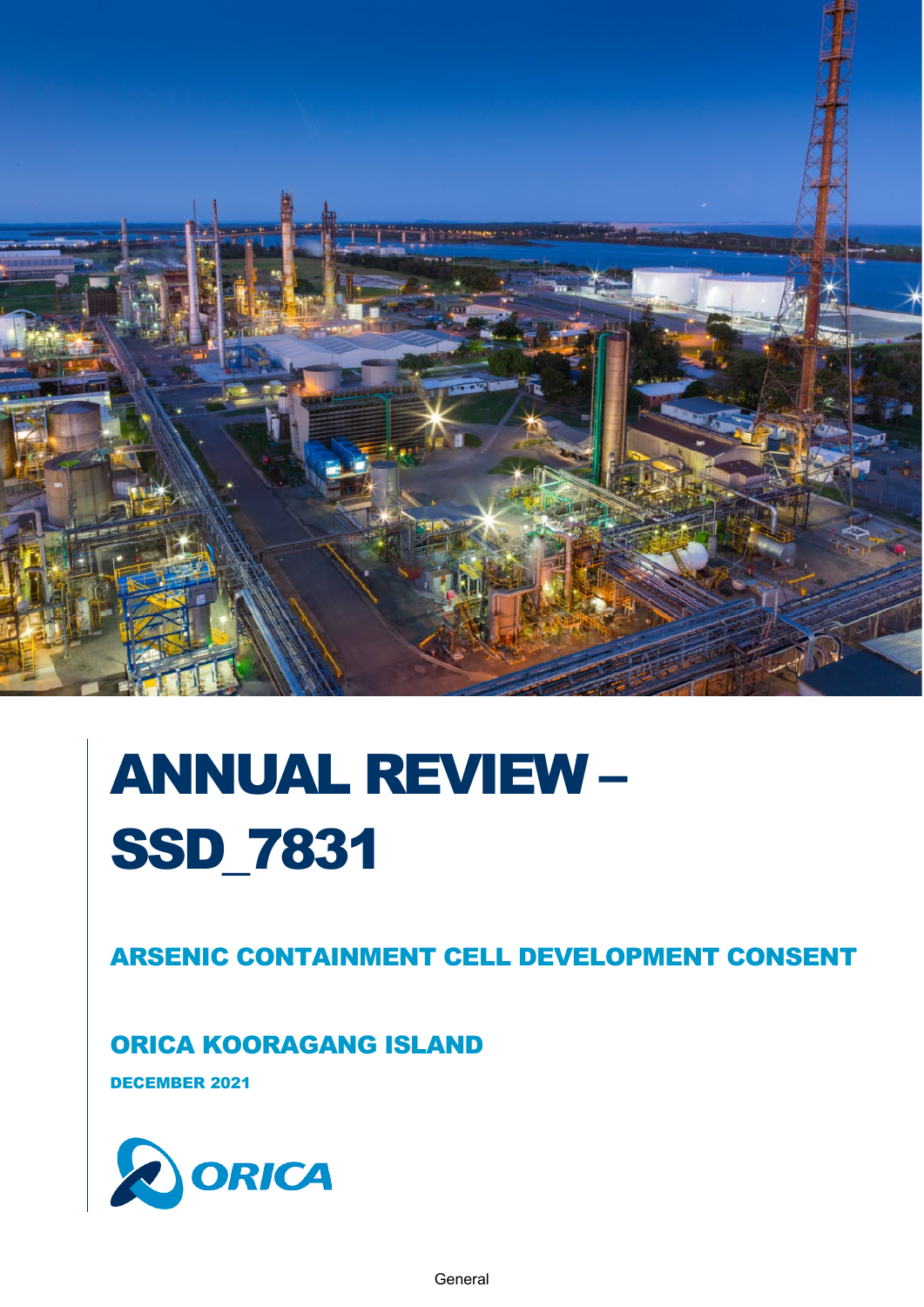# ANNUAL REVIEW – SSD_7831

## ARSENIC CONTAINMENT CELL DEVELOPMENT CONSENT

### ORICA KOORAGANG ISLAND

**DECEMBER 2021**

General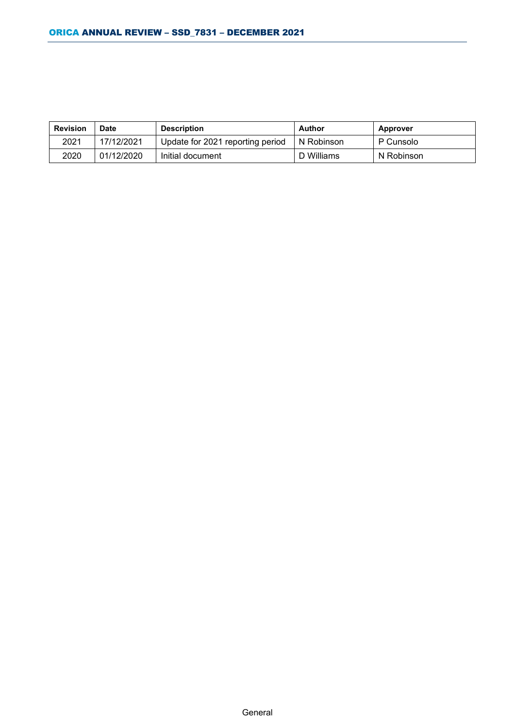| Revision | Date | Description | Author | Approver |
|---|---|---|---|---|
| 2021 | 17/12/2021 | Update for 2021 reporting period | N Robinson | P Cunsolo |
| 2020 | 01/12/2020 | Initial document | D Williams | N Robinson |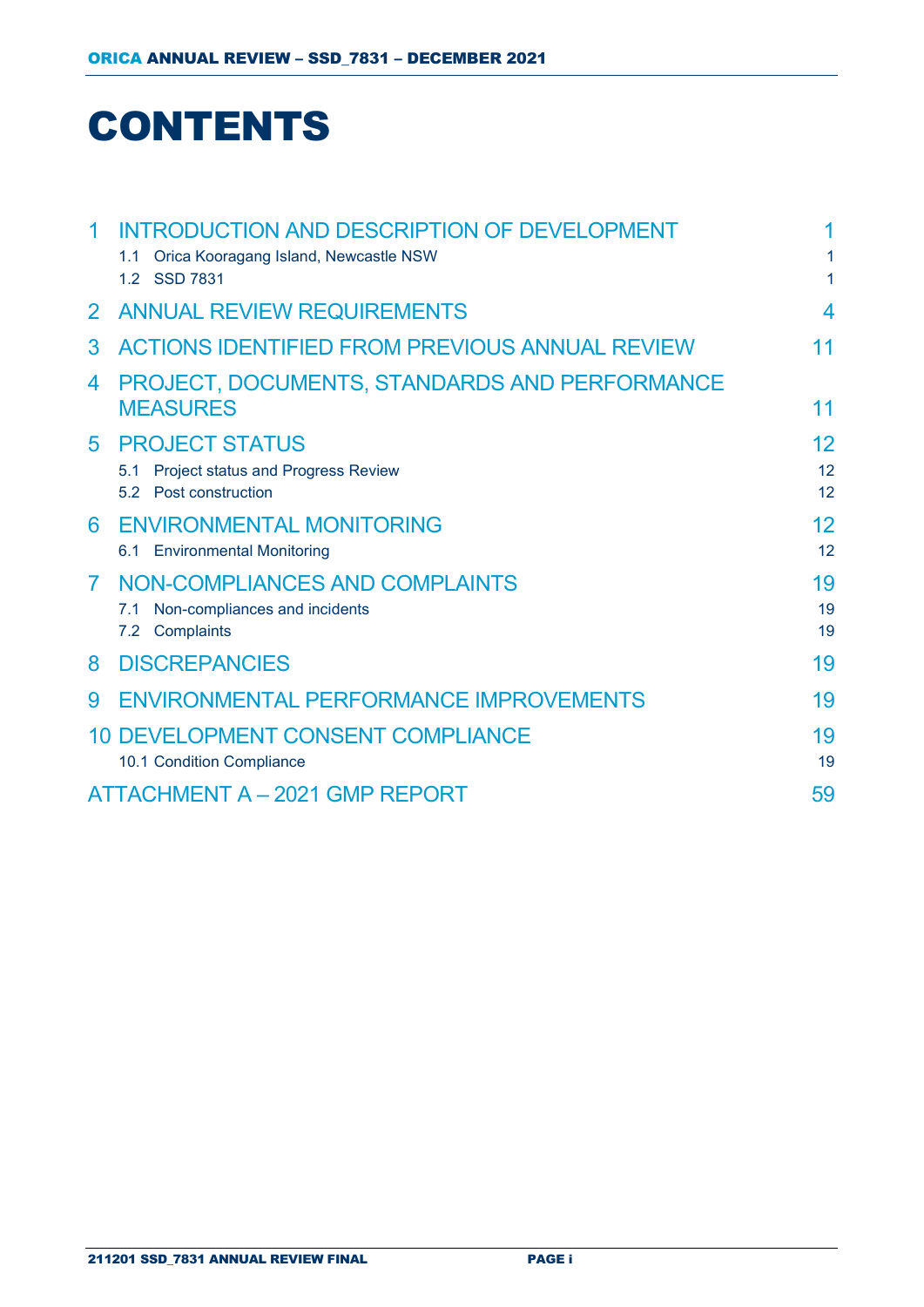# CONTENTS

| | | |
|---|---|---|
| 1 | INTRODUCTION AND DESCRIPTION OF DEVELOPMENT | 1 |
| | 1.1 Orica Kooragang Island, Newcastle NSW | 1 |
| | 1.2 SSD 7831 | 1 |
| 2 | ANNUAL REVIEW REQUIREMENTS | 4 |
| 3 | ACTIONS IDENTIFIED FROM PREVIOUS ANNUAL REVIEW | 11 |
| 4 | PROJECT, DOCUMENTS, STANDARDS AND PERFORMANCE MEASURES | 11 |
| 5 | PROJECT STATUS | 12 |
| | 5.1 Project status and Progress Review | 12 |
| | 5.2 Post construction | 12 |
| 6 | ENVIRONMENTAL MONITORING | 12 |
| | 6.1 Environmental Monitoring | 12 |
| 7 | NON-COMPLIANCES AND COMPLAINTS | 19 |
| | 7.1 Non-compliances and incidents | 19 |
| | 7.2 Complaints | 19 |
| 8 | DISCREPANCIES | 19 |
| 9 | ENVIRONMENTAL PERFORMANCE IMPROVEMENTS | 19 |
| 10 | DEVELOPMENT CONSENT COMPLIANCE | 19 |
| | 10.1 Condition Compliance | 19 |
| | ATTACHMENT A – 2021 GMP REPORT | 59 |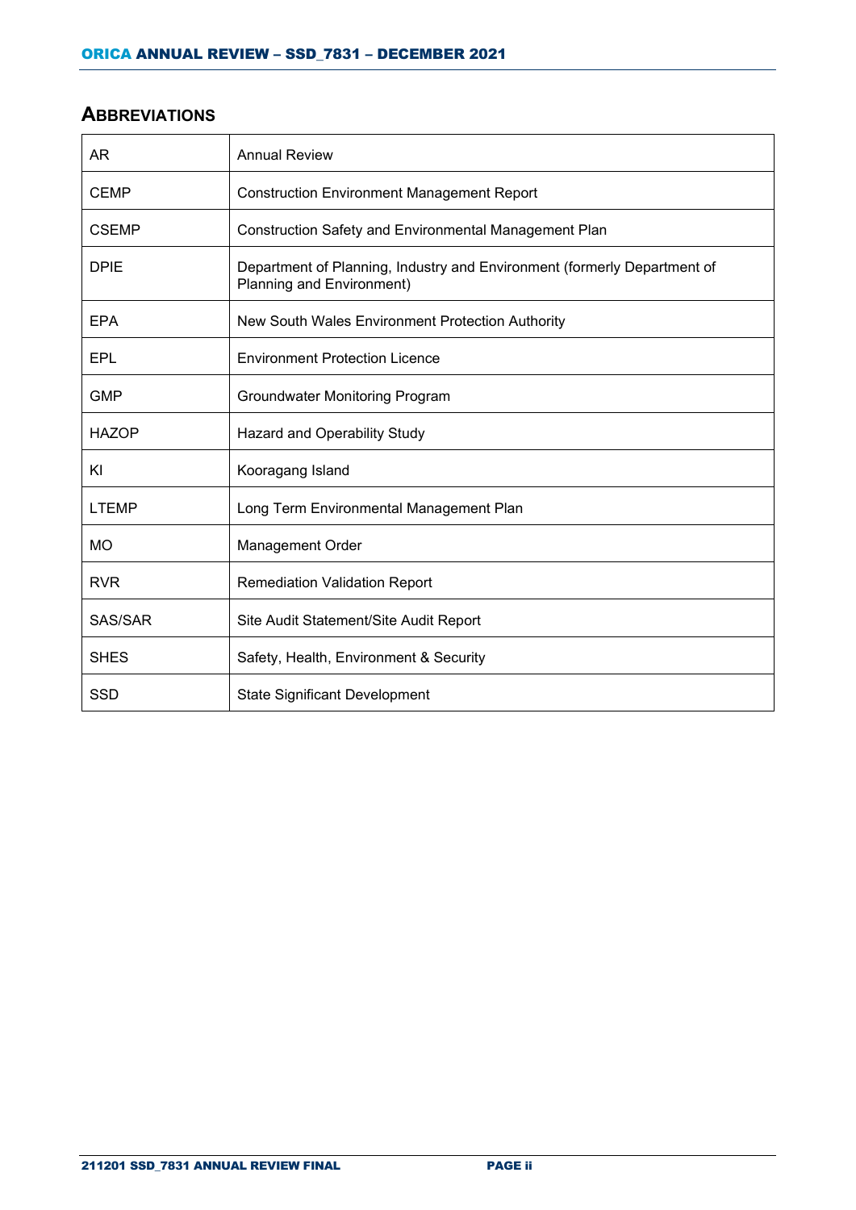## ABBREVIATIONS

| | |
|---|---|
| AR | Annual Review |
| CEMP | Construction Environment Management Report |
| CSEMP | Construction Safety and Environmental Management Plan |
| DPIE | Department of Planning, Industry and Environment (formerly Department of Planning and Environment) |
| EPA | New South Wales Environment Protection Authority |
| EPL | Environment Protection Licence |
| GMP | Groundwater Monitoring Program |
| HAZOP | Hazard and Operability Study |
| KI | Kooragang Island |
| LTEMP | Long Term Environmental Management Plan |
| MO | Management Order |
| RVR | Remediation Validation Report |
| SAS/SAR | Site Audit Statement/Site Audit Report |
| SHES | Safety, Health, Environment & Security |
| SSD | State Significant Development |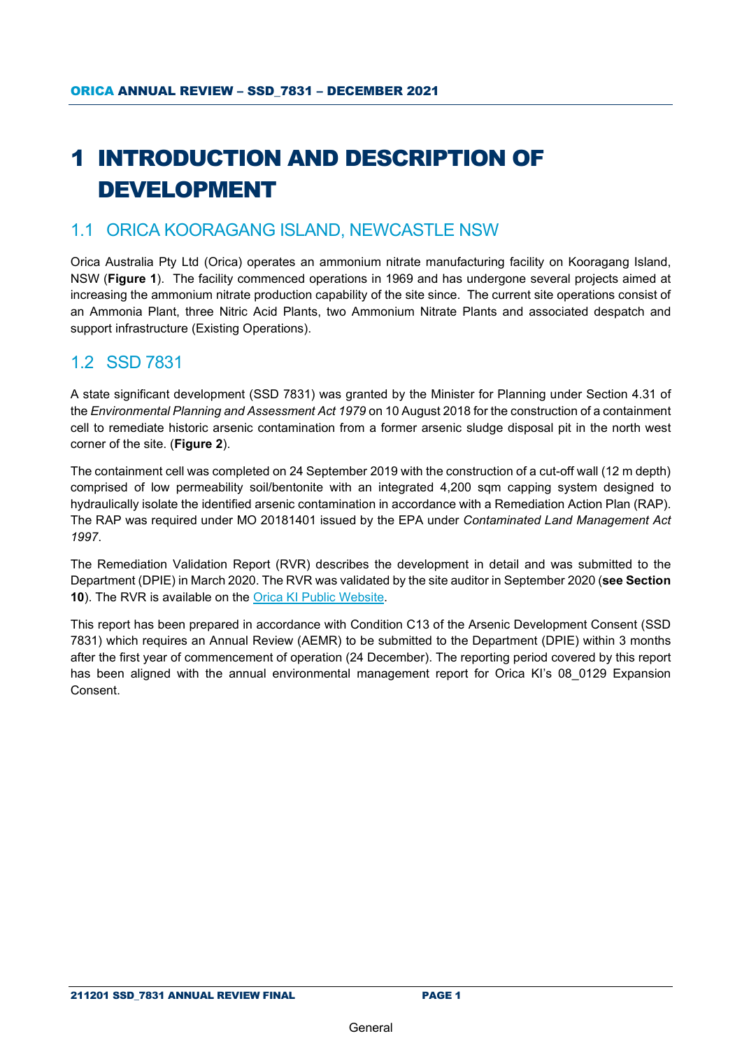# 1 INTRODUCTION AND DESCRIPTION OF DEVELOPMENT

## 1.1 ORICA KOORAGANG ISLAND, NEWCASTLE NSW

Orica Australia Pty Ltd (Orica) operates an ammonium nitrate manufacturing facility on Kooragang Island, NSW (**Figure 1**). The facility commenced operations in 1969 and has undergone several projects aimed at increasing the ammonium nitrate production capability of the site since. The current site operations consist of an Ammonia Plant, three Nitric Acid Plants, two Ammonium Nitrate Plants and associated despatch and support infrastructure (Existing Operations).

## 1.2 SSD 7831

A state significant development (SSD 7831) was granted by the Minister for Planning under Section 4.31 of the *Environmental Planning and Assessment Act 1979* on 10 August 2018 for the construction of a containment cell to remediate historic arsenic contamination from a former arsenic sludge disposal pit in the north west corner of the site. (**Figure 2**).

The containment cell was completed on 24 September 2019 with the construction of a cut-off wall (12 m depth) comprised of low permeability soil/bentonite with an integrated 4,200 sqm capping system designed to hydraulically isolate the identified arsenic contamination in accordance with a Remediation Action Plan (RAP). The RAP was required under MO 20181401 issued by the EPA under *Contaminated Land Management Act 1997*.

The Remediation Validation Report (RVR) describes the development in detail and was submitted to the Department (DPIE) in March 2020. The RVR was validated by the site auditor in September 2020 (**see Section 10**). The RVR is available on the Orica KI Public Website.

This report has been prepared in accordance with Condition C13 of the Arsenic Development Consent (SSD 7831) which requires an Annual Review (AEMR) to be submitted to the Department (DPIE) within 3 months after the first year of commencement of operation (24 December). The reporting period covered by this report has been aligned with the annual environmental management report for Orica KI's 08_0129 Expansion Consent.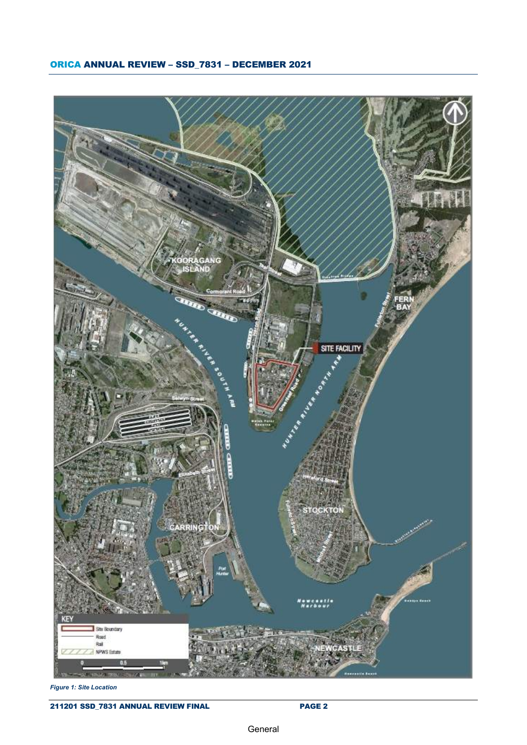KOORAGANG ISLAND

Cormorant Road

HUNTER RIVER SOUTH ARM

SITE FACILITY

HUNTER RIVER NORTH ARM

FERN BAY

Selwyn Street

STOCKTON

CARRINGTON

Newcastle Harbour

NEWCASTLE

KEY

Site Boundary

Road

Rail

NPWS Estate

0 0.5 1km

*Figure 1: Site Location*

General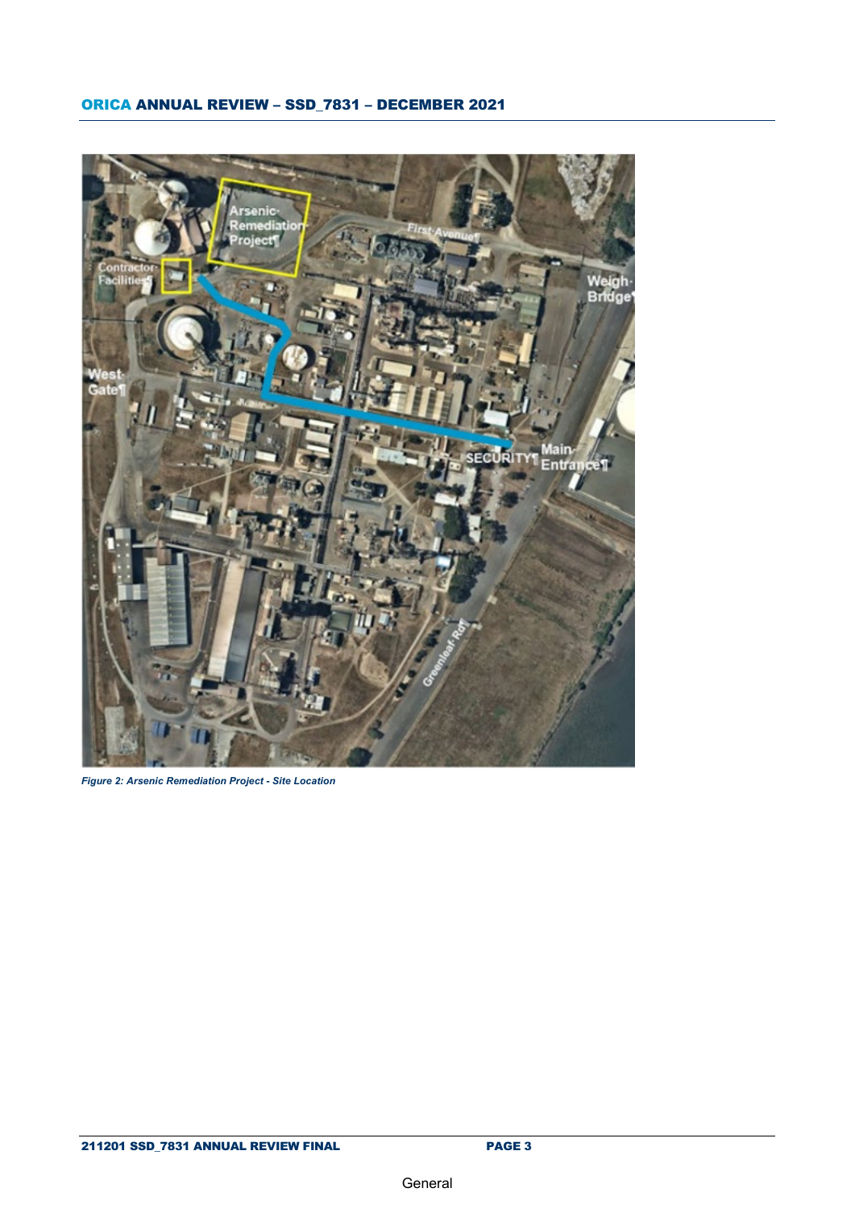Arsenic Remediation Project

Contractor Facilities

First Avenue

Weigh Bridge

West Gate

SECURITY

Main Entrance

Greenleaf Rd

*Figure 2: Arsenic Remediation Project - Site Location*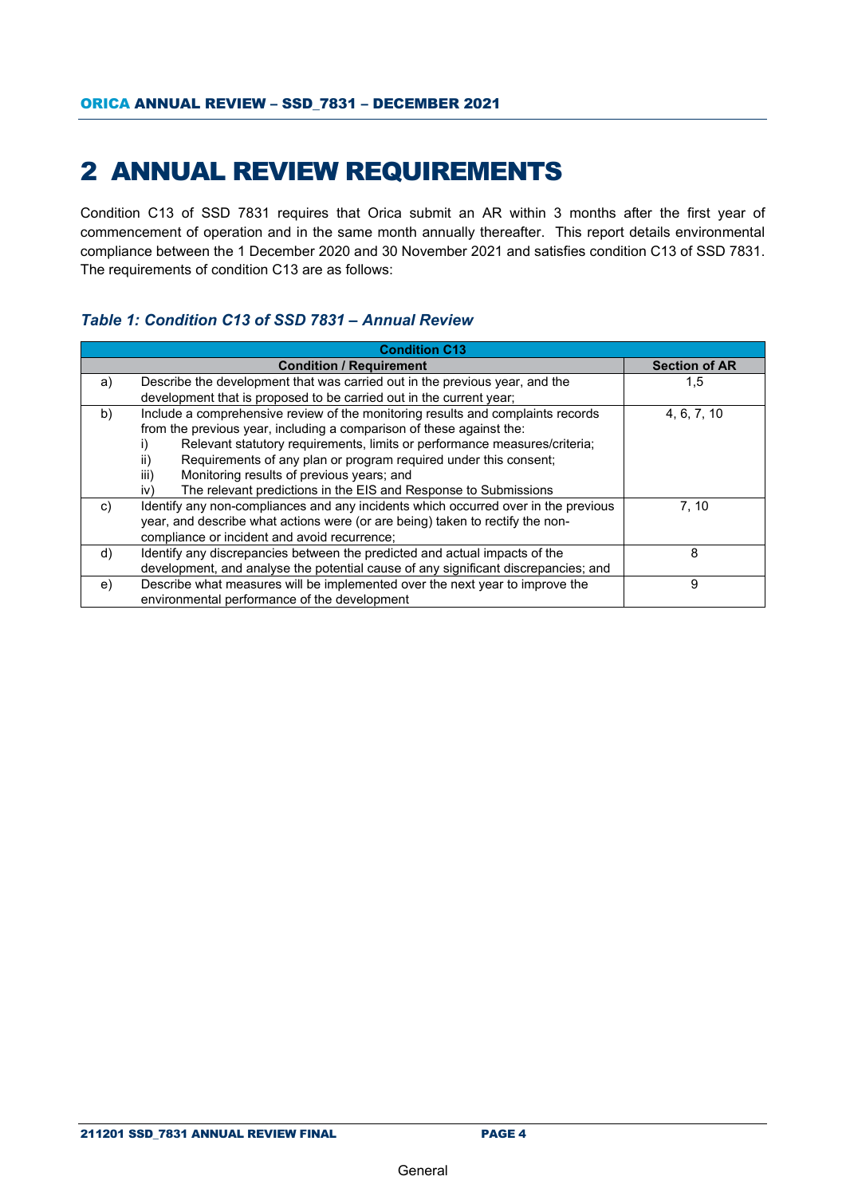# 2 ANNUAL REVIEW REQUIREMENTS

Condition C13 of SSD 7831 requires that Orica submit an AR within 3 months after the first year of commencement of operation and in the same month annually thereafter. This report details environmental compliance between the 1 December 2020 and 30 November 2021 and satisfies condition C13 of SSD 7831. The requirements of condition C13 are as follows:

***Table 1: Condition C13 of SSD 7831 – Annual Review***

| Condition C13 | | |
|---|---|---|
| | **Condition / Requirement** | **Section of AR** |
| a) | Describe the development that was carried out in the previous year, and the development that is proposed to be carried out in the current year; | 1,5 |
| b) | Include a comprehensive review of the monitoring results and complaints records from the previous year, including a comparison of these against the:<br>i) Relevant statutory requirements, limits or performance measures/criteria;<br>ii) Requirements of any plan or program required under this consent;<br>iii) Monitoring results of previous years; and<br>iv) The relevant predictions in the EIS and Response to Submissions | 4, 6, 7, 10 |
| c) | Identify any non-compliances and any incidents which occurred over in the previous year, and describe what actions were (or are being) taken to rectify the non-compliance or incident and avoid recurrence; | 7, 10 |
| d) | Identify any discrepancies between the predicted and actual impacts of the development, and analyse the potential cause of any significant discrepancies; and | 8 |
| e) | Describe what measures will be implemented over the next year to improve the environmental performance of the development | 9 |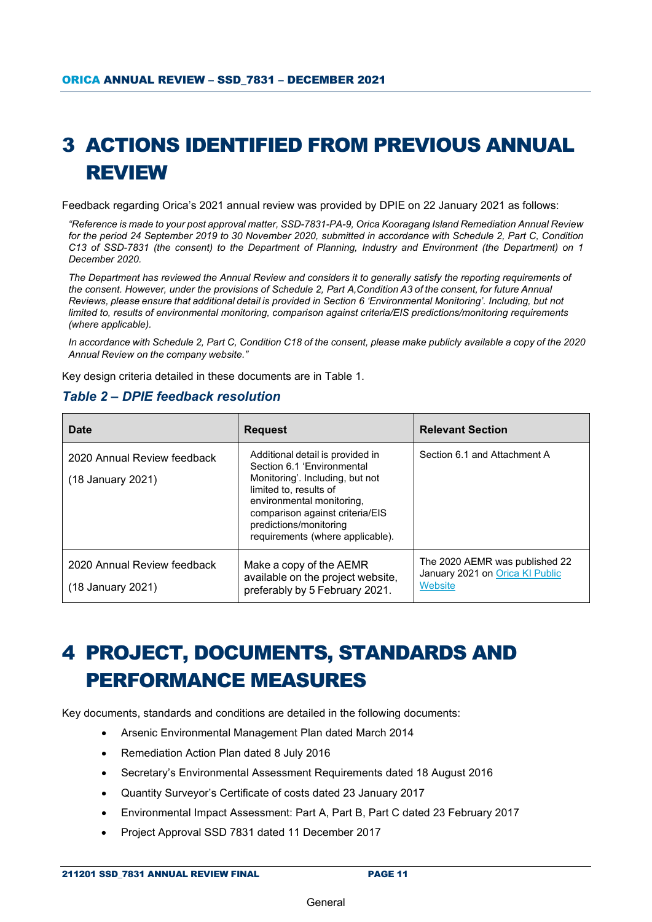# 3 ACTIONS IDENTIFIED FROM PREVIOUS ANNUAL REVIEW

Feedback regarding Orica's 2021 annual review was provided by DPIE on 22 January 2021 as follows:

*"Reference is made to your post approval matter, SSD-7831-PA-9, Orica Kooragang Island Remediation Annual Review for the period 24 September 2019 to 30 November 2020, submitted in accordance with Schedule 2, Part C, Condition C13 of SSD-7831 (the consent) to the Department of Planning, Industry and Environment (the Department) on 1 December 2020.*

*The Department has reviewed the Annual Review and considers it to generally satisfy the reporting requirements of the consent. However, under the provisions of Schedule 2, Part A,Condition A3 of the consent, for future Annual Reviews, please ensure that additional detail is provided in Section 6 'Environmental Monitoring'. Including, but not limited to, results of environmental monitoring, comparison against criteria/EIS predictions/monitoring requirements (where applicable).*

*In accordance with Schedule 2, Part C, Condition C18 of the consent, please make publicly available a copy of the 2020 Annual Review on the company website."*

Key design criteria detailed in these documents are in Table 1.

### *Table 2 – DPIE feedback resolution*

| Date | Request | Relevant Section |
|---|---|---|
| 2020 Annual Review feedback (18 January 2021) | Additional detail is provided in Section 6.1 'Environmental Monitoring'. Including, but not limited to, results of environmental monitoring, comparison against criteria/EIS predictions/monitoring requirements (where applicable). | Section 6.1 and Attachment A |
| 2020 Annual Review feedback (18 January 2021) | Make a copy of the AEMR available on the project website, preferably by 5 February 2021. | The 2020 AEMR was published 22 January 2021 on [Orica KI Public Website] |

# 4 PROJECT, DOCUMENTS, STANDARDS AND PERFORMANCE MEASURES

Key documents, standards and conditions are detailed in the following documents:

- Arsenic Environmental Management Plan dated March 2014
- Remediation Action Plan dated 8 July 2016
- Secretary's Environmental Assessment Requirements dated 18 August 2016
- Quantity Surveyor's Certificate of costs dated 23 January 2017
- Environmental Impact Assessment: Part A, Part B, Part C dated 23 February 2017
- Project Approval SSD 7831 dated 11 December 2017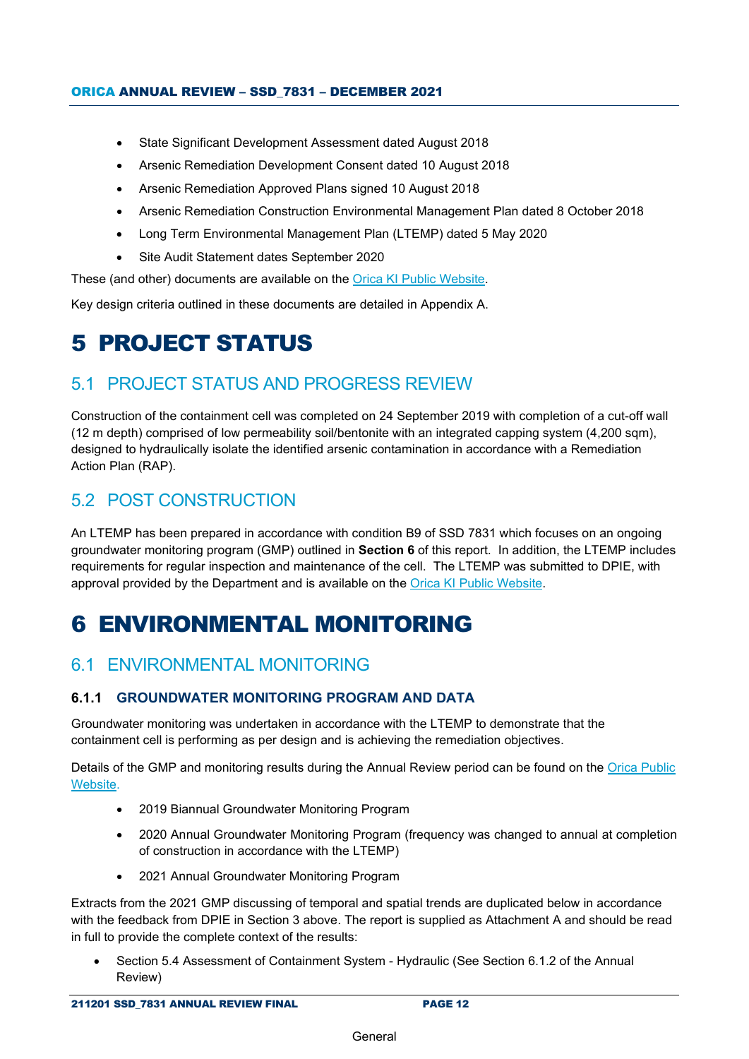- State Significant Development Assessment dated August 2018
- Arsenic Remediation Development Consent dated 10 August 2018
- Arsenic Remediation Approved Plans signed 10 August 2018
- Arsenic Remediation Construction Environmental Management Plan dated 8 October 2018
- Long Term Environmental Management Plan (LTEMP) dated 5 May 2020
- Site Audit Statement dates September 2020

These (and other) documents are available on the Orica KI Public Website.

Key design criteria outlined in these documents are detailed in Appendix A.

# 5 PROJECT STATUS

## 5.1 PROJECT STATUS AND PROGRESS REVIEW

Construction of the containment cell was completed on 24 September 2019 with completion of a cut-off wall (12 m depth) comprised of low permeability soil/bentonite with an integrated capping system (4,200 sqm), designed to hydraulically isolate the identified arsenic contamination in accordance with a Remediation Action Plan (RAP).

## 5.2 POST CONSTRUCTION

An LTEMP has been prepared in accordance with condition B9 of SSD 7831 which focuses on an ongoing groundwater monitoring program (GMP) outlined in **Section 6** of this report. In addition, the LTEMP includes requirements for regular inspection and maintenance of the cell. The LTEMP was submitted to DPIE, with approval provided by the Department and is available on the Orica KI Public Website.

# 6 ENVIRONMENTAL MONITORING

## 6.1 ENVIRONMENTAL MONITORING

### 6.1.1 GROUNDWATER MONITORING PROGRAM AND DATA

Groundwater monitoring was undertaken in accordance with the LTEMP to demonstrate that the containment cell is performing as per design and is achieving the remediation objectives.

Details of the GMP and monitoring results during the Annual Review period can be found on the Orica Public Website.

- 2019 Biannual Groundwater Monitoring Program
- 2020 Annual Groundwater Monitoring Program (frequency was changed to annual at completion of construction in accordance with the LTEMP)
- 2021 Annual Groundwater Monitoring Program

Extracts from the 2021 GMP discussing of temporal and spatial trends are duplicated below in accordance with the feedback from DPIE in Section 3 above. The report is supplied as Attachment A and should be read in full to provide the complete context of the results:

- Section 5.4 Assessment of Containment System - Hydraulic (See Section 6.1.2 of the Annual Review)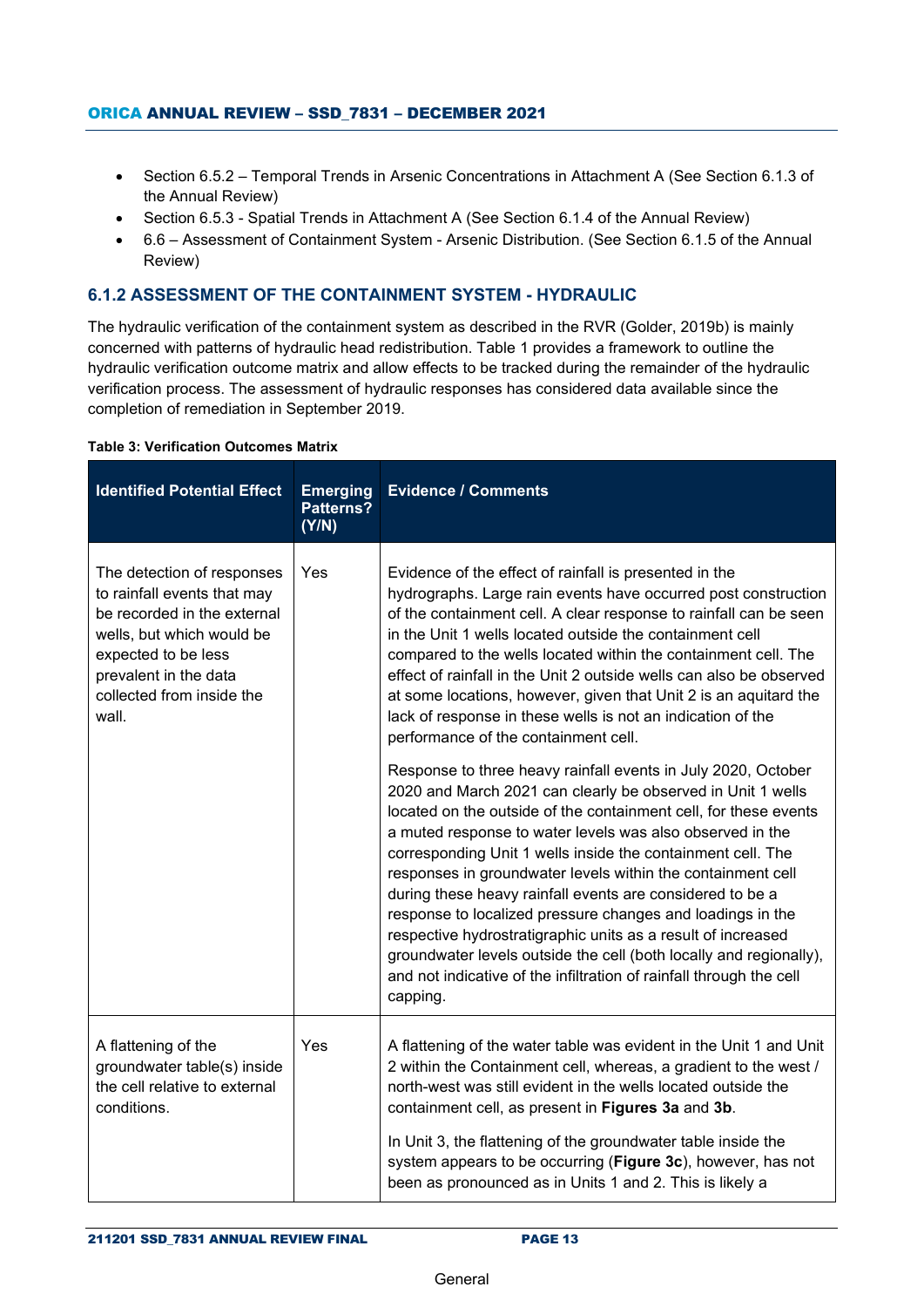- Section 6.5.2 – Temporal Trends in Arsenic Concentrations in Attachment A (See Section 6.1.3 of the Annual Review)
- Section 6.5.3 - Spatial Trends in Attachment A (See Section 6.1.4 of the Annual Review)
- 6.6 – Assessment of Containment System - Arsenic Distribution. (See Section 6.1.5 of the Annual Review)

### 6.1.2 ASSESSMENT OF THE CONTAINMENT SYSTEM - HYDRAULIC

The hydraulic verification of the containment system as described in the RVR (Golder, 2019b) is mainly concerned with patterns of hydraulic head redistribution. Table 1 provides a framework to outline the hydraulic verification outcome matrix and allow effects to be tracked during the remainder of the hydraulic verification process. The assessment of hydraulic responses has considered data available since the completion of remediation in September 2019.

**Table 3: Verification Outcomes Matrix**

| Identified Potential Effect | Emerging Patterns? (Y/N) | Evidence / Comments |
|---|---|---|
| The detection of responses to rainfall events that may be recorded in the external wells, but which would be expected to be less prevalent in the data collected from inside the wall. | Yes | Evidence of the effect of rainfall is presented in the hydrographs. Large rain events have occurred post construction of the containment cell. A clear response to rainfall can be seen in the Unit 1 wells located outside the containment cell compared to the wells located within the containment cell. The effect of rainfall in the Unit 2 outside wells can also be observed at some locations, however, given that Unit 2 is an aquitard the lack of response in these wells is not an indication of the performance of the containment cell.<br><br>Response to three heavy rainfall events in July 2020, October 2020 and March 2021 can clearly be observed in Unit 1 wells located on the outside of the containment cell, for these events a muted response to water levels was also observed in the corresponding Unit 1 wells inside the containment cell. The responses in groundwater levels within the containment cell during these heavy rainfall events are considered to be a response to localized pressure changes and loadings in the respective hydrostratigraphic units as a result of increased groundwater levels outside the cell (both locally and regionally), and not indicative of the infiltration of rainfall through the cell capping. |
| A flattening of the groundwater table(s) inside the cell relative to external conditions. | Yes | A flattening of the water table was evident in the Unit 1 and Unit 2 within the Containment cell, whereas, a gradient to the west / north-west was still evident in the wells located outside the containment cell, as present in **Figures 3a** and **3b**.<br><br>In Unit 3, the flattening of the groundwater table inside the system appears to be occurring (**Figure 3c**), however, has not been as pronounced as in Units 1 and 2. This is likely a |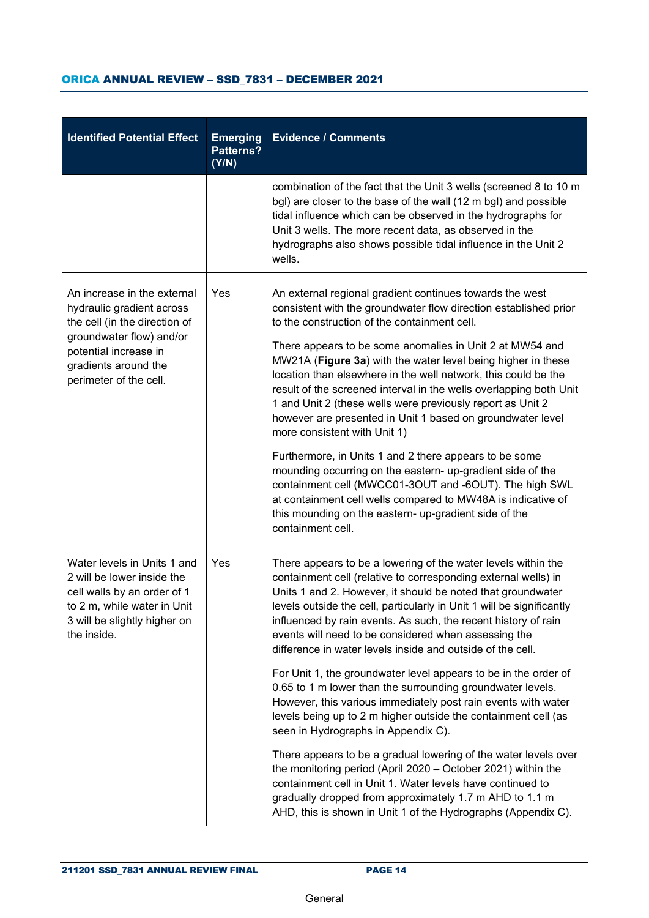| Identified Potential Effect | Emerging Patterns? (Y/N) | Evidence / Comments |
|---|---|---|
| | | combination of the fact that the Unit 3 wells (screened 8 to 10 m bgl) are closer to the base of the wall (12 m bgl) and possible tidal influence which can be observed in the hydrographs for Unit 3 wells. The more recent data, as observed in the hydrographs also shows possible tidal influence in the Unit 2 wells. |
| An increase in the external hydraulic gradient across the cell (in the direction of groundwater flow) and/or potential increase in gradients around the perimeter of the cell. | Yes | An external regional gradient continues towards the west consistent with the groundwater flow direction established prior to the construction of the containment cell.<br><br>There appears to be some anomalies in Unit 2 at MW54 and MW21A (**Figure 3a**) with the water level being higher in these location than elsewhere in the well network, this could be the result of the screened interval in the wells overlapping both Unit 1 and Unit 2 (these wells were previously report as Unit 2 however are presented in Unit 1 based on groundwater level more consistent with Unit 1)<br><br>Furthermore, in Units 1 and 2 there appears to be some mounding occurring on the eastern- up-gradient side of the containment cell (MWCC01-3OUT and -6OUT). The high SWL at containment cell wells compared to MW48A is indicative of this mounding on the eastern- up-gradient side of the containment cell. |
| Water levels in Units 1 and 2 will be lower inside the cell walls by an order of 1 to 2 m, while water in Unit 3 will be slightly higher on the inside. | Yes | There appears to be a lowering of the water levels within the containment cell (relative to corresponding external wells) in Units 1 and 2. However, it should be noted that groundwater levels outside the cell, particularly in Unit 1 will be significantly influenced by rain events. As such, the recent history of rain events will need to be considered when assessing the difference in water levels inside and outside of the cell.<br><br>For Unit 1, the groundwater level appears to be in the order of 0.65 to 1 m lower than the surrounding groundwater levels. However, this various immediately post rain events with water levels being up to 2 m higher outside the containment cell (as seen in Hydrographs in Appendix C).<br><br>There appears to be a gradual lowering of the water levels over the monitoring period (April 2020 – October 2021) within the containment cell in Unit 1. Water levels have continued to gradually dropped from approximately 1.7 m AHD to 1.1 m AHD, this is shown in Unit 1 of the Hydrographs (Appendix C). |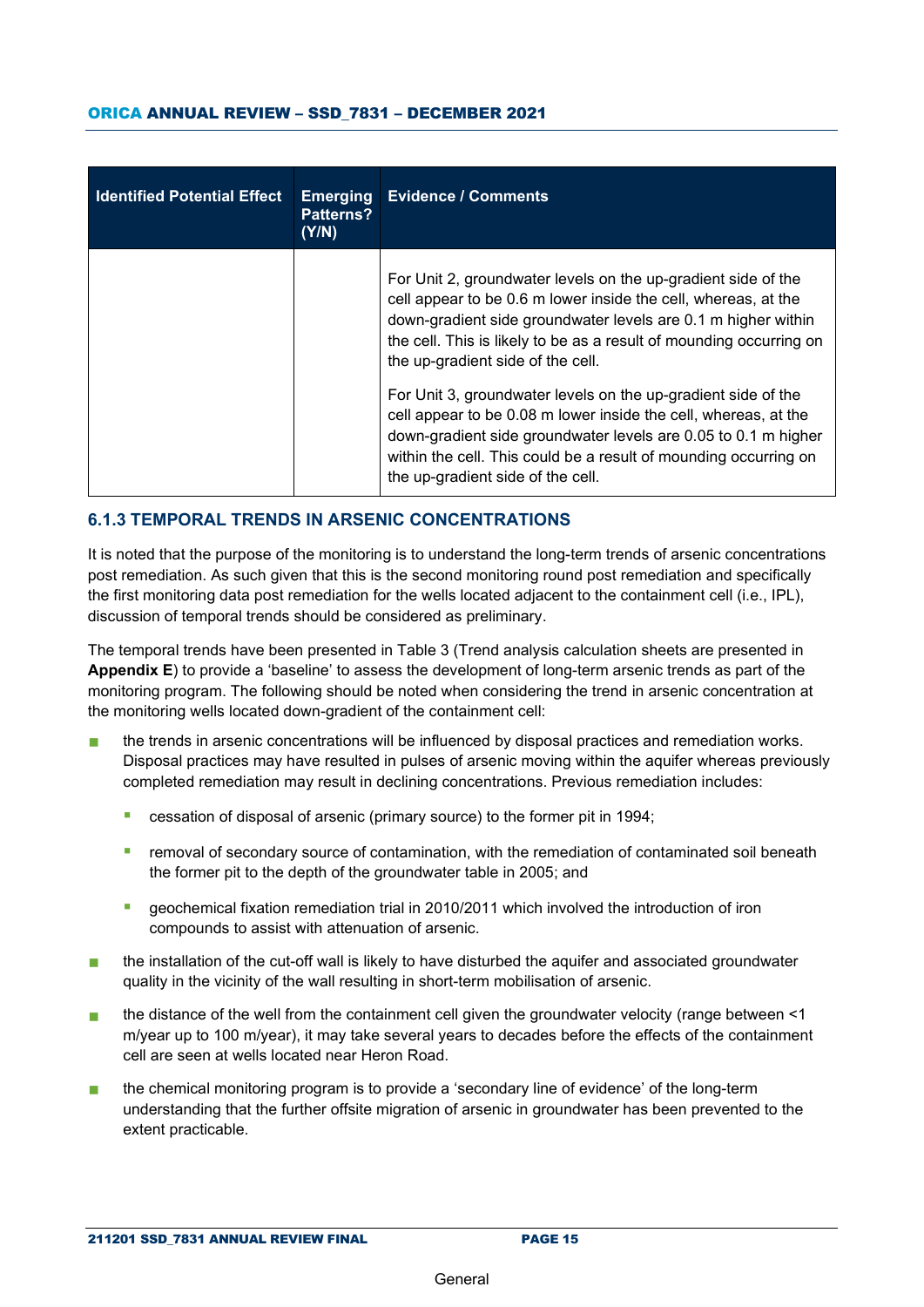| Identified Potential Effect | Emerging Patterns? (Y/N) | Evidence / Comments |
|---|---|---|
| | | For Unit 2, groundwater levels on the up-gradient side of the cell appear to be 0.6 m lower inside the cell, whereas, at the down-gradient side groundwater levels are 0.1 m higher within the cell. This is likely to be as a result of mounding occurring on the up-gradient side of the cell.<br><br>For Unit 3, groundwater levels on the up-gradient side of the cell appear to be 0.08 m lower inside the cell, whereas, at the down-gradient side groundwater levels are 0.05 to 0.1 m higher within the cell. This could be a result of mounding occurring on the up-gradient side of the cell. |

### 6.1.3 TEMPORAL TRENDS IN ARSENIC CONCENTRATIONS

It is noted that the purpose of the monitoring is to understand the long-term trends of arsenic concentrations post remediation. As such given that this is the second monitoring round post remediation and specifically the first monitoring data post remediation for the wells located adjacent to the containment cell (i.e., IPL), discussion of temporal trends should be considered as preliminary.

The temporal trends have been presented in Table 3 (Trend analysis calculation sheets are presented in **Appendix E**) to provide a 'baseline' to assess the development of long-term arsenic trends as part of the monitoring program. The following should be noted when considering the trend in arsenic concentration at the monitoring wells located down-gradient of the containment cell:

- the trends in arsenic concentrations will be influenced by disposal practices and remediation works. Disposal practices may have resulted in pulses of arsenic moving within the aquifer whereas previously completed remediation may result in declining concentrations. Previous remediation includes:
  - cessation of disposal of arsenic (primary source) to the former pit in 1994;
  - removal of secondary source of contamination, with the remediation of contaminated soil beneath the former pit to the depth of the groundwater table in 2005; and
  - geochemical fixation remediation trial in 2010/2011 which involved the introduction of iron compounds to assist with attenuation of arsenic.
- the installation of the cut-off wall is likely to have disturbed the aquifer and associated groundwater quality in the vicinity of the wall resulting in short-term mobilisation of arsenic.
- the distance of the well from the containment cell given the groundwater velocity (range between <1 m/year up to 100 m/year), it may take several years to decades before the effects of the containment cell are seen at wells located near Heron Road.
- the chemical monitoring program is to provide a 'secondary line of evidence' of the long-term understanding that the further offsite migration of arsenic in groundwater has been prevented to the extent practicable.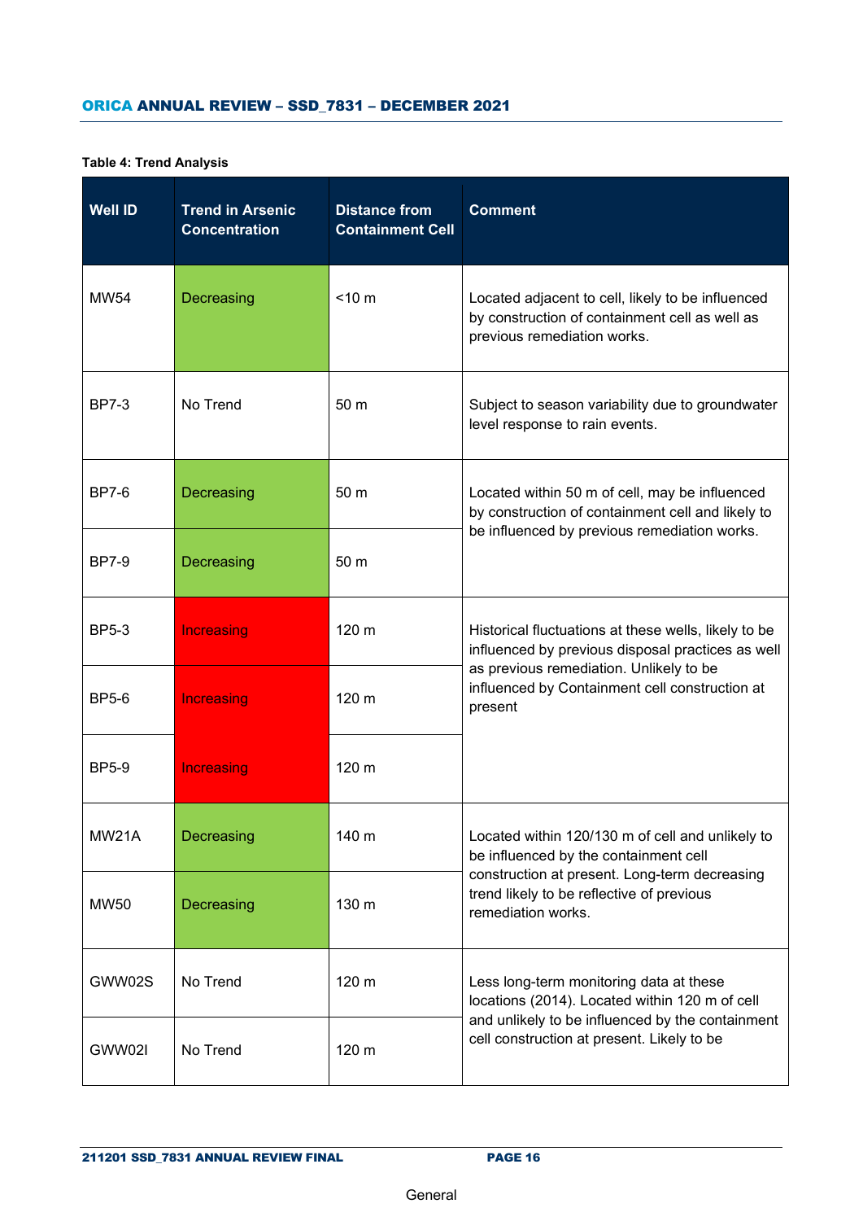**Table 4: Trend Analysis**

| Well ID | Trend in Arsenic Concentration | Distance from Containment Cell | Comment |
|---|---|---|---|
| MW54 | Decreasing | <10 m | Located adjacent to cell, likely to be influenced by construction of containment cell as well as previous remediation works. |
| BP7-3 | No Trend | 50 m | Subject to season variability due to groundwater level response to rain events. |
| BP7-6 | Decreasing | 50 m | Located within 50 m of cell, may be influenced by construction of containment cell and likely to be influenced by previous remediation works. |
| BP7-9 | Decreasing | 50 m | |
| BP5-3 | Increasing | 120 m | Historical fluctuations at these wells, likely to be influenced by previous disposal practices as well as previous remediation. Unlikely to be influenced by Containment cell construction at present |
| BP5-6 | Increasing | 120 m | |
| BP5-9 | Increasing | 120 m | |
| MW21A | Decreasing | 140 m | Located within 120/130 m of cell and unlikely to be influenced by the containment cell construction at present. Long-term decreasing trend likely to be reflective of previous remediation works. |
| MW50 | Decreasing | 130 m | |
| GWW02S | No Trend | 120 m | Less long-term monitoring data at these locations (2014). Located within 120 m of cell and unlikely to be influenced by the containment cell construction at present. Likely to be |
| GWW02I | No Trend | 120 m | |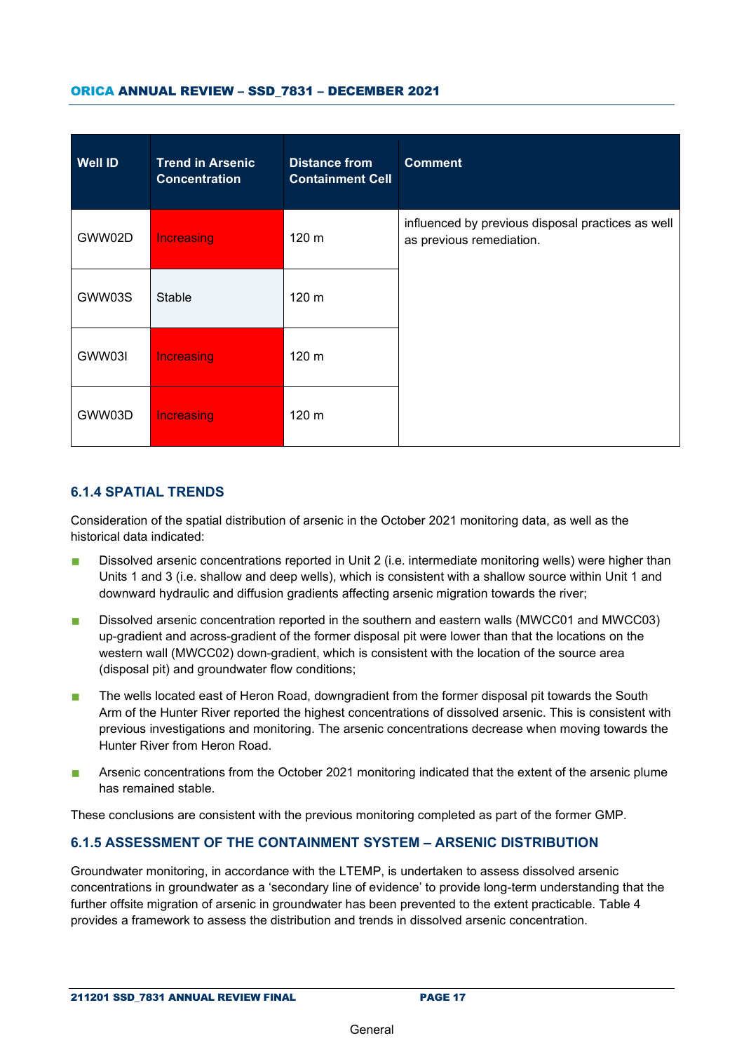| Well ID | Trend in Arsenic Concentration | Distance from Containment Cell | Comment |
|---|---|---|---|
| GWW02D | Increasing | 120 m | influenced by previous disposal practices as well as previous remediation. |
| GWW03S | Stable | 120 m | |
| GWW03I | Increasing | 120 m | |
| GWW03D | Increasing | 120 m | |

### 6.1.4 SPATIAL TRENDS

Consideration of the spatial distribution of arsenic in the October 2021 monitoring data, as well as the historical data indicated:

- Dissolved arsenic concentrations reported in Unit 2 (i.e. intermediate monitoring wells) were higher than Units 1 and 3 (i.e. shallow and deep wells), which is consistent with a shallow source within Unit 1 and downward hydraulic and diffusion gradients affecting arsenic migration towards the river;
- Dissolved arsenic concentration reported in the southern and eastern walls (MWCC01 and MWCC03) up-gradient and across-gradient of the former disposal pit were lower than that the locations on the western wall (MWCC02) down-gradient, which is consistent with the location of the source area (disposal pit) and groundwater flow conditions;
- The wells located east of Heron Road, downgradient from the former disposal pit towards the South Arm of the Hunter River reported the highest concentrations of dissolved arsenic. This is consistent with previous investigations and monitoring. The arsenic concentrations decrease when moving towards the Hunter River from Heron Road.
- Arsenic concentrations from the October 2021 monitoring indicated that the extent of the arsenic plume has remained stable.

These conclusions are consistent with the previous monitoring completed as part of the former GMP.

### 6.1.5 ASSESSMENT OF THE CONTAINMENT SYSTEM – ARSENIC DISTRIBUTION

Groundwater monitoring, in accordance with the LTEMP, is undertaken to assess dissolved arsenic concentrations in groundwater as a 'secondary line of evidence' to provide long-term understanding that the further offsite migration of arsenic in groundwater has been prevented to the extent practicable. Table 4 provides a framework to assess the distribution and trends in dissolved arsenic concentration.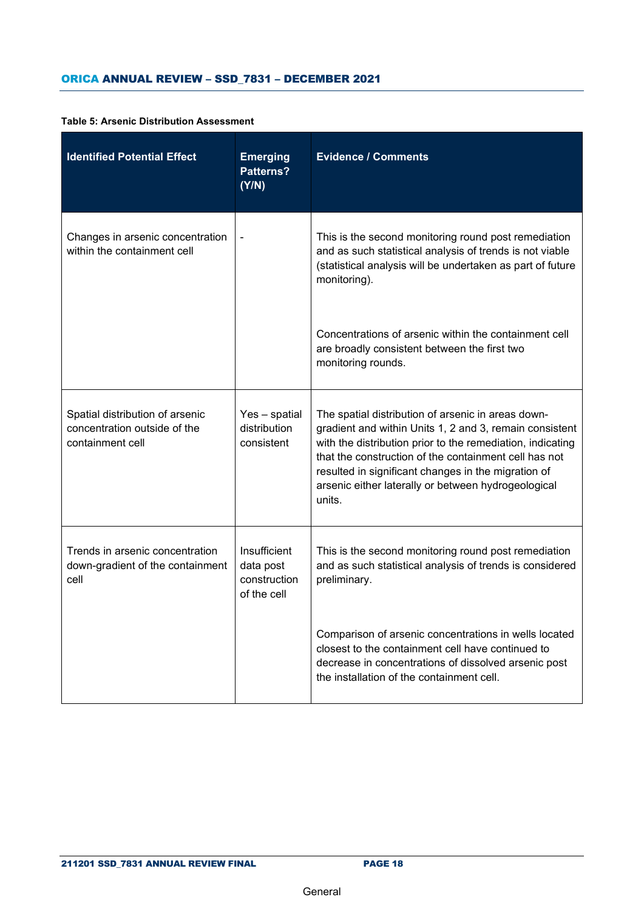**Table 5: Arsenic Distribution Assessment**

| Identified Potential Effect | Emerging Patterns? (Y/N) | Evidence / Comments |
|---|---|---|
| Changes in arsenic concentration within the containment cell | - | This is the second monitoring round post remediation and as such statistical analysis of trends is not viable (statistical analysis will be undertaken as part of future monitoring).<br><br>Concentrations of arsenic within the containment cell are broadly consistent between the first two monitoring rounds. |
| Spatial distribution of arsenic concentration outside of the containment cell | Yes – spatial distribution consistent | The spatial distribution of arsenic in areas down-gradient and within Units 1, 2 and 3, remain consistent with the distribution prior to the remediation, indicating that the construction of the containment cell has not resulted in significant changes in the migration of arsenic either laterally or between hydrogeological units. |
| Trends in arsenic concentration down-gradient of the containment cell | Insufficient data post construction of the cell | This is the second monitoring round post remediation and as such statistical analysis of trends is considered preliminary.<br><br>Comparison of arsenic concentrations in wells located closest to the containment cell have continued to decrease in concentrations of dissolved arsenic post the installation of the containment cell. |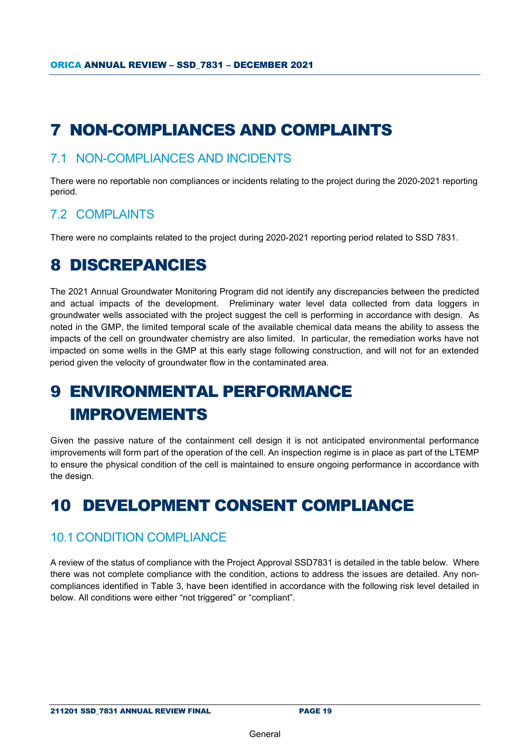# 7 NON-COMPLIANCES AND COMPLAINTS

## 7.1 NON-COMPLIANCES AND INCIDENTS

There were no reportable non compliances or incidents relating to the project during the 2020-2021 reporting period.

## 7.2 COMPLAINTS

There were no complaints related to the project during 2020-2021 reporting period related to SSD 7831.

# 8 DISCREPANCIES

The 2021 Annual Groundwater Monitoring Program did not identify any discrepancies between the predicted and actual impacts of the development. Preliminary water level data collected from data loggers in groundwater wells associated with the project suggest the cell is performing in accordance with design. As noted in the GMP, the limited temporal scale of the available chemical data means the ability to assess the impacts of the cell on groundwater chemistry are also limited. In particular, the remediation works have not impacted on some wells in the GMP at this early stage following construction, and will not for an extended period given the velocity of groundwater flow in the contaminated area.

# 9 ENVIRONMENTAL PERFORMANCE IMPROVEMENTS

Given the passive nature of the containment cell design it is not anticipated environmental performance improvements will form part of the operation of the cell. An inspection regime is in place as part of the LTEMP to ensure the physical condition of the cell is maintained to ensure ongoing performance in accordance with the design.

# 10 DEVELOPMENT CONSENT COMPLIANCE

## 10.1 CONDITION COMPLIANCE

A review of the status of compliance with the Project Approval SSD7831 is detailed in the table below. Where there was not complete compliance with the condition, actions to address the issues are detailed. Any non-compliances identified in Table 3, have been identified in accordance with the following risk level detailed in below. All conditions were either "not triggered" or "compliant".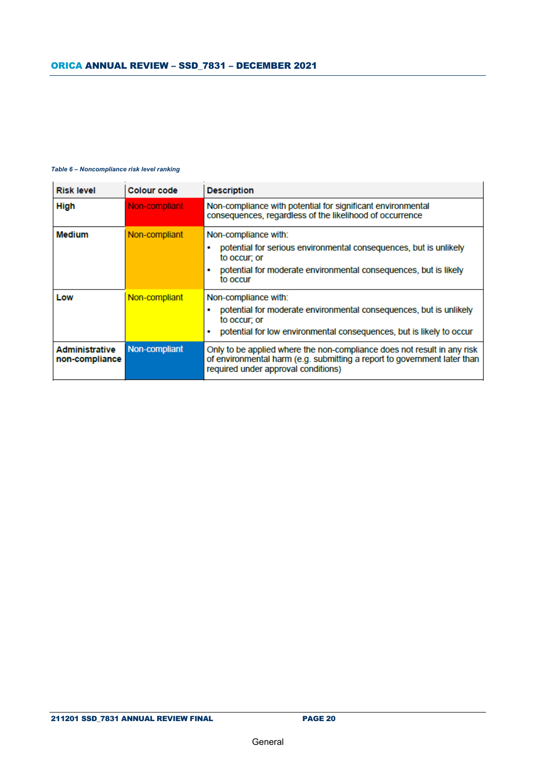*Table 6 – Noncompliance risk level ranking*

| Risk level | Colour code | Description |
|---|---|---|
| **High** | Non-compliant | Non-compliance with potential for significant environmental consequences, regardless of the likelihood of occurrence |
| **Medium** | Non-compliant | Non-compliance with: <br>• potential for serious environmental consequences, but is unlikely to occur; or <br>• potential for moderate environmental consequences, but is likely to occur |
| **Low** | Non-compliant | Non-compliance with: <br>• potential for moderate environmental consequences, but is unlikely to occur; or <br>• potential for low environmental consequences, but is likely to occur |
| **Administrative non-compliance** | Non-compliant | Only to be applied where the non-compliance does not result in any risk of environmental harm (e.g. submitting a report to government later than required under approval conditions) |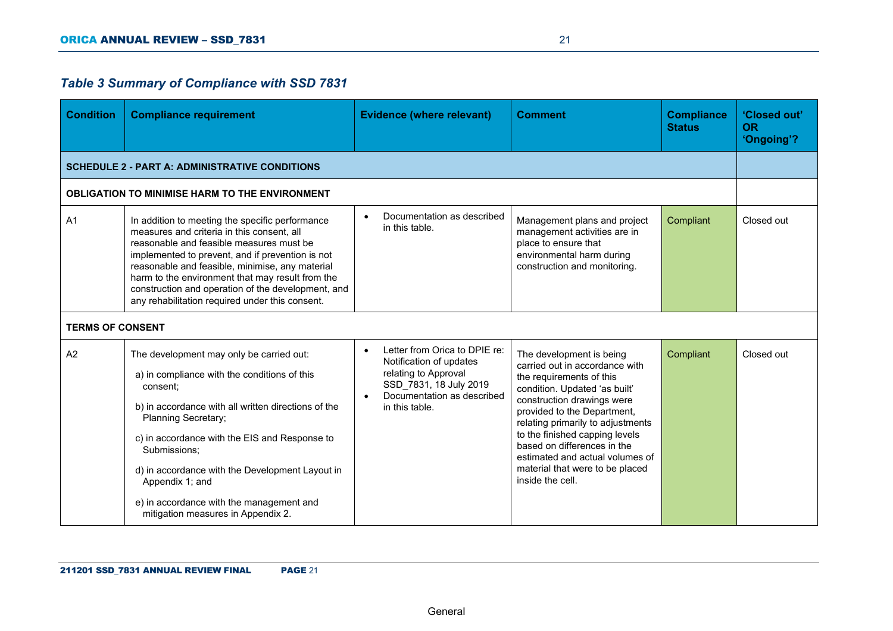### *Table 3 Summary of Compliance with SSD 7831*

| Condition | Compliance requirement | Evidence (where relevant) | Comment | Compliance Status | 'Closed out' OR 'Ongoing'? |
|---|---|---|---|---|---|
| **SCHEDULE 2 - PART A: ADMINISTRATIVE CONDITIONS** | | | | | |
| **OBLIGATION TO MINIMISE HARM TO THE ENVIRONMENT** | | | | | |
| A1 | In addition to meeting the specific performance measures and criteria in this consent, all reasonable and feasible measures must be implemented to prevent, and if prevention is not reasonable and feasible, minimise, any material harm to the environment that may result from the construction and operation of the development, and any rehabilitation required under this consent. | • Documentation as described in this table. | Management plans and project management activities are in place to ensure that environmental harm during construction and monitoring. | Compliant | Closed out |
| **TERMS OF CONSENT** | | | | | |
| A2 | The development may only be carried out:<br>a) in compliance with the conditions of this consent;<br>b) in accordance with all written directions of the Planning Secretary;<br>c) in accordance with the EIS and Response to Submissions;<br>d) in accordance with the Development Layout in Appendix 1; and<br>e) in accordance with the management and mitigation measures in Appendix 2. | • Letter from Orica to DPIE re: Notification of updates relating to Approval SSD_7831, 18 July 2019<br>• Documentation as described in this table. | The development is being carried out in accordance with the requirements of this condition. Updated 'as built' construction drawings were provided to the Department, relating primarily to adjustments to the finished capping levels based on differences in the estimated and actual volumes of material that were to be placed inside the cell. | Compliant | Closed out |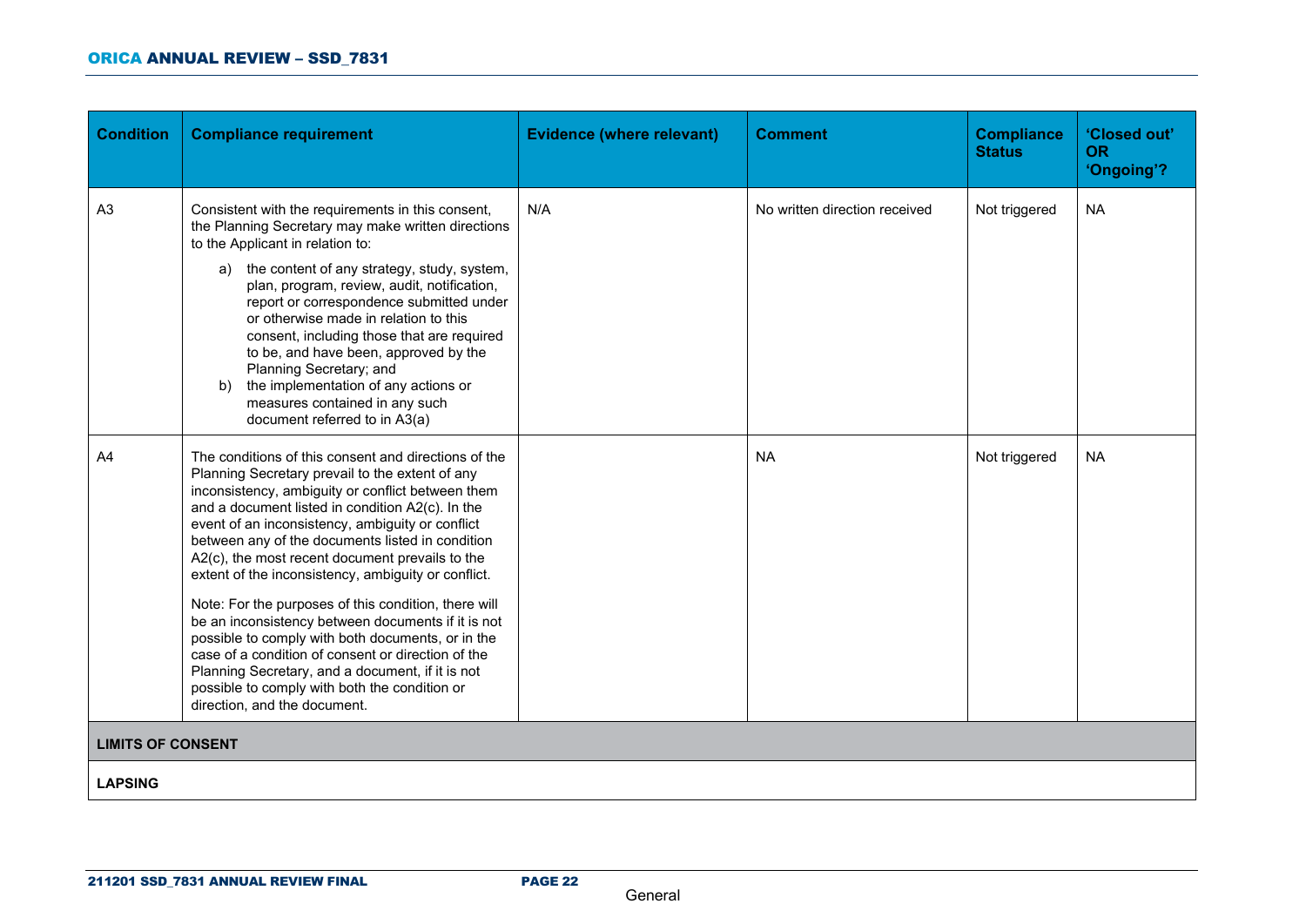| Condition | Compliance requirement | Evidence (where relevant) | Comment | Compliance Status | 'Closed out' OR 'Ongoing'? |
|---|---|---|---|---|---|
| A3 | Consistent with the requirements in this consent, the Planning Secretary may make written directions to the Applicant in relation to:<br>a) the content of any strategy, study, system, plan, program, review, audit, notification, report or correspondence submitted under or otherwise made in relation to this consent, including those that are required to be, and have been, approved by the Planning Secretary; and<br>b) the implementation of any actions or measures contained in any such document referred to in A3(a) | N/A | No written direction received | Not triggered | NA |
| A4 | The conditions of this consent and directions of the Planning Secretary prevail to the extent of any inconsistency, ambiguity or conflict between them and a document listed in condition A2(c). In the event of an inconsistency, ambiguity or conflict between any of the documents listed in condition A2(c), the most recent document prevails to the extent of the inconsistency, ambiguity or conflict.<br>Note: For the purposes of this condition, there will be an inconsistency between documents if it is not possible to comply with both documents, or in the case of a condition of consent or direction of the Planning Secretary, and a document, if it is not possible to comply with both the condition or direction, and the document. | | NA | Not triggered | NA |
| **LIMITS OF CONSENT** | | | | | |
| **LAPSING** | | | | | |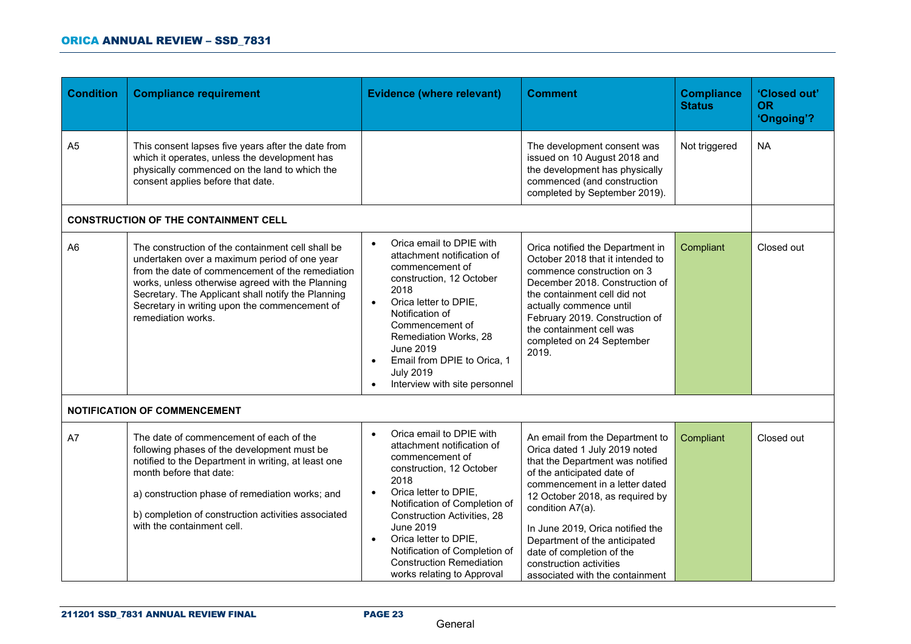| Condition | Compliance requirement | Evidence (where relevant) | Comment | Compliance Status | 'Closed out' OR 'Ongoing'? |
|---|---|---|---|---|---|
| A5 | This consent lapses five years after the date from which it operates, unless the development has physically commenced on the land to which the consent applies before that date. | | The development consent was issued on 10 August 2018 and the development has physically commenced (and construction completed by September 2019). | Not triggered | NA |
| **CONSTRUCTION OF THE CONTAINMENT CELL** | | | | | |
| A6 | The construction of the containment cell shall be undertaken over a maximum period of one year from the date of commencement of the remediation works, unless otherwise agreed with the Planning Secretary. The Applicant shall notify the Planning Secretary in writing upon the commencement of remediation works. | • Orica email to DPIE with attachment notification of commencement of construction, 12 October 2018<br>• Orica letter to DPIE, Notification of Commencement of Remediation Works, 28 June 2019<br>• Email from DPIE to Orica, 1 July 2019<br>• Interview with site personnel | Orica notified the Department in October 2018 that it intended to commence construction on 3 December 2018. Construction of the containment cell did not actually commence until February 2019. Construction of the containment cell was completed on 24 September 2019. | Compliant | Closed out |
| **NOTIFICATION OF COMMENCEMENT** | | | | | |
| A7 | The date of commencement of each of the following phases of the development must be notified to the Department in writing, at least one month before that date:<br><br>a) construction phase of remediation works; and<br><br>b) completion of construction activities associated with the containment cell. | • Orica email to DPIE with attachment notification of commencement of construction, 12 October 2018<br>• Orica letter to DPIE, Notification of Completion of Construction Activities, 28 June 2019<br>• Orica letter to DPIE, Notification of Completion of Construction Remediation works relating to Approval | An email from the Department to Orica dated 1 July 2019 noted that the Department was notified of the anticipated date of commencement in a letter dated 12 October 2018, as required by condition A7(a).<br><br>In June 2019, Orica notified the Department of the anticipated date of completion of the construction activities associated with the containment | Compliant | Closed out |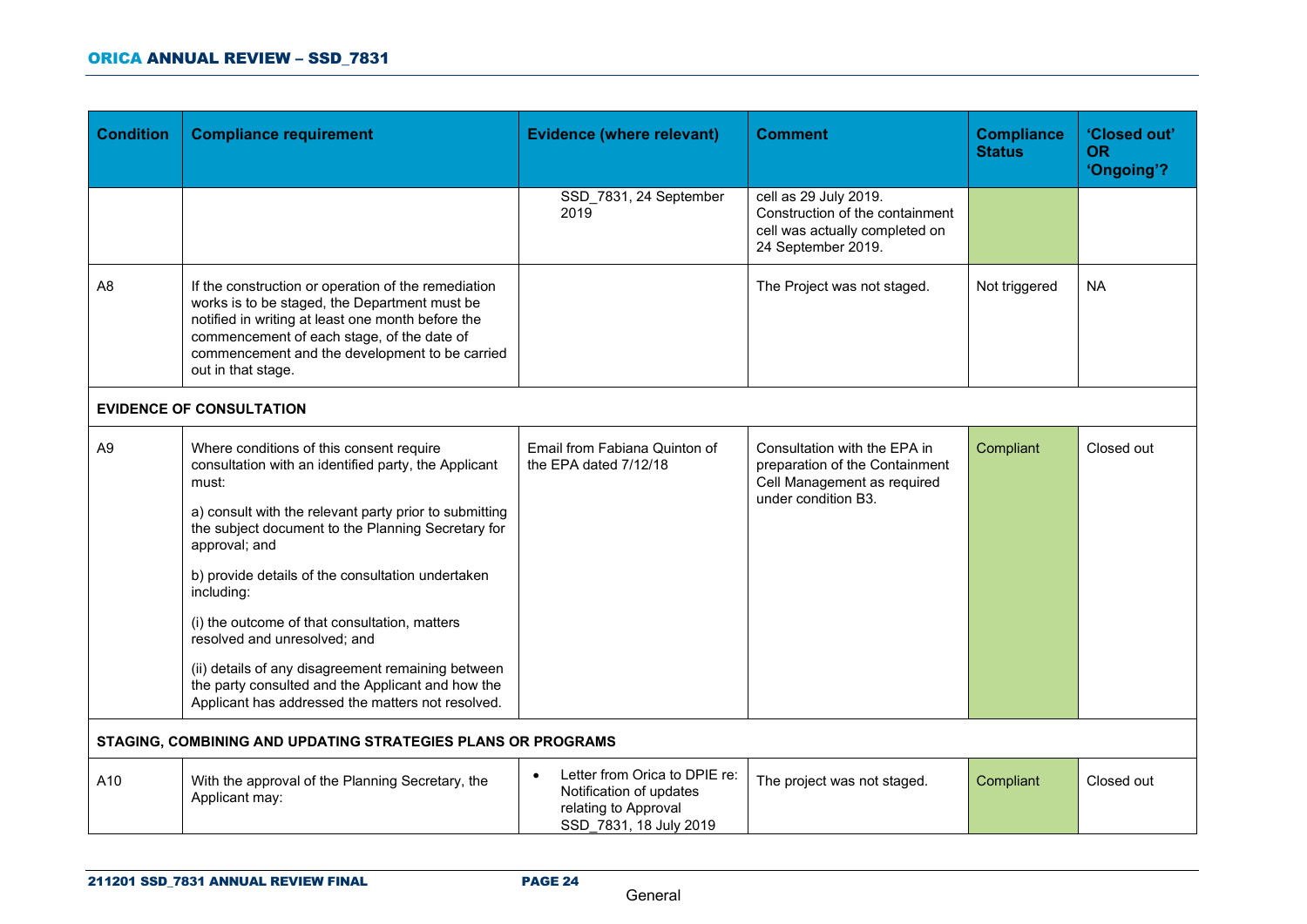| Condition | Compliance requirement | Evidence (where relevant) | Comment | Compliance Status | 'Closed out' OR 'Ongoing'? |
|---|---|---|---|---|---|
| | | SSD_7831, 24 September 2019 | cell as 29 July 2019. Construction of the containment cell was actually completed on 24 September 2019. | | |
| A8 | If the construction or operation of the remediation works is to be staged, the Department must be notified in writing at least one month before the commencement of each stage, of the date of commencement and the development to be carried out in that stage. | | The Project was not staged. | Not triggered | NA |
| **EVIDENCE OF CONSULTATION** | | | | | |
| A9 | Where conditions of this consent require consultation with an identified party, the Applicant must:<br><br>a) consult with the relevant party prior to submitting the subject document to the Planning Secretary for approval; and<br><br>b) provide details of the consultation undertaken including:<br><br>(i) the outcome of that consultation, matters resolved and unresolved; and<br><br>(ii) details of any disagreement remaining between the party consulted and the Applicant and how the Applicant has addressed the matters not resolved. | Email from Fabiana Quinton of the EPA dated 7/12/18 | Consultation with the EPA in preparation of the Containment Cell Management as required under condition B3. | Compliant | Closed out |
| **STAGING, COMBINING AND UPDATING STRATEGIES PLANS OR PROGRAMS** | | | | | |
| A10 | With the approval of the Planning Secretary, the Applicant may: | • Letter from Orica to DPIE re: Notification of updates relating to Approval SSD_7831, 18 July 2019 | The project was not staged. | Compliant | Closed out |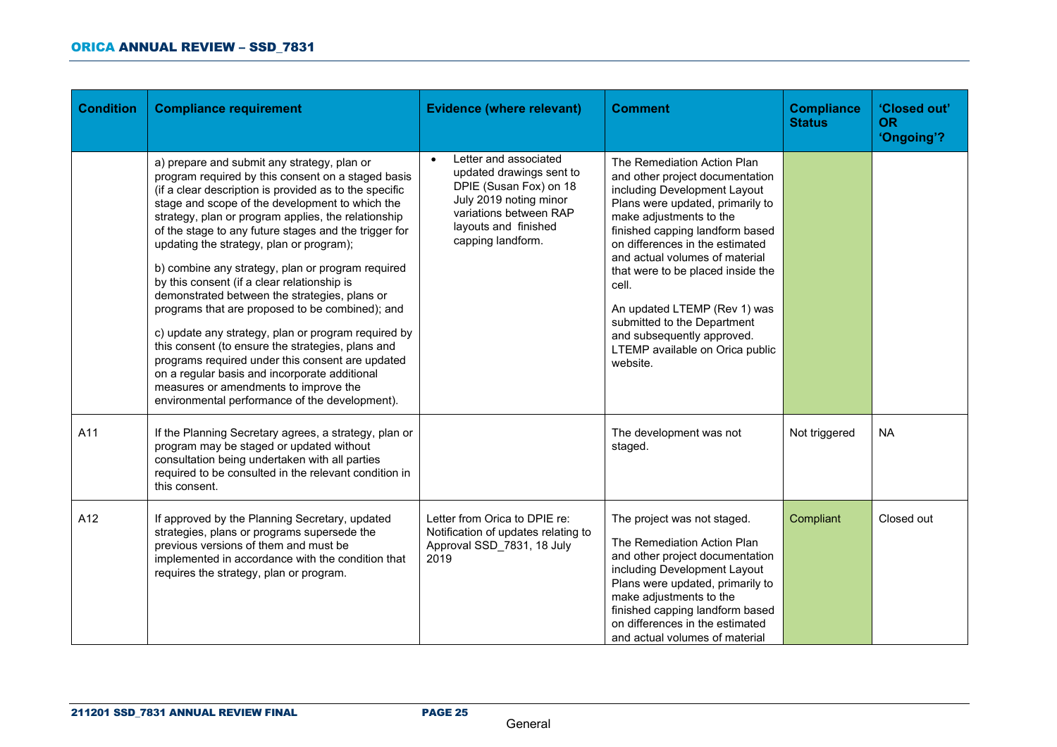| Condition | Compliance requirement | Evidence (where relevant) | Comment | Compliance Status | 'Closed out' OR 'Ongoing'? |
|---|---|---|---|---|---|
| | a) prepare and submit any strategy, plan or program required by this consent on a staged basis (if a clear description is provided as to the specific stage and scope of the development to which the strategy, plan or program applies, the relationship of the stage to any future stages and the trigger for updating the strategy, plan or program);<br><br>b) combine any strategy, plan or program required by this consent (if a clear relationship is demonstrated between the strategies, plans or programs that are proposed to be combined); and<br><br>c) update any strategy, plan or program required by this consent (to ensure the strategies, plans and programs required under this consent are updated on a regular basis and incorporate additional measures or amendments to improve the environmental performance of the development). | • Letter and associated updated drawings sent to DPIE (Susan Fox) on 18 July 2019 noting minor variations between RAP layouts and finished capping landform. | The Remediation Action Plan and other project documentation including Development Layout Plans were updated, primarily to make adjustments to the finished capping landform based on differences in the estimated and actual volumes of material that were to be placed inside the cell.<br><br>An updated LTEMP (Rev 1) was submitted to the Department and subsequently approved. LTEMP available on Orica public website. | | |
| A11 | If the Planning Secretary agrees, a strategy, plan or program may be staged or updated without consultation being undertaken with all parties required to be consulted in the relevant condition in this consent. | | The development was not staged. | Not triggered | NA |
| A12 | If approved by the Planning Secretary, updated strategies, plans or programs supersede the previous versions of them and must be implemented in accordance with the condition that requires the strategy, plan or program. | Letter from Orica to DPIE re: Notification of updates relating to Approval SSD_7831, 18 July 2019 | The project was not staged.<br><br>The Remediation Action Plan and other project documentation including Development Layout Plans were updated, primarily to make adjustments to the finished capping landform based on differences in the estimated and actual volumes of material | Compliant | Closed out |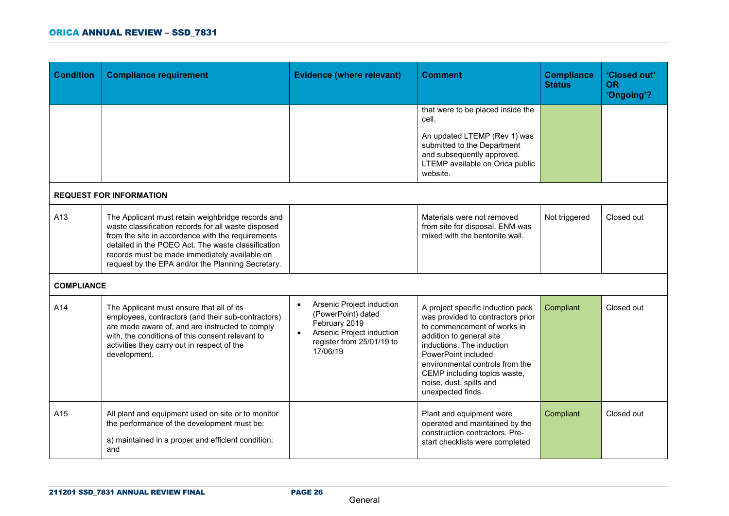| Condition | Compliance requirement | Evidence (where relevant) | Comment | Compliance Status | 'Closed out' OR 'Ongoing'? |
|---|---|---|---|---|---|
| | | | that were to be placed inside the cell.<br><br>An updated LTEMP (Rev 1) was submitted to the Department and subsequently approved. LTEMP available on Orica public website. | | |
| **REQUEST FOR INFORMATION** | | | | | |
| A13 | The Applicant must retain weighbridge records and waste classification records for all waste disposed from the site in accordance with the requirements detailed in the POEO Act. The waste classification records must be made immediately available on request by the EPA and/or the Planning Secretary. | | Materials were not removed from site for disposal. ENM was mixed with the bentonite wall. | Not triggered | Closed out |
| **COMPLIANCE** | | | | | |
| A14 | The Applicant must ensure that all of its employees, contractors (and their sub-contractors) are made aware of, and are instructed to comply with, the conditions of this consent relevant to activities they carry out in respect of the development. | • Arsenic Project induction (PowerPoint) dated February 2019<br>• Arsenic Project induction register from 25/01/19 to 17/06/19 | A project specific induction pack was provided to contractors prior to commencement of works in addition to general site inductions. The induction PowerPoint included environmental controls from the CEMP including topics waste, noise, dust, spills and unexpected finds. | Compliant | Closed out |
| A15 | All plant and equipment used on site or to monitor the performance of the development must be:<br><br>a) maintained in a proper and efficient condition; and | | Plant and equipment were operated and maintained by the construction contractors. Pre-start checklists were completed | Compliant | Closed out |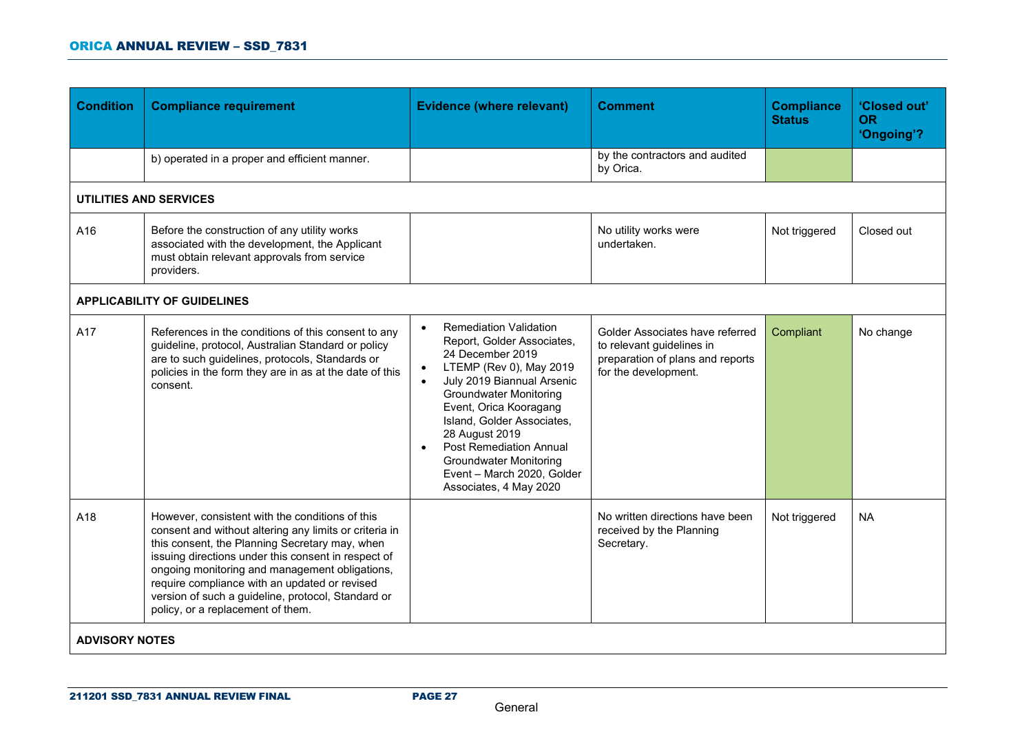| Condition | Compliance requirement | Evidence (where relevant) | Comment | Compliance Status | 'Closed out' OR 'Ongoing'? |
|---|---|---|---|---|---|
| | b) operated in a proper and efficient manner. | | by the contractors and audited by Orica. | | |
| **UTILITIES AND SERVICES** | | | | | |
| A16 | Before the construction of any utility works associated with the development, the Applicant must obtain relevant approvals from service providers. | | No utility works were undertaken. | Not triggered | Closed out |
| **APPLICABILITY OF GUIDELINES** | | | | | |
| A17 | References in the conditions of this consent to any guideline, protocol, Australian Standard or policy are to such guidelines, protocols, Standards or policies in the form they are in as at the date of this consent. | • Remediation Validation Report, Golder Associates, 24 December 2019<br>• LTEMP (Rev 0), May 2019<br>• July 2019 Biannual Arsenic Groundwater Monitoring Event, Orica Kooragang Island, Golder Associates, 28 August 2019<br>• Post Remediation Annual Groundwater Monitoring Event – March 2020, Golder Associates, 4 May 2020 | Golder Associates have referred to relevant guidelines in preparation of plans and reports for the development. | Compliant | No change |
| A18 | However, consistent with the conditions of this consent and without altering any limits or criteria in this consent, the Planning Secretary may, when issuing directions under this consent in respect of ongoing monitoring and management obligations, require compliance with an updated or revised version of such a guideline, protocol, Standard or policy, or a replacement of them. | | No written directions have been received by the Planning Secretary. | Not triggered | NA |
| **ADVISORY NOTES** | | | | | |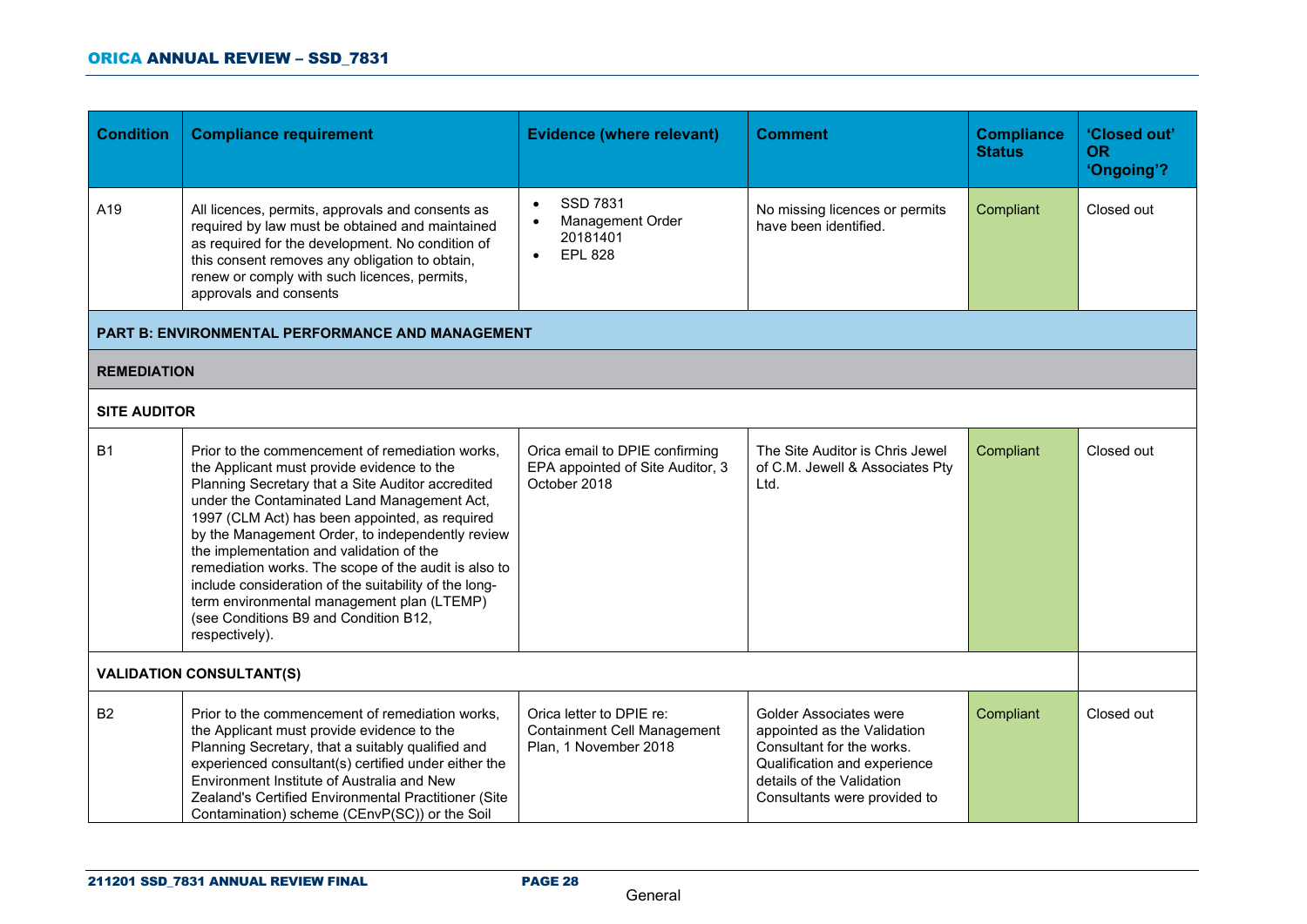| Condition | Compliance requirement | Evidence (where relevant) | Comment | Compliance Status | 'Closed out' OR 'Ongoing'? |
|---|---|---|---|---|---|
| A19 | All licences, permits, approvals and consents as required by law must be obtained and maintained as required for the development. No condition of this consent removes any obligation to obtain, renew or comply with such licences, permits, approvals and consents | • SSD 7831<br>• Management Order 20181401<br>• EPL 828 | No missing licences or permits have been identified. | Compliant | Closed out |
| **PART B: ENVIRONMENTAL PERFORMANCE AND MANAGEMENT** | | | | | |
| **REMEDIATION** | | | | | |
| **SITE AUDITOR** | | | | | |
| B1 | Prior to the commencement of remediation works, the Applicant must provide evidence to the Planning Secretary that a Site Auditor accredited under the Contaminated Land Management Act, 1997 (CLM Act) has been appointed, as required by the Management Order, to independently review the implementation and validation of the remediation works. The scope of the audit is also to include consideration of the suitability of the long-term environmental management plan (LTEMP) (see Conditions B9 and Condition B12, respectively). | Orica email to DPIE confirming EPA appointed of Site Auditor, 3 October 2018 | The Site Auditor is Chris Jewel of C.M. Jewell & Associates Pty Ltd. | Compliant | Closed out |
| **VALIDATION CONSULTANT(S)** | | | | | |
| B2 | Prior to the commencement of remediation works, the Applicant must provide evidence to the Planning Secretary, that a suitably qualified and experienced consultant(s) certified under either the Environment Institute of Australia and New Zealand's Certified Environmental Practitioner (Site Contamination) scheme (CEnvP(SC)) or the Soil | Orica letter to DPIE re: Containment Cell Management Plan, 1 November 2018 | Golder Associates were appointed as the Validation Consultant for the works. Qualification and experience details of the Validation Consultants were provided to | Compliant | Closed out |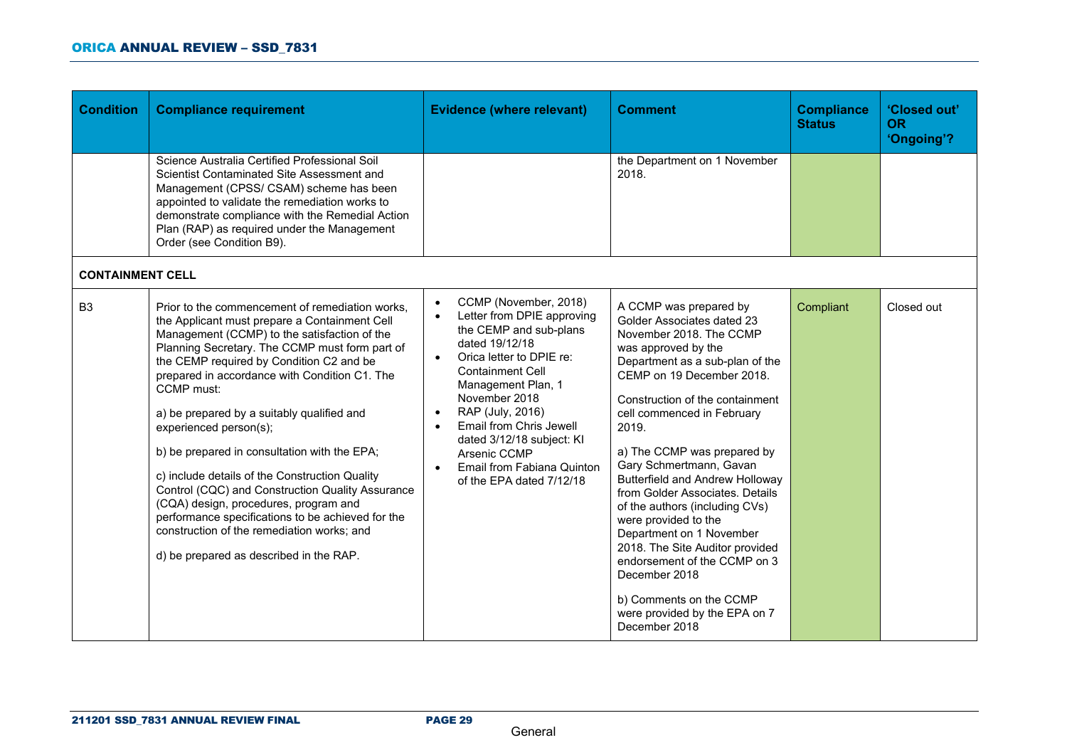| Condition | Compliance requirement | Evidence (where relevant) | Comment | Compliance Status | 'Closed out' OR 'Ongoing'? |
|---|---|---|---|---|---|
| | Science Australia Certified Professional Soil Scientist Contaminated Site Assessment and Management (CPSS/ CSAM) scheme has been appointed to validate the remediation works to demonstrate compliance with the Remedial Action Plan (RAP) as required under the Management Order (see Condition B9). | | the Department on 1 November 2018. | | |
| **CONTAINMENT CELL** | | | | | |
| B3 | Prior to the commencement of remediation works, the Applicant must prepare a Containment Cell Management (CCMP) to the satisfaction of the Planning Secretary. The CCMP must form part of the CEMP required by Condition C2 and be prepared in accordance with Condition C1. The CCMP must:<br><br>a) be prepared by a suitably qualified and experienced person(s);<br><br>b) be prepared in consultation with the EPA;<br><br>c) include details of the Construction Quality Control (CQC) and Construction Quality Assurance (CQA) design, procedures, program and performance specifications to be achieved for the construction of the remediation works; and<br><br>d) be prepared as described in the RAP. | • CCMP (November, 2018)<br>• Letter from DPIE approving the CEMP and sub-plans dated 19/12/18<br>• Orica letter to DPIE re: Containment Cell Management Plan, 1 November 2018<br>• RAP (July, 2016)<br>• Email from Chris Jewell dated 3/12/18 subject: KI Arsenic CCMP<br>• Email from Fabiana Quinton of the EPA dated 7/12/18 | A CCMP was prepared by Golder Associates dated 23 November 2018. The CCMP was approved by the Department as a sub-plan of the CEMP on 19 December 2018.<br><br>Construction of the containment cell commenced in February 2019.<br><br>a) The CCMP was prepared by Gary Schmertmann, Gavan Butterfield and Andrew Holloway from Golder Associates. Details of the authors (including CVs) were provided to the Department on 1 November 2018. The Site Auditor provided endorsement of the CCMP on 3 December 2018<br><br>b) Comments on the CCMP were provided by the EPA on 7 December 2018 | Compliant | Closed out |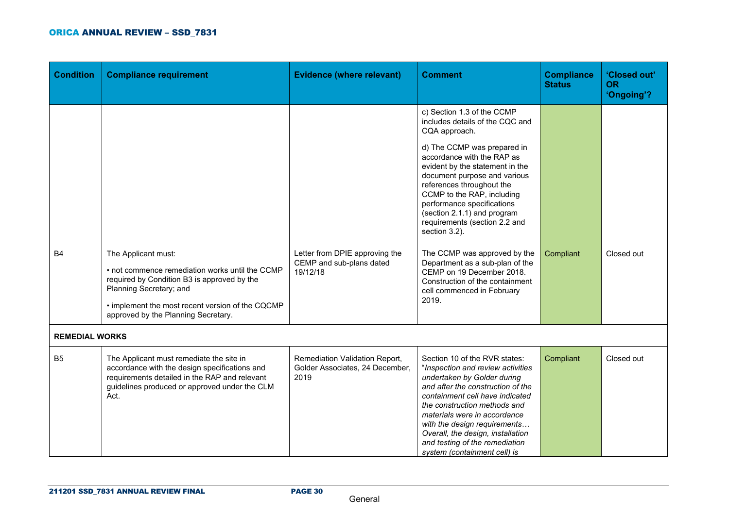| Condition | Compliance requirement | Evidence (where relevant) | Comment | Compliance Status | 'Closed out' OR 'Ongoing'? |
|---|---|---|---|---|---|
| | | | c) Section 1.3 of the CCMP includes details of the CQC and CQA approach.<br><br>d) The CCMP was prepared in accordance with the RAP as evident by the statement in the document purpose and various references throughout the CCMP to the RAP, including performance specifications (section 2.1.1) and program requirements (section 2.2 and section 3.2). | | |
| B4 | The Applicant must:<br><br>• not commence remediation works until the CCMP required by Condition B3 is approved by the Planning Secretary; and<br><br>• implement the most recent version of the CQCMP approved by the Planning Secretary. | Letter from DPIE approving the CEMP and sub-plans dated 19/12/18 | The CCMP was approved by the Department as a sub-plan of the CEMP on 19 December 2018. Construction of the containment cell commenced in February 2019. | Compliant | Closed out |
| **REMEDIAL WORKS** | | | | | |
| B5 | The Applicant must remediate the site in accordance with the design specifications and requirements detailed in the RAP and relevant guidelines produced or approved under the CLM Act. | Remediation Validation Report, Golder Associates, 24 December, 2019 | Section 10 of the RVR states: "*Inspection and review activities undertaken by Golder during and after the construction of the containment cell have indicated the construction methods and materials were in accordance with the design requirements… Overall, the design, installation and testing of the remediation system (containment cell) is* | Compliant | Closed out |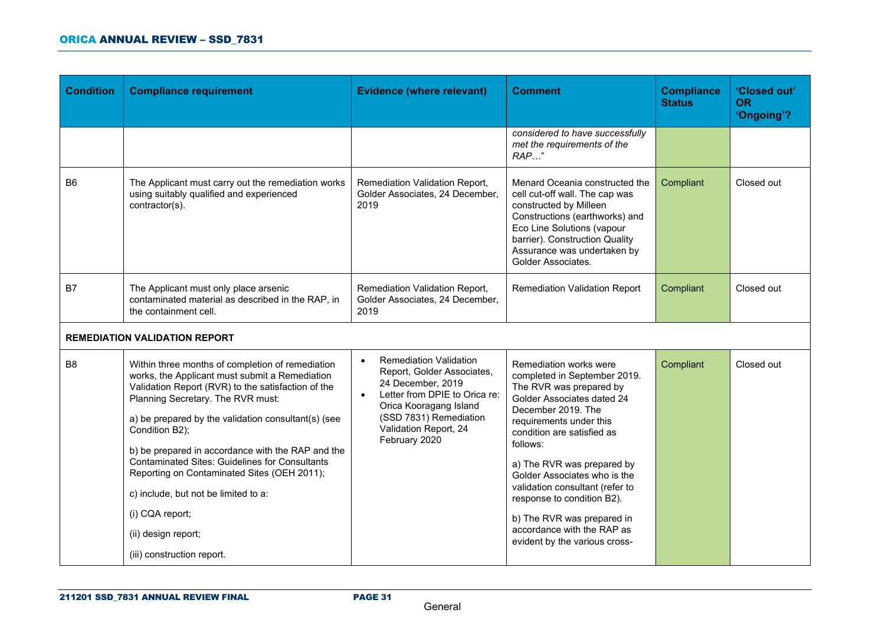| Condition | Compliance requirement | Evidence (where relevant) | Comment | Compliance Status | 'Closed out' OR 'Ongoing'? |
|---|---|---|---|---|---|
| | | | *considered to have successfully met the requirements of the RAP…*" | | |
| B6 | The Applicant must carry out the remediation works using suitably qualified and experienced contractor(s). | Remediation Validation Report, Golder Associates, 24 December, 2019 | Menard Oceania constructed the cell cut-off wall. The cap was constructed by Milleen Constructions (earthworks) and Eco Line Solutions (vapour barrier). Construction Quality Assurance was undertaken by Golder Associates. | Compliant | Closed out |
| B7 | The Applicant must only place arsenic contaminated material as described in the RAP, in the containment cell. | Remediation Validation Report, Golder Associates, 24 December, 2019 | Remediation Validation Report | Compliant | Closed out |
| **REMEDIATION VALIDATION REPORT** | | | | | |
| B8 | Within three months of completion of remediation works, the Applicant must submit a Remediation Validation Report (RVR) to the satisfaction of the Planning Secretary. The RVR must:<br><br>a) be prepared by the validation consultant(s) (see Condition B2);<br><br>b) be prepared in accordance with the RAP and the Contaminated Sites: Guidelines for Consultants Reporting on Contaminated Sites (OEH 2011);<br><br>c) include, but not be limited to a:<br><br>(i) CQA report;<br><br>(ii) design report;<br><br>(iii) construction report. | • Remediation Validation Report, Golder Associates, 24 December, 2019<br>• Letter from DPIE to Orica re: Orica Kooragang Island (SSD 7831) Remediation Validation Report, 24 February 2020 | Remediation works were completed in September 2019. The RVR was prepared by Golder Associates dated 24 December 2019. The requirements under this condition are satisfied as follows:<br><br>a) The RVR was prepared by Golder Associates who is the validation consultant (refer to response to condition B2).<br><br>b) The RVR was prepared in accordance with the RAP as evident by the various cross- | Compliant | Closed out |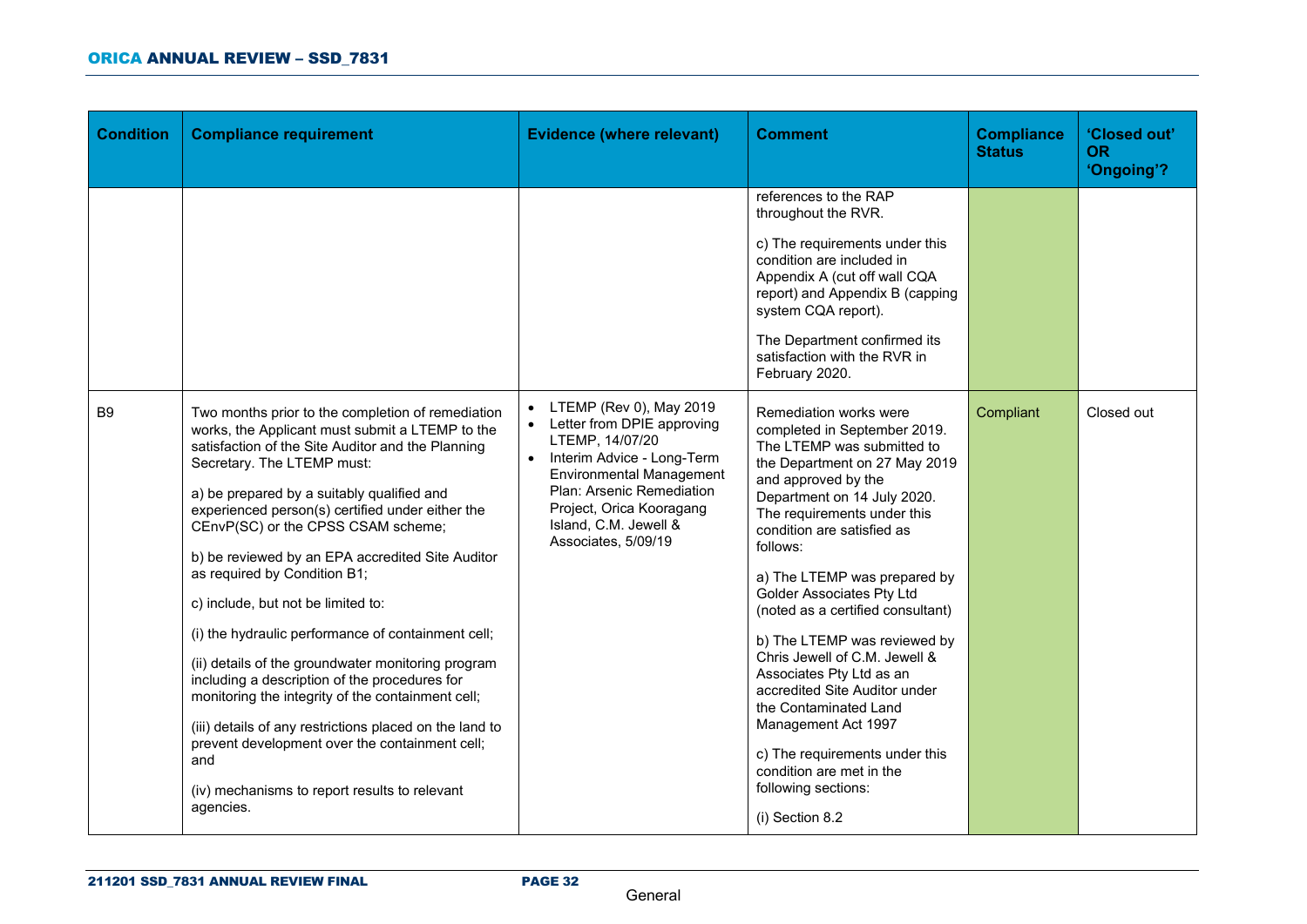| Condition | Compliance requirement | Evidence (where relevant) | Comment | Compliance Status | 'Closed out' OR 'Ongoing'? |
|---|---|---|---|---|---|
| | | | references to the RAP throughout the RVR.<br><br>c) The requirements under this condition are included in Appendix A (cut off wall CQA report) and Appendix B (capping system CQA report).<br><br>The Department confirmed its satisfaction with the RVR in February 2020. | | |
| B9 | Two months prior to the completion of remediation works, the Applicant must submit a LTEMP to the satisfaction of the Site Auditor and the Planning Secretary. The LTEMP must:<br><br>a) be prepared by a suitably qualified and experienced person(s) certified under either the CEnvP(SC) or the CPSS CSAM scheme;<br><br>b) be reviewed by an EPA accredited Site Auditor as required by Condition B1;<br><br>c) include, but not be limited to:<br><br>(i) the hydraulic performance of containment cell;<br><br>(ii) details of the groundwater monitoring program including a description of the procedures for monitoring the integrity of the containment cell;<br><br>(iii) details of any restrictions placed on the land to prevent development over the containment cell; and<br><br>(iv) mechanisms to report results to relevant agencies. | • LTEMP (Rev 0), May 2019<br>• Letter from DPIE approving LTEMP, 14/07/20<br>• Interim Advice - Long-Term Environmental Management Plan: Arsenic Remediation Project, Orica Kooragang Island, C.M. Jewell & Associates, 5/09/19 | Remediation works were completed in September 2019. The LTEMP was submitted to the Department on 27 May 2019 and approved by the Department on 14 July 2020. The requirements under this condition are satisfied as follows:<br><br>a) The LTEMP was prepared by Golder Associates Pty Ltd (noted as a certified consultant)<br><br>b) The LTEMP was reviewed by Chris Jewell of C.M. Jewell & Associates Pty Ltd as an accredited Site Auditor under the Contaminated Land Management Act 1997<br><br>c) The requirements under this condition are met in the following sections:<br><br>(i) Section 8.2 | Compliant | Closed out |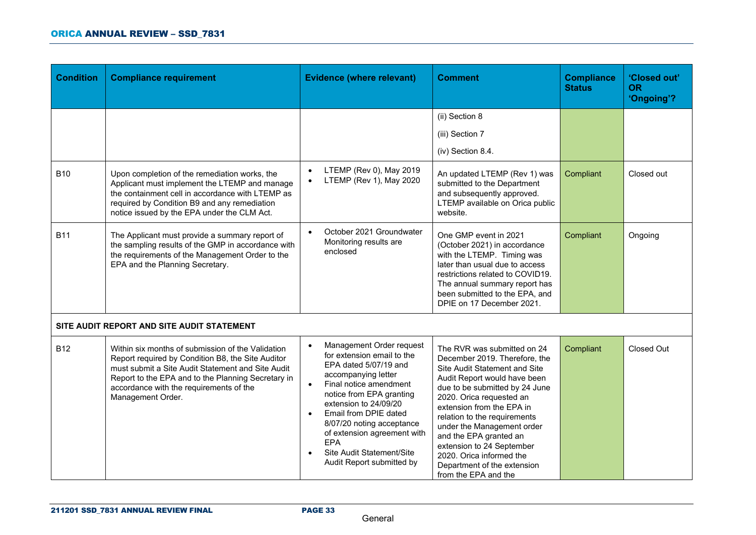| Condition | Compliance requirement | Evidence (where relevant) | Comment | Compliance Status | 'Closed out' OR 'Ongoing'? |
|---|---|---|---|---|---|
| | | | (ii) Section 8<br>(iii) Section 7<br>(iv) Section 8.4. | | |
| B10 | Upon completion of the remediation works, the Applicant must implement the LTEMP and manage the containment cell in accordance with LTEMP as required by Condition B9 and any remediation notice issued by the EPA under the CLM Act. | • LTEMP (Rev 0), May 2019<br>• LTEMP (Rev 1), May 2020 | An updated LTEMP (Rev 1) was submitted to the Department and subsequently approved. LTEMP available on Orica public website. | Compliant | Closed out |
| B11 | The Applicant must provide a summary report of the sampling results of the GMP in accordance with the requirements of the Management Order to the EPA and the Planning Secretary. | • October 2021 Groundwater Monitoring results are enclosed | One GMP event in 2021 (October 2021) in accordance with the LTEMP. Timing was later than usual due to access restrictions related to COVID19. The annual summary report has been submitted to the EPA, and DPIE on 17 December 2021. | Compliant | Ongoing |
| **SITE AUDIT REPORT AND SITE AUDIT STATEMENT** | | | | | |
| B12 | Within six months of submission of the Validation Report required by Condition B8, the Site Auditor must submit a Site Audit Statement and Site Audit Report to the EPA and to the Planning Secretary in accordance with the requirements of the Management Order. | • Management Order request for extension email to the EPA dated 5/07/19 and accompanying letter<br>• Final notice amendment notice from EPA granting extension to 24/09/20<br>• Email from DPIE dated 8/07/20 noting acceptance of extension agreement with EPA<br>• Site Audit Statement/Site Audit Report submitted by | The RVR was submitted on 24 December 2019. Therefore, the Site Audit Statement and Site Audit Report would have been due to be submitted by 24 June 2020. Orica requested an extension from the EPA in relation to the requirements under the Management order and the EPA granted an extension to 24 September 2020. Orica informed the Department of the extension from the EPA and the | Compliant | Closed Out |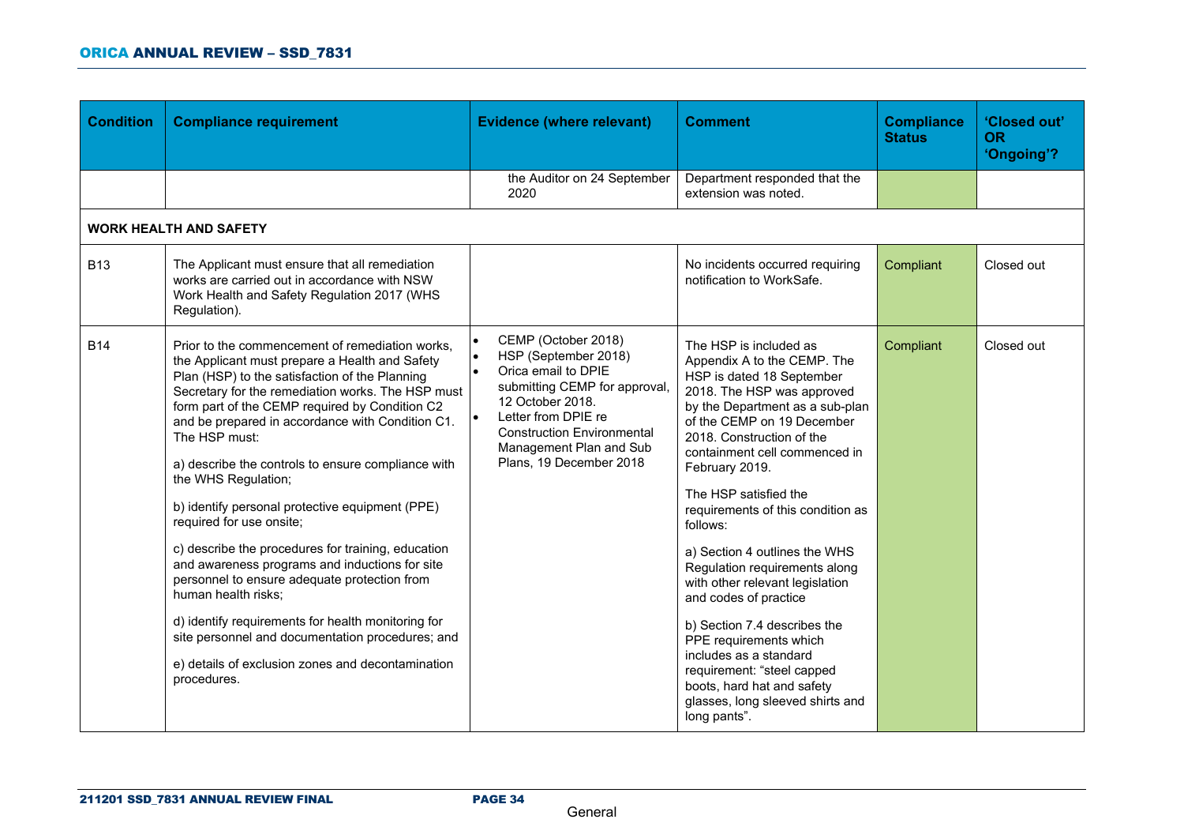| Condition | Compliance requirement | Evidence (where relevant) | Comment | Compliance Status | 'Closed out' OR 'Ongoing'? |
|---|---|---|---|---|---|
| | | the Auditor on 24 September 2020 | Department responded that the extension was noted. | | |
| **WORK HEALTH AND SAFETY** | | | | | |
| B13 | The Applicant must ensure that all remediation works are carried out in accordance with NSW Work Health and Safety Regulation 2017 (WHS Regulation). | | No incidents occurred requiring notification to WorkSafe. | Compliant | Closed out |
| B14 | Prior to the commencement of remediation works, the Applicant must prepare a Health and Safety Plan (HSP) to the satisfaction of the Planning Secretary for the remediation works. The HSP must form part of the CEMP required by Condition C2 and be prepared in accordance with Condition C1. The HSP must:<br><br>a) describe the controls to ensure compliance with the WHS Regulation;<br><br>b) identify personal protective equipment (PPE) required for use onsite;<br><br>c) describe the procedures for training, education and awareness programs and inductions for site personnel to ensure adequate protection from human health risks;<br><br>d) identify requirements for health monitoring for site personnel and documentation procedures; and<br><br>e) details of exclusion zones and decontamination procedures. | • CEMP (October 2018)<br>• HSP (September 2018)<br>• Orica email to DPIE submitting CEMP for approval, 12 October 2018.<br>• Letter from DPIE re Construction Environmental Management Plan and Sub Plans, 19 December 2018 | The HSP is included as Appendix A to the CEMP. The HSP is dated 18 September 2018. The HSP was approved by the Department as a sub-plan of the CEMP on 19 December 2018. Construction of the containment cell commenced in February 2019.<br><br>The HSP satisfied the requirements of this condition as follows:<br><br>a) Section 4 outlines the WHS Regulation requirements along with other relevant legislation and codes of practice<br><br>b) Section 7.4 describes the PPE requirements which includes as a standard requirement: "steel capped boots, hard hat and safety glasses, long sleeved shirts and long pants". | Compliant | Closed out |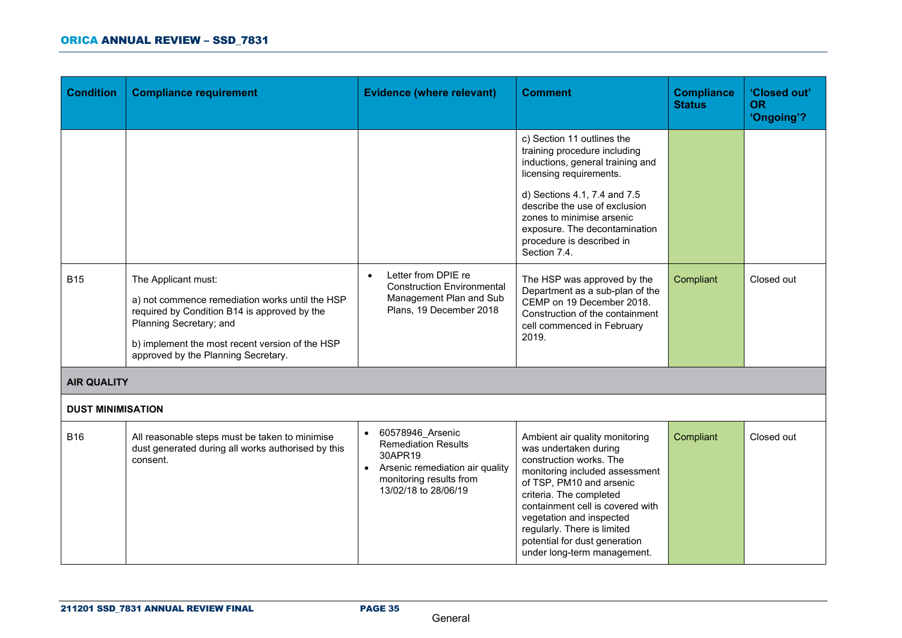| Condition | Compliance requirement | Evidence (where relevant) | Comment | Compliance Status | 'Closed out' OR 'Ongoing'? |
|---|---|---|---|---|---|
| | | | c) Section 11 outlines the training procedure including inductions, general training and licensing requirements.<br><br>d) Sections 4.1, 7.4 and 7.5 describe the use of exclusion zones to minimise arsenic exposure. The decontamination procedure is described in Section 7.4. | | |
| B15 | The Applicant must:<br><br>a) not commence remediation works until the HSP required by Condition B14 is approved by the Planning Secretary; and<br><br>b) implement the most recent version of the HSP approved by the Planning Secretary. | • Letter from DPIE re Construction Environmental Management Plan and Sub Plans, 19 December 2018 | The HSP was approved by the Department as a sub-plan of the CEMP on 19 December 2018. Construction of the containment cell commenced in February 2019. | Compliant | Closed out |
| **AIR QUALITY** | | | | | |
| **DUST MINIMISATION** | | | | | |
| B16 | All reasonable steps must be taken to minimise dust generated during all works authorised by this consent. | • 60578946_Arsenic Remediation Results 30APR19<br>• Arsenic remediation air quality monitoring results from 13/02/18 to 28/06/19 | Ambient air quality monitoring was undertaken during construction works. The monitoring included assessment of TSP, PM10 and arsenic criteria. The completed containment cell is covered with vegetation and inspected regularly. There is limited potential for dust generation under long-term management. | Compliant | Closed out |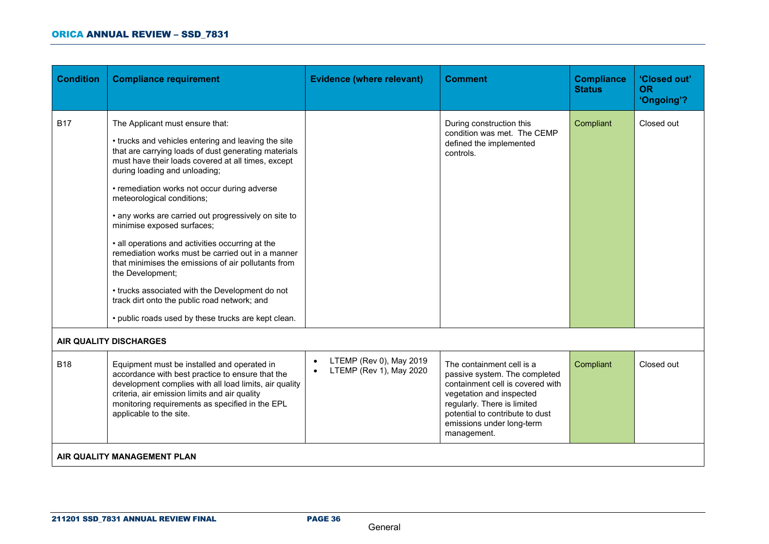| Condition | Compliance requirement | Evidence (where relevant) | Comment | Compliance Status | 'Closed out' OR 'Ongoing'? |
|---|---|---|---|---|---|
| B17 | The Applicant must ensure that:<br>• trucks and vehicles entering and leaving the site that are carrying loads of dust generating materials must have their loads covered at all times, except during loading and unloading;<br>• remediation works not occur during adverse meteorological conditions;<br>• any works are carried out progressively on site to minimise exposed surfaces;<br>• all operations and activities occurring at the remediation works must be carried out in a manner that minimises the emissions of air pollutants from the Development;<br>• trucks associated with the Development do not track dirt onto the public road network; and<br>• public roads used by these trucks are kept clean. | | During construction this condition was met. The CEMP defined the implemented controls. | Compliant | Closed out |
| **AIR QUALITY DISCHARGES** | | | | | |
| B18 | Equipment must be installed and operated in accordance with best practice to ensure that the development complies with all load limits, air quality criteria, air emission limits and air quality monitoring requirements as specified in the EPL applicable to the site. | • LTEMP (Rev 0), May 2019<br>• LTEMP (Rev 1), May 2020 | The containment cell is a passive system. The completed containment cell is covered with vegetation and inspected regularly. There is limited potential to contribute to dust emissions under long-term management. | Compliant | Closed out |
| **AIR QUALITY MANAGEMENT PLAN** | | | | | |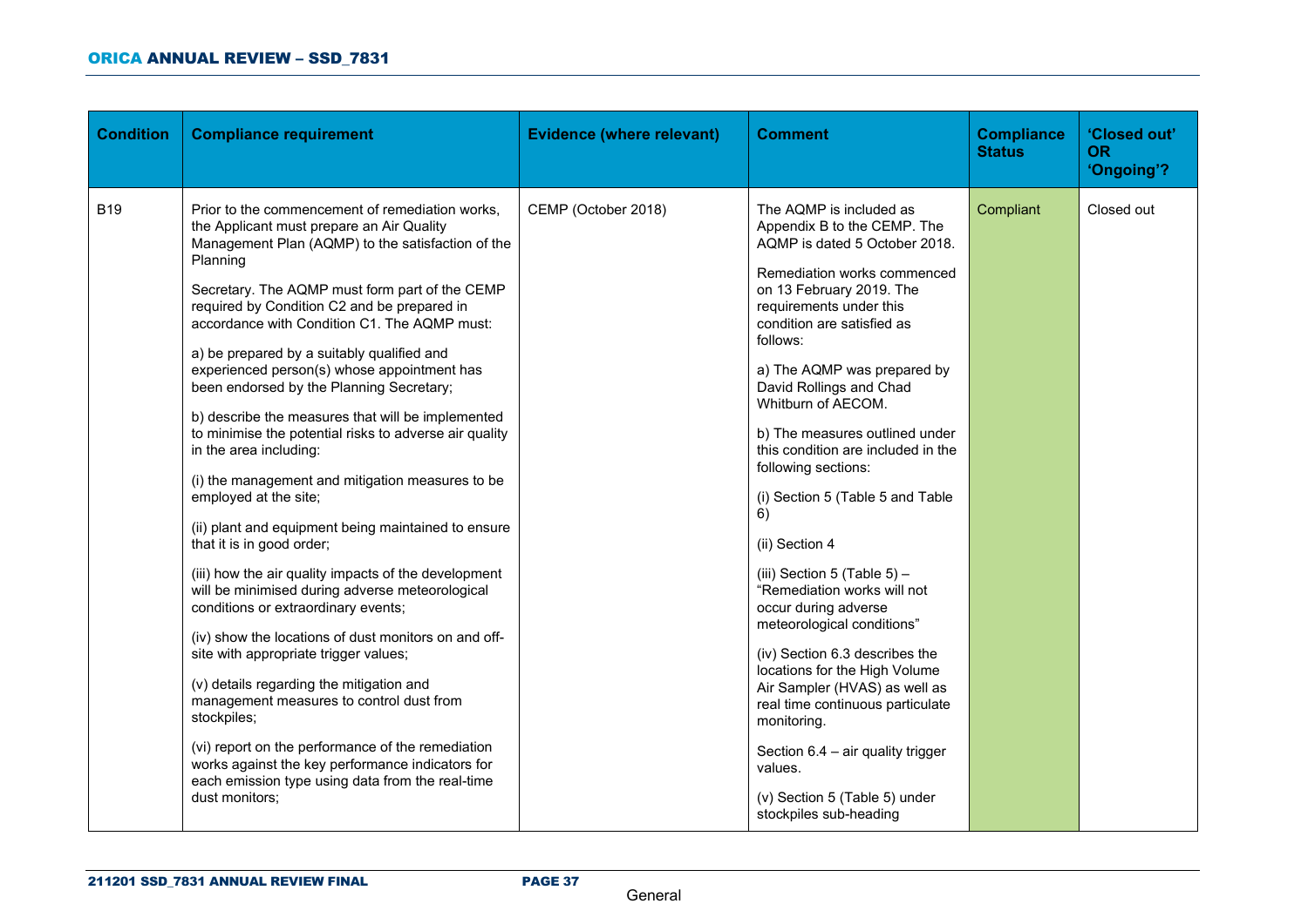| Condition | Compliance requirement | Evidence (where relevant) | Comment | Compliance Status | 'Closed out' OR 'Ongoing'? |
|---|---|---|---|---|---|
| B19 | Prior to the commencement of remediation works, the Applicant must prepare an Air Quality Management Plan (AQMP) to the satisfaction of the Planning<br><br>Secretary. The AQMP must form part of the CEMP required by Condition C2 and be prepared in accordance with Condition C1. The AQMP must:<br><br>a) be prepared by a suitably qualified and experienced person(s) whose appointment has been endorsed by the Planning Secretary;<br><br>b) describe the measures that will be implemented to minimise the potential risks to adverse air quality in the area including:<br><br>(i) the management and mitigation measures to be employed at the site;<br><br>(ii) plant and equipment being maintained to ensure that it is in good order;<br><br>(iii) how the air quality impacts of the development will be minimised during adverse meteorological conditions or extraordinary events;<br><br>(iv) show the locations of dust monitors on and off-site with appropriate trigger values;<br><br>(v) details regarding the mitigation and management measures to control dust from stockpiles;<br><br>(vi) report on the performance of the remediation works against the key performance indicators for each emission type using data from the real-time dust monitors; | CEMP (October 2018) | The AQMP is included as Appendix B to the CEMP. The AQMP is dated 5 October 2018.<br><br>Remediation works commenced on 13 February 2019. The requirements under this condition are satisfied as follows:<br><br>a) The AQMP was prepared by David Rollings and Chad Whitburn of AECOM.<br><br>b) The measures outlined under this condition are included in the following sections:<br><br>(i) Section 5 (Table 5 and Table 6)<br><br>(ii) Section 4<br><br>(iii) Section 5 (Table 5) – "Remediation works will not occur during adverse meteorological conditions"<br><br>(iv) Section 6.3 describes the locations for the High Volume Air Sampler (HVAS) as well as real time continuous particulate monitoring.<br><br>Section 6.4 – air quality trigger values.<br><br>(v) Section 5 (Table 5) under stockpiles sub-heading | Compliant | Closed out |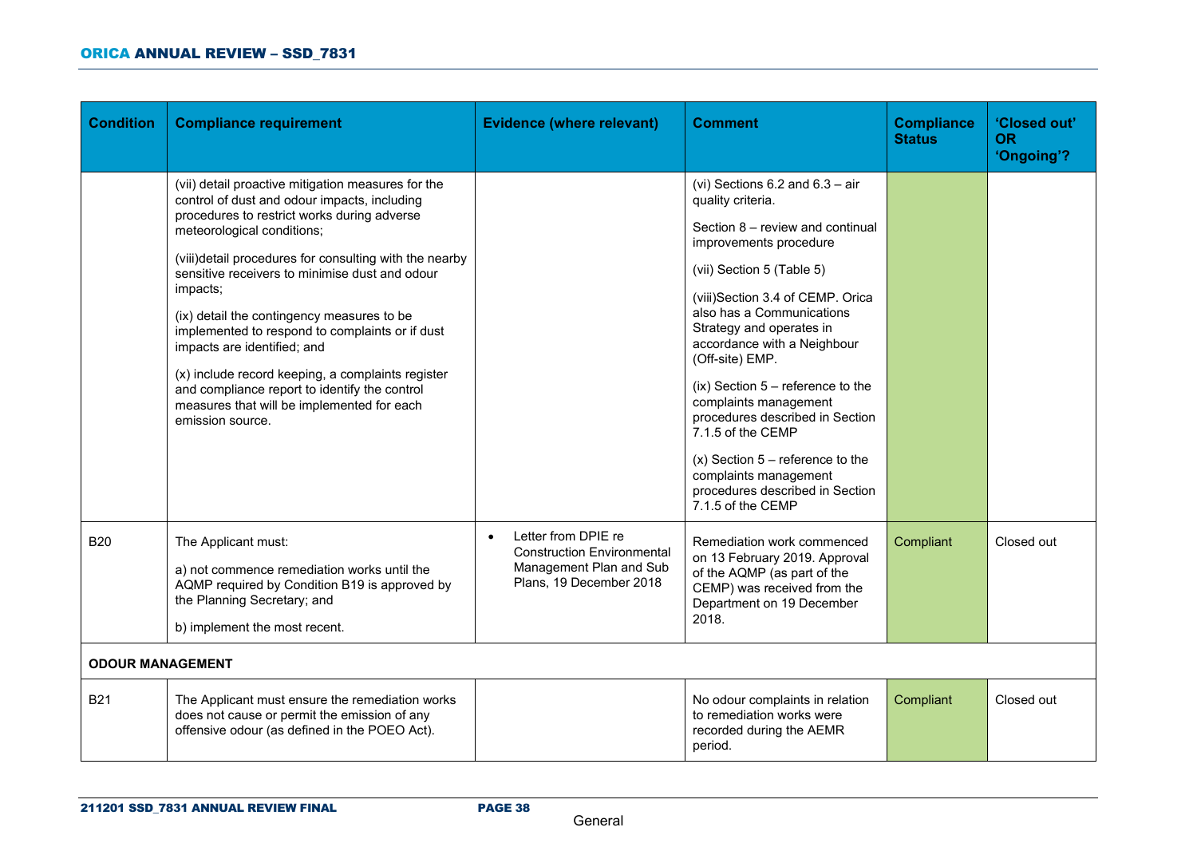| Condition | Compliance requirement | Evidence (where relevant) | Comment | Compliance Status | 'Closed out' OR 'Ongoing'? |
|---|---|---|---|---|---|
| | (vii) detail proactive mitigation measures for the control of dust and odour impacts, including procedures to restrict works during adverse meteorological conditions;<br><br>(viii)detail procedures for consulting with the nearby sensitive receivers to minimise dust and odour impacts;<br><br>(ix) detail the contingency measures to be implemented to respond to complaints or if dust impacts are identified; and<br><br>(x) include record keeping, a complaints register and compliance report to identify the control measures that will be implemented for each emission source. | | (vi) Sections 6.2 and 6.3 – air quality criteria.<br><br>Section 8 – review and continual improvements procedure<br><br>(vii) Section 5 (Table 5)<br><br>(viii)Section 3.4 of CEMP. Orica also has a Communications Strategy and operates in accordance with a Neighbour (Off-site) EMP.<br><br>(ix) Section 5 – reference to the complaints management procedures described in Section 7.1.5 of the CEMP<br><br>(x) Section 5 – reference to the complaints management procedures described in Section 7.1.5 of the CEMP | | |
| B20 | The Applicant must:<br><br>a) not commence remediation works until the AQMP required by Condition B19 is approved by the Planning Secretary; and<br><br>b) implement the most recent. | • Letter from DPIE re Construction Environmental Management Plan and Sub Plans, 19 December 2018 | Remediation work commenced on 13 February 2019. Approval of the AQMP (as part of the CEMP) was received from the Department on 19 December 2018. | Compliant | Closed out |
| **ODOUR MANAGEMENT** | | | | | |
| B21 | The Applicant must ensure the remediation works does not cause or permit the emission of any offensive odour (as defined in the POEO Act). | | No odour complaints in relation to remediation works were recorded during the AEMR period. | Compliant | Closed out |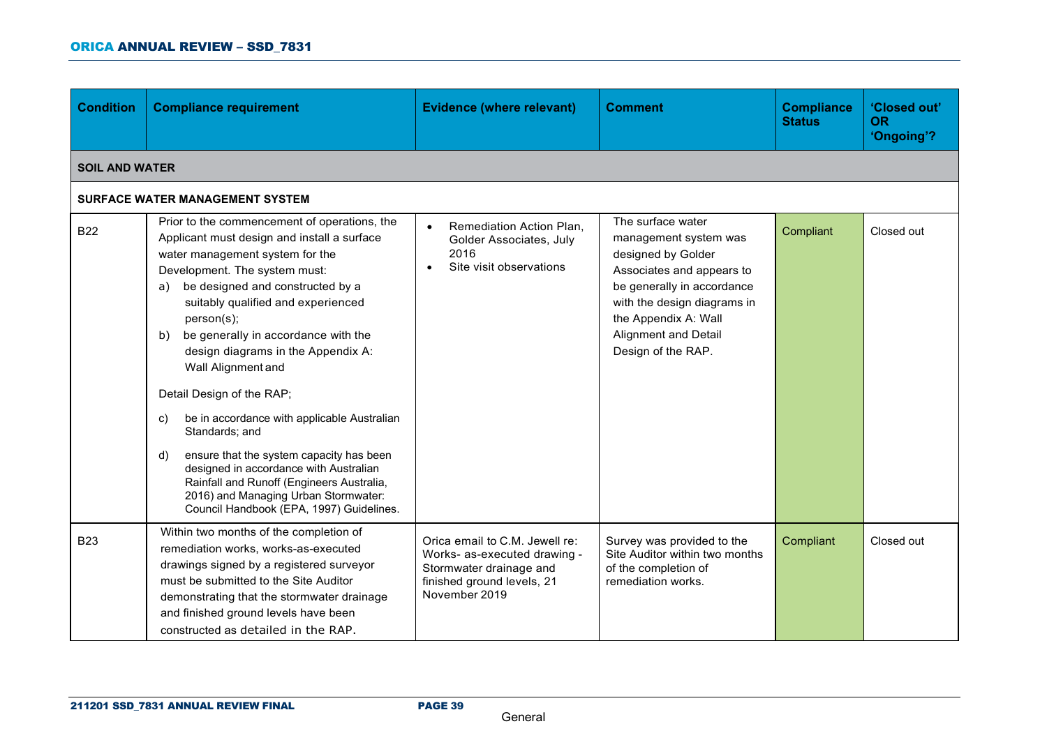| Condition | Compliance requirement | Evidence (where relevant) | Comment | Compliance Status | 'Closed out' OR 'Ongoing'? |
|---|---|---|---|---|---|
| **SOIL AND WATER** | | | | | |
| **SURFACE WATER MANAGEMENT SYSTEM** | | | | | |
| B22 | Prior to the commencement of operations, the Applicant must design and install a surface water management system for the Development. The system must: a) be designed and constructed by a suitably qualified and experienced person(s); b) be generally in accordance with the design diagrams in the Appendix A: Wall Alignment and Detail Design of the RAP; c) be in accordance with applicable Australian Standards; and d) ensure that the system capacity has been designed in accordance with Australian Rainfall and Runoff (Engineers Australia, 2016) and Managing Urban Stormwater: Council Handbook (EPA, 1997) Guidelines. | • Remediation Action Plan, Golder Associates, July 2016<br>• Site visit observations | The surface water management system was designed by Golder Associates and appears to be generally in accordance with the design diagrams in the Appendix A: Wall Alignment and Detail Design of the RAP. | Compliant | Closed out |
| B23 | Within two months of the completion of remediation works, works-as-executed drawings signed by a registered surveyor must be submitted to the Site Auditor demonstrating that the stormwater drainage and finished ground levels have been constructed as detailed in the RAP. | Orica email to C.M. Jewell re: Works- as-executed drawing - Stormwater drainage and finished ground levels, 21 November 2019 | Survey was provided to the Site Auditor within two months of the completion of remediation works. | Compliant | Closed out |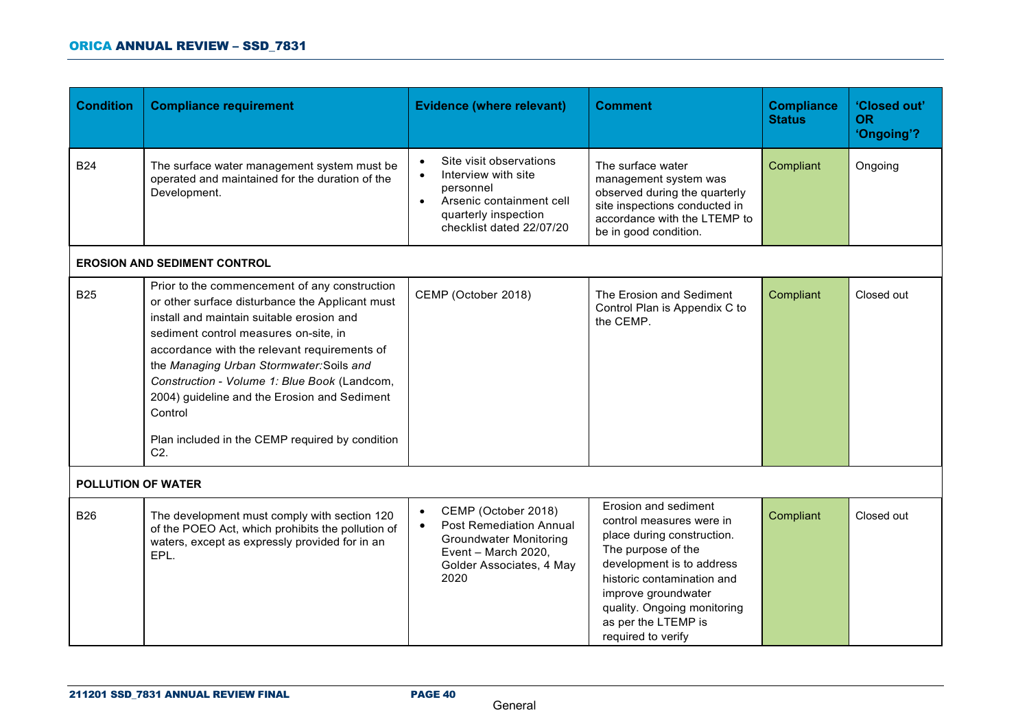| Condition | Compliance requirement | Evidence (where relevant) | Comment | Compliance Status | 'Closed out' OR 'Ongoing'? |
|---|---|---|---|---|---|
| B24 | The surface water management system must be operated and maintained for the duration of the Development. | • Site visit observations<br>• Interview with site personnel<br>• Arsenic containment cell quarterly inspection checklist dated 22/07/20 | The surface water management system was observed during the quarterly site inspections conducted in accordance with the LTEMP to be in good condition. | Compliant | Ongoing |
| **EROSION AND SEDIMENT CONTROL** | | | | | |
| B25 | Prior to the commencement of any construction or other surface disturbance the Applicant must install and maintain suitable erosion and sediment control measures on-site, in accordance with the relevant requirements of the *Managing Urban Stormwater:* Soils *and Construction - Volume 1: Blue Book* (Landcom, 2004) guideline and the Erosion and Sediment Control<br><br>Plan included in the CEMP required by condition C2. | CEMP (October 2018) | The Erosion and Sediment Control Plan is Appendix C to the CEMP. | Compliant | Closed out |
| **POLLUTION OF WATER** | | | | | |
| B26 | The development must comply with section 120 of the POEO Act, which prohibits the pollution of waters, except as expressly provided for in an EPL. | • CEMP (October 2018)<br>• Post Remediation Annual Groundwater Monitoring Event – March 2020, Golder Associates, 4 May 2020 | Erosion and sediment control measures were in place during construction. The purpose of the development is to address historic contamination and improve groundwater quality. Ongoing monitoring as per the LTEMP is required to verify | Compliant | Closed out |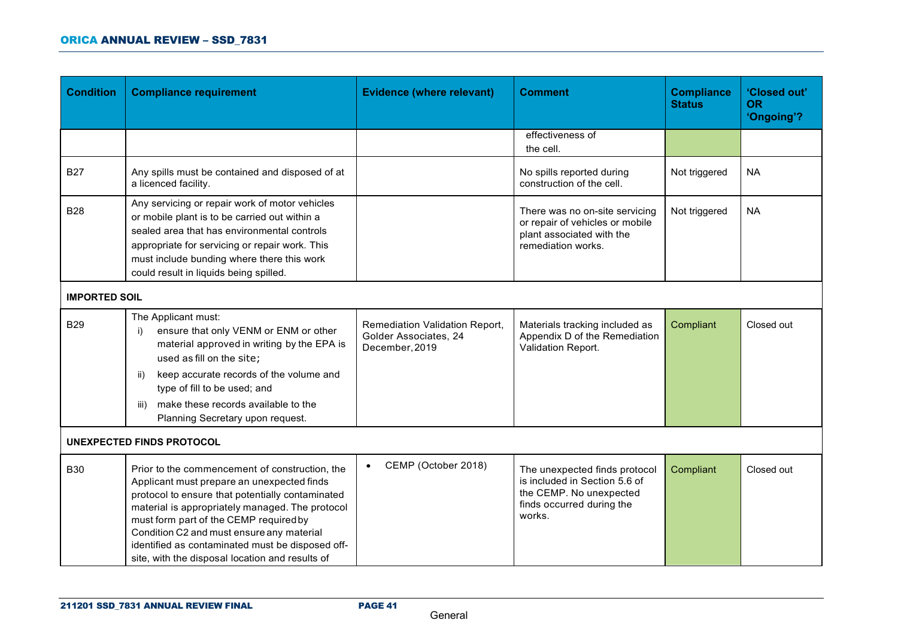| Condition | Compliance requirement | Evidence (where relevant) | Comment | Compliance Status | 'Closed out' OR 'Ongoing'? |
|---|---|---|---|---|---|
| | | | effectiveness of the cell. | | |
| B27 | Any spills must be contained and disposed of at a licenced facility. | | No spills reported during construction of the cell. | Not triggered | NA |
| B28 | Any servicing or repair work of motor vehicles or mobile plant is to be carried out within a sealed area that has environmental controls appropriate for servicing or repair work. This must include bunding where there this work could result in liquids being spilled. | | There was no on-site servicing or repair of vehicles or mobile plant associated with the remediation works. | Not triggered | NA |
| **IMPORTED SOIL** | | | | | |
| B29 | The Applicant must: i) ensure that only VENM or ENM or other material approved in writing by the EPA is used as fill on the site; ii) keep accurate records of the volume and type of fill to be used; and iii) make these records available to the Planning Secretary upon request. | Remediation Validation Report, Golder Associates, 24 December, 2019 | Materials tracking included as Appendix D of the Remediation Validation Report. | Compliant | Closed out |
| **UNEXPECTED FINDS PROTOCOL** | | | | | |
| B30 | Prior to the commencement of construction, the Applicant must prepare an unexpected finds protocol to ensure that potentially contaminated material is appropriately managed. The protocol must form part of the CEMP required by Condition C2 and must ensure any material identified as contaminated must be disposed off-site, with the disposal location and results of | • CEMP (October 2018) | The unexpected finds protocol is included in Section 5.6 of the CEMP. No unexpected finds occurred during the works. | Compliant | Closed out |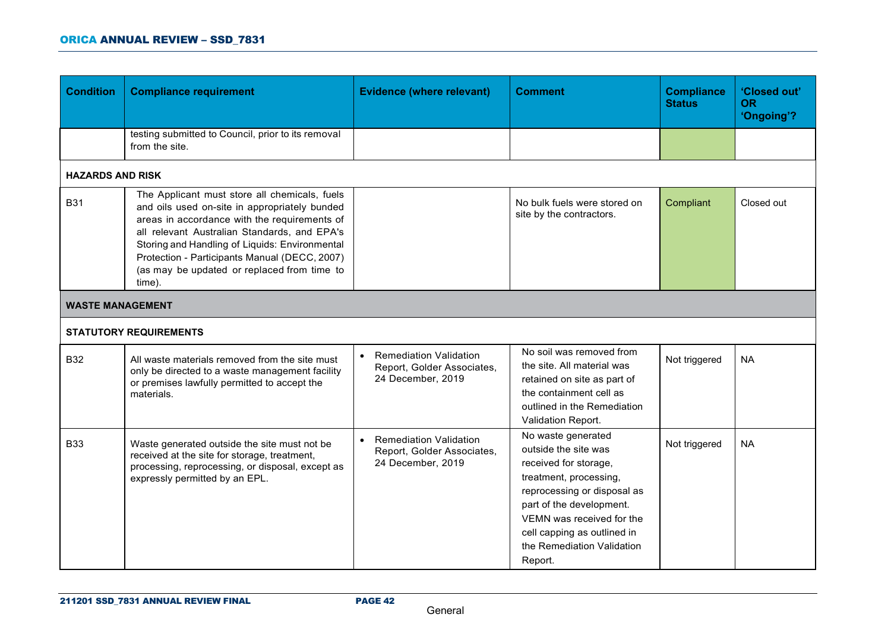| Condition | Compliance requirement | Evidence (where relevant) | Comment | Compliance Status | 'Closed out' OR 'Ongoing'? |
|---|---|---|---|---|---|
| | testing submitted to Council, prior to its removal from the site. | | | | |
| **HAZARDS AND RISK** | | | | | |
| B31 | The Applicant must store all chemicals, fuels and oils used on-site in appropriately bunded areas in accordance with the requirements of all relevant Australian Standards, and EPA's Storing and Handling of Liquids: Environmental Protection - Participants Manual (DECC, 2007) (as may be updated or replaced from time to time). | | No bulk fuels were stored on site by the contractors. | Compliant | Closed out |
| **WASTE MANAGEMENT** | | | | | |
| **STATUTORY REQUIREMENTS** | | | | | |
| B32 | All waste materials removed from the site must only be directed to a waste management facility or premises lawfully permitted to accept the materials. | • Remediation Validation Report, Golder Associates, 24 December, 2019 | No soil was removed from the site. All material was retained on site as part of the containment cell as outlined in the Remediation Validation Report. | Not triggered | NA |
| B33 | Waste generated outside the site must not be received at the site for storage, treatment, processing, reprocessing, or disposal, except as expressly permitted by an EPL. | • Remediation Validation Report, Golder Associates, 24 December, 2019 | No waste generated outside the site was received for storage, treatment, processing, reprocessing or disposal as part of the development. VEMN was received for the cell capping as outlined in the Remediation Validation Report. | Not triggered | NA |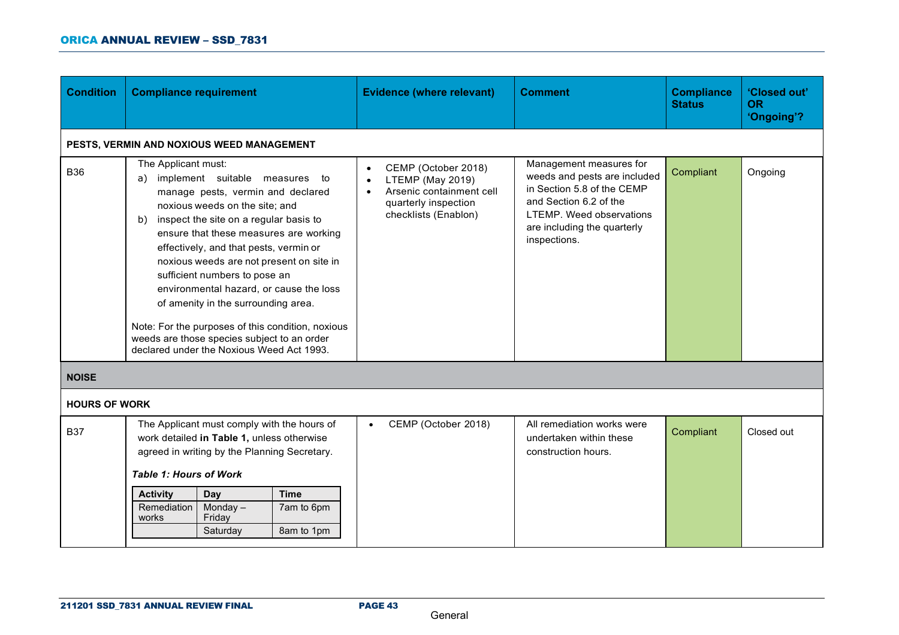| Condition | Compliance requirement | Evidence (where relevant) | Comment | Compliance Status | 'Closed out' OR 'Ongoing'? |
|---|---|---|---|---|---|
| **PESTS, VERMIN AND NOXIOUS WEED MANAGEMENT** | | | | | |
| B36 | The Applicant must:<br>a) implement suitable measures to manage pests, vermin and declared noxious weeds on the site; and<br>b) inspect the site on a regular basis to ensure that these measures are working effectively, and that pests, vermin or noxious weeds are not present on site in sufficient numbers to pose an environmental hazard, or cause the loss of amenity in the surrounding area.<br><br>Note: For the purposes of this condition, noxious weeds are those species subject to an order declared under the Noxious Weed Act 1993. | • CEMP (October 2018)<br>• LTEMP (May 2019)<br>• Arsenic containment cell quarterly inspection checklists (Enablon) | Management measures for weeds and pests are included in Section 5.8 of the CEMP and Section 6.2 of the LTEMP. Weed observations are including the quarterly inspections. | Compliant | Ongoing |
| **NOISE** | | | | | |
| **HOURS OF WORK** | | | | | |
| B37 | The Applicant must comply with the hours of work detailed **in Table 1,** unless otherwise agreed in writing by the Planning Secretary.<br><br>***Table 1: Hours of Work***<br>**Activity** / **Day** / **Time**<br>Remediation works / Monday – Friday / 7am to 6pm<br>Saturday / 8am to 1pm | • CEMP (October 2018) | All remediation works were undertaken within these construction hours. | Compliant | Closed out |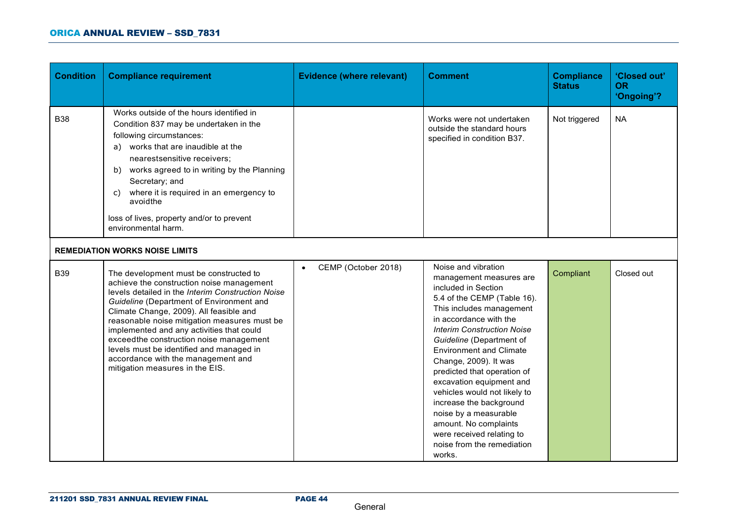| Condition | Compliance requirement | Evidence (where relevant) | Comment | Compliance Status | 'Closed out' OR 'Ongoing'? |
|---|---|---|---|---|---|
| B38 | Works outside of the hours identified in Condition 837 may be undertaken in the following circumstances: a) works that are inaudible at the nearestsensitive receivers; b) works agreed to in writing by the Planning Secretary; and c) where it is required in an emergency to avoidthe loss of lives, property and/or to prevent environmental harm. | | Works were not undertaken outside the standard hours specified in condition B37. | Not triggered | NA |
| **REMEDIATION WORKS NOISE LIMITS** | | | | | |
| B39 | The development must be constructed to achieve the construction noise management levels detailed in the *Interim Construction Noise Guideline* (Department of Environment and Climate Change, 2009). All feasible and reasonable noise mitigation measures must be implemented and any activities that could exceedthe construction noise management levels must be identified and managed in accordance with the management and mitigation measures in the EIS. | • CEMP (October 2018) | Noise and vibration management measures are included in Section 5.4 of the CEMP (Table 16). This includes management in accordance with the *Interim Construction Noise Guideline* (Department of Environment and Climate Change, 2009). It was predicted that operation of excavation equipment and vehicles would not likely to increase the background noise by a measurable amount. No complaints were received relating to noise from the remediation works. | Compliant | Closed out |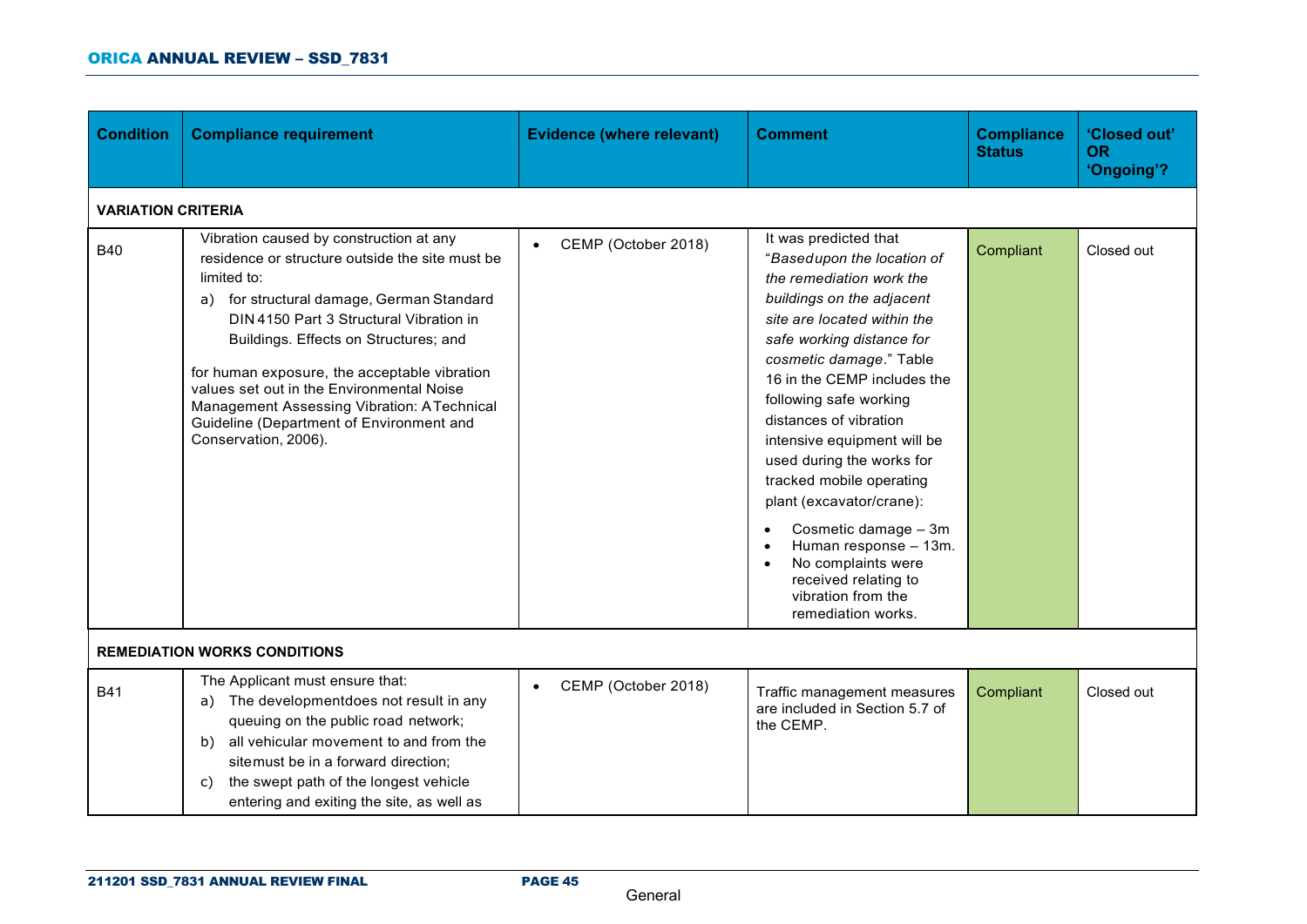| Condition | Compliance requirement | Evidence (where relevant) | Comment | Compliance Status | 'Closed out' OR 'Ongoing'? |
|---|---|---|---|---|---|
| **VARIATION CRITERIA** | | | | | |
| B40 | Vibration caused by construction at any residence or structure outside the site must be limited to:<br>a) for structural damage, German Standard DIN 4150 Part 3 Structural Vibration in Buildings. Effects on Structures; and<br>for human exposure, the acceptable vibration values set out in the Environmental Noise Management Assessing Vibration: A Technical Guideline (Department of Environment and Conservation, 2006). | • CEMP (October 2018) | It was predicted that "*Based upon the location of the remediation work the buildings on the adjacent site are located within the safe working distance for cosmetic damage*." Table 16 in the CEMP includes the following safe working distances of vibration intensive equipment will be used during the works for tracked mobile operating plant (excavator/crane):<br>• Cosmetic damage – 3m<br>• Human response – 13m.<br>• No complaints were received relating to vibration from the remediation works. | Compliant | Closed out |
| **REMEDIATION WORKS CONDITIONS** | | | | | |
| B41 | The Applicant must ensure that:<br>a) The development does not result in any queuing on the public road network;<br>b) all vehicular movement to and from the site must be in a forward direction;<br>c) the swept path of the longest vehicle entering and exiting the site, as well as | • CEMP (October 2018) | Traffic management measures are included in Section 5.7 of the CEMP. | Compliant | Closed out |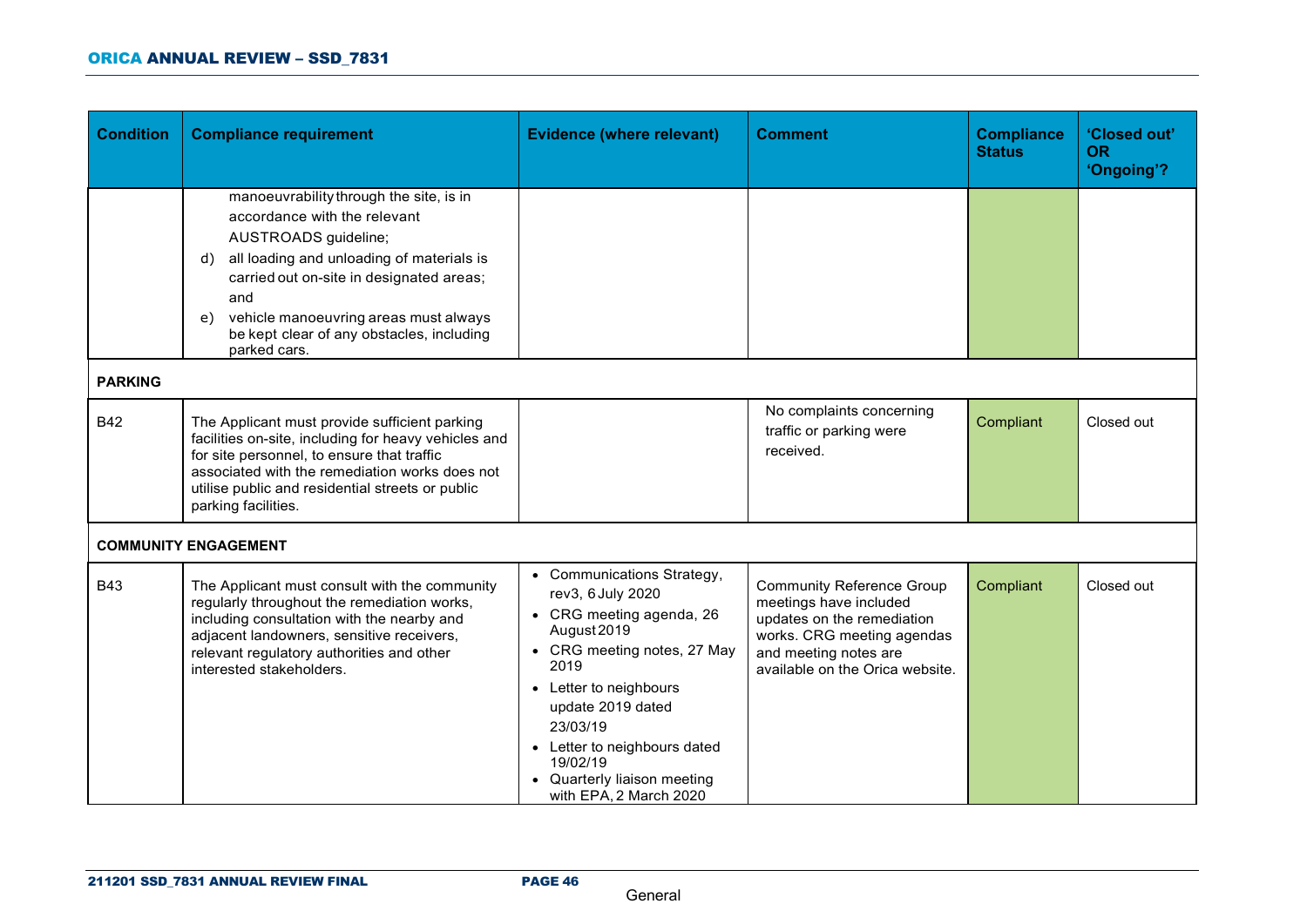| Condition | Compliance requirement | Evidence (where relevant) | Comment | Compliance Status | 'Closed out' OR 'Ongoing'? |
|---|---|---|---|---|---|
| | manoeuvrability through the site, is in accordance with the relevant AUSTROADS guideline;<br>d) all loading and unloading of materials is carried out on-site in designated areas; and<br>e) vehicle manoeuvring areas must always be kept clear of any obstacles, including parked cars. | | | | |
| **PARKING** | | | | | |
| B42 | The Applicant must provide sufficient parking facilities on-site, including for heavy vehicles and for site personnel, to ensure that traffic associated with the remediation works does not utilise public and residential streets or public parking facilities. | | No complaints concerning traffic or parking were received. | Compliant | Closed out |
| **COMMUNITY ENGAGEMENT** | | | | | |
| B43 | The Applicant must consult with the community regularly throughout the remediation works, including consultation with the nearby and adjacent landowners, sensitive receivers, relevant regulatory authorities and other interested stakeholders. | • Communications Strategy, rev3, 6 July 2020<br>• CRG meeting agenda, 26 August 2019<br>• CRG meeting notes, 27 May 2019<br>• Letter to neighbours update 2019 dated 23/03/19<br>• Letter to neighbours dated 19/02/19<br>• Quarterly liaison meeting with EPA, 2 March 2020 | Community Reference Group meetings have included updates on the remediation works. CRG meeting agendas and meeting notes are available on the Orica website. | Compliant | Closed out |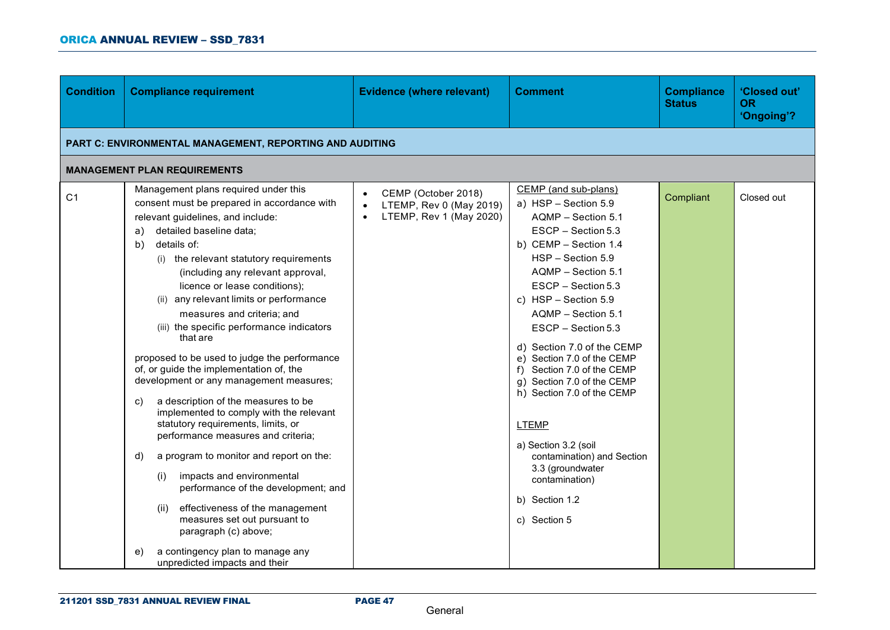| Condition | Compliance requirement | Evidence (where relevant) | Comment | Compliance Status | 'Closed out' OR 'Ongoing'? |
|---|---|---|---|---|---|
| **PART C: ENVIRONMENTAL MANAGEMENT, REPORTING AND AUDITING** | | | | | |
| **MANAGEMENT PLAN REQUIREMENTS** | | | | | |
| C1 | Management plans required under this consent must be prepared in accordance with relevant guidelines, and include:<br>a) detailed baseline data;<br>b) details of:<br>(i) the relevant statutory requirements (including any relevant approval, licence or lease conditions);<br>(ii) any relevant limits or performance measures and criteria; and<br>(iii) the specific performance indicators that are<br>proposed to be used to judge the performance of, or guide the implementation of, the development or any management measures;<br>c) a description of the measures to be implemented to comply with the relevant statutory requirements, limits, or performance measures and criteria;<br>d) a program to monitor and report on the:<br>(i) impacts and environmental performance of the development; and<br>(ii) effectiveness of the management measures set out pursuant to paragraph (c) above;<br>e) a contingency plan to manage any unpredicted impacts and their | • CEMP (October 2018)<br>• LTEMP, Rev 0 (May 2019)<br>• LTEMP, Rev 1 (May 2020) | CEMP (and sub-plans)<br>a) HSP – Section 5.9<br>AQMP – Section 5.1<br>ESCP – Section 5.3<br>b) CEMP – Section 1.4<br>HSP – Section 5.9<br>AQMP – Section 5.1<br>ESCP – Section 5.3<br>c) HSP – Section 5.9<br>AQMP – Section 5.1<br>ESCP – Section 5.3<br>d) Section 7.0 of the CEMP<br>e) Section 7.0 of the CEMP<br>f) Section 7.0 of the CEMP<br>g) Section 7.0 of the CEMP<br>h) Section 7.0 of the CEMP<br><br>LTEMP<br>a) Section 3.2 (soil contamination) and Section 3.3 (groundwater contamination)<br>b) Section 1.2<br>c) Section 5 | Compliant | Closed out |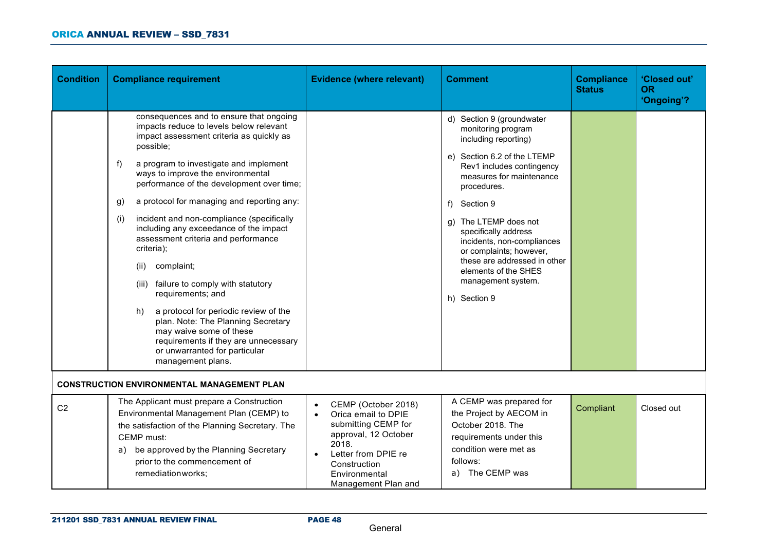| Condition | Compliance requirement | Evidence (where relevant) | Comment | Compliance Status | 'Closed out' OR 'Ongoing'? |
|---|---|---|---|---|---|
| | consequences and to ensure that ongoing impacts reduce to levels below relevant impact assessment criteria as quickly as possible;<br>f) a program to investigate and implement ways to improve the environmental performance of the development over time;<br>g) a protocol for managing and reporting any:<br>(i) incident and non-compliance (specifically including any exceedance of the impact assessment criteria and performance criteria);<br>(ii) complaint;<br>(iii) failure to comply with statutory requirements; and<br>h) a protocol for periodic review of the plan. Note: The Planning Secretary may waive some of these requirements if they are unnecessary or unwarranted for particular management plans. | | d) Section 9 (groundwater monitoring program including reporting)<br>e) Section 6.2 of the LTEMP Rev1 includes contingency measures for maintenance procedures.<br>f) Section 9<br>g) The LTEMP does not specifically address incidents, non-compliances or complaints; however, these are addressed in other elements of the SHES management system.<br>h) Section 9 | | |
| **CONSTRUCTION ENVIRONMENTAL MANAGEMENT PLAN** | | | | | |
| C2 | The Applicant must prepare a Construction Environmental Management Plan (CEMP) to the satisfaction of the Planning Secretary. The CEMP must:<br>a) be approved by the Planning Secretary prior to the commencement of remediation works; | • CEMP (October 2018)<br>• Orica email to DPIE submitting CEMP for approval, 12 October 2018.<br>• Letter from DPIE re Construction Environmental Management Plan and | A CEMP was prepared for the Project by AECOM in October 2018. The requirements under this condition were met as follows:<br>a) The CEMP was | Compliant | Closed out |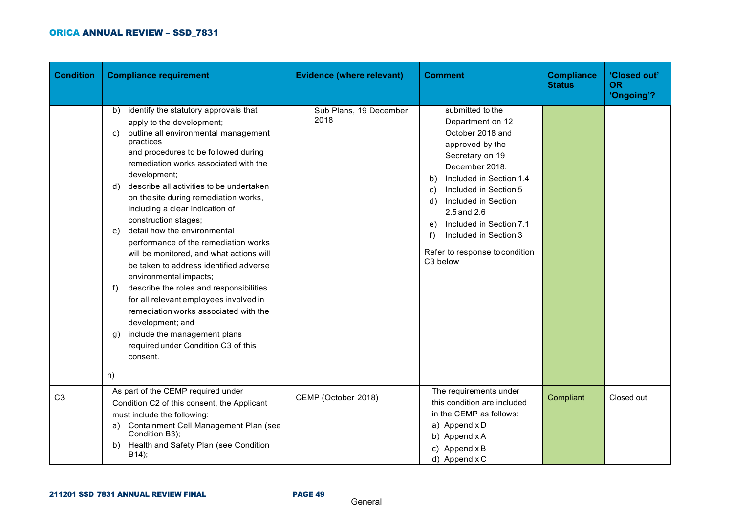| Condition | Compliance requirement | Evidence (where relevant) | Comment | Compliance Status | 'Closed out' OR 'Ongoing'? |
|---|---|---|---|---|---|
| | b) identify the statutory approvals that apply to the development;<br>c) outline all environmental management practices and procedures to be followed during remediation works associated with the development;<br>d) describe all activities to be undertaken on the site during remediation works, including a clear indication of construction stages;<br>e) detail how the environmental performance of the remediation works will be monitored, and what actions will be taken to address identified adverse environmental impacts;<br>f) describe the roles and responsibilities for all relevant employees involved in remediation works associated with the development; and<br>g) include the management plans required under Condition C3 of this consent.<br>h) | Sub Plans, 19 December 2018 | submitted to the Department on 12 October 2018 and approved by the Secretary on 19 December 2018.<br>b) Included in Section 1.4<br>c) Included in Section 5<br>d) Included in Section 2.5 and 2.6<br>e) Included in Section 7.1<br>f) Included in Section 3<br>Refer to response to condition C3 below | | |
| C3 | As part of the CEMP required under Condition C2 of this consent, the Applicant must include the following:<br>a) Containment Cell Management Plan (see Condition B3);<br>b) Health and Safety Plan (see Condition B14); | CEMP (October 2018) | The requirements under this condition are included in the CEMP as follows:<br>a) Appendix D<br>b) Appendix A<br>c) Appendix B<br>d) Appendix C | Compliant | Closed out |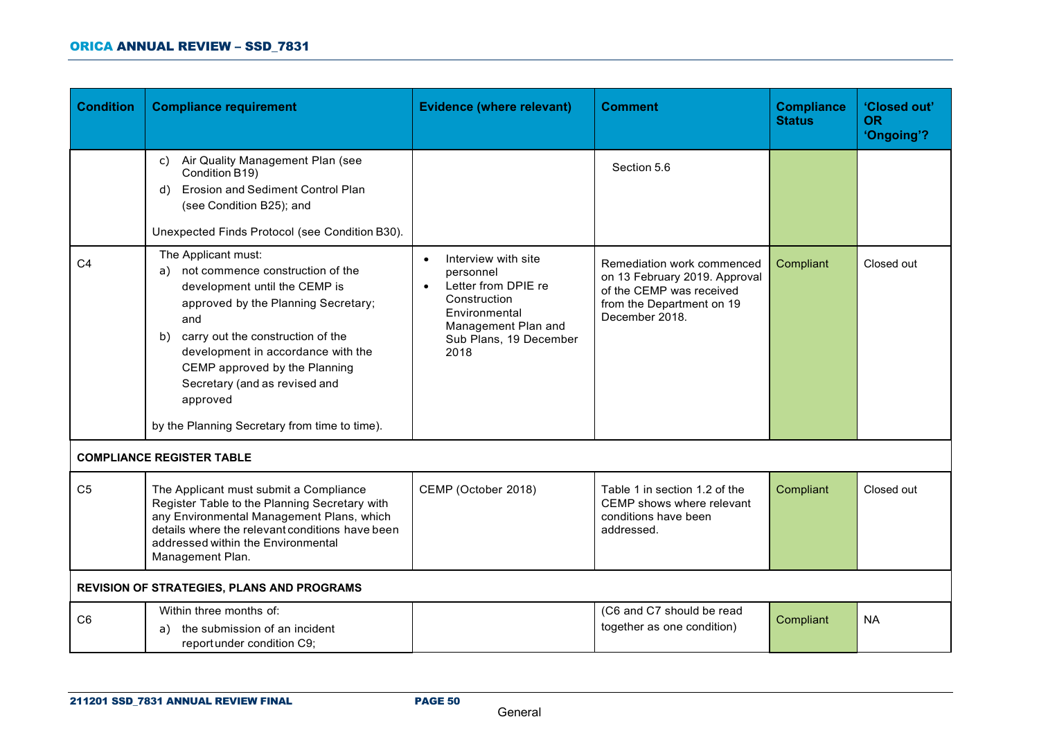| Condition | Compliance requirement | Evidence (where relevant) | Comment | Compliance Status | 'Closed out' OR 'Ongoing'? |
|---|---|---|---|---|---|
| | c) Air Quality Management Plan (see Condition B19)<br>d) Erosion and Sediment Control Plan (see Condition B25); and<br><br>Unexpected Finds Protocol (see Condition B30). | | Section 5.6 | | |
| C4 | The Applicant must:<br>a) not commence construction of the development until the CEMP is approved by the Planning Secretary; and<br>b) carry out the construction of the development in accordance with the CEMP approved by the Planning Secretary (and as revised and approved<br><br>by the Planning Secretary from time to time). | • Interview with site personnel<br>• Letter from DPIE re Construction Environmental Management Plan and Sub Plans, 19 December 2018 | Remediation work commenced on 13 February 2019. Approval of the CEMP was received from the Department on 19 December 2018. | Compliant | Closed out |
| **COMPLIANCE REGISTER TABLE** | | | | | |
| C5 | The Applicant must submit a Compliance Register Table to the Planning Secretary with any Environmental Management Plans, which details where the relevant conditions have been addressed within the Environmental Management Plan. | CEMP (October 2018) | Table 1 in section 1.2 of the CEMP shows where relevant conditions have been addressed. | Compliant | Closed out |
| **REVISION OF STRATEGIES, PLANS AND PROGRAMS** | | | | | |
| C6 | Within three months of:<br>a) the submission of an incident report under condition C9; | | (C6 and C7 should be read together as one condition) | Compliant | NA |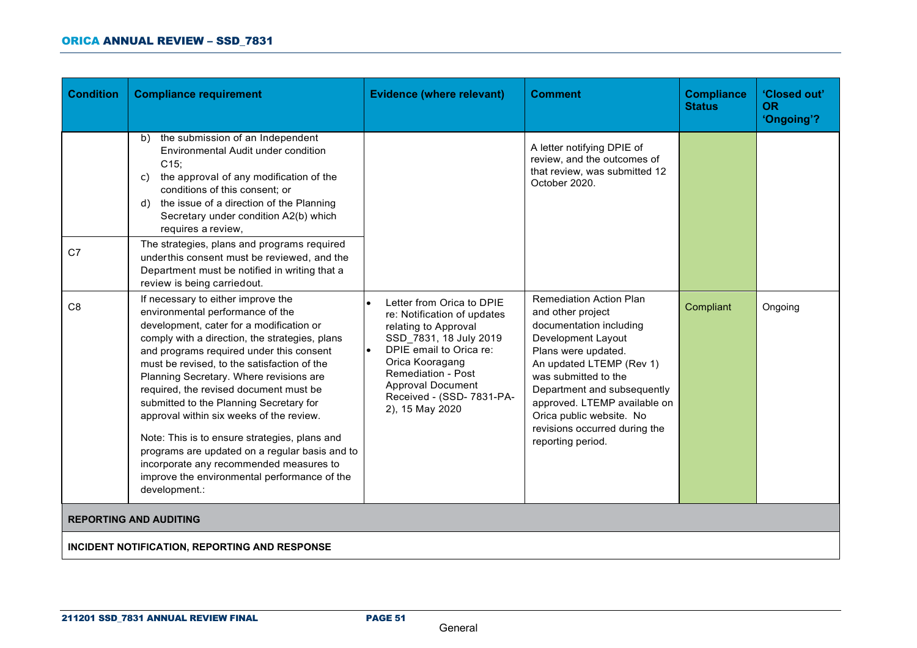| Condition | Compliance requirement | Evidence (where relevant) | Comment | Compliance Status | 'Closed out' OR 'Ongoing'? |
|---|---|---|---|---|---|
| | b) the submission of an Independent Environmental Audit under condition C15;<br>c) the approval of any modification of the conditions of this consent; or<br>d) the issue of a direction of the Planning Secretary under condition A2(b) which requires a review, | | A letter notifying DPIE of review, and the outcomes of that review, was submitted 12 October 2020. | | |
| C7 | The strategies, plans and programs required underthis consent must be reviewed, and the Department must be notified in writing that a review is being carriedout. | | | | |
| C8 | If necessary to either improve the environmental performance of the development, cater for a modification or comply with a direction, the strategies, plans and programs required under this consent must be revised, to the satisfaction of the Planning Secretary. Where revisions are required, the revised document must be submitted to the Planning Secretary for approval within six weeks of the review.<br><br>Note: This is to ensure strategies, plans and programs are updated on a regular basis and to incorporate any recommended measures to improve the environmental performance of the development.: | • Letter from Orica to DPIE re: Notification of updates relating to Approval SSD_7831, 18 July 2019<br>• DPIE email to Orica re: Orica Kooragang Remediation - Post Approval Document Received - (SSD- 7831-PA-2), 15 May 2020 | Remediation Action Plan and other project documentation including Development Layout Plans were updated.<br>An updated LTEMP (Rev 1) was submitted to the Department and subsequently approved. LTEMP available on Orica public website. No revisions occurred during the reporting period. | Compliant | Ongoing |
| **REPORTING AND AUDITING** | | | | | |
| **INCIDENT NOTIFICATION, REPORTING AND RESPONSE** | | | | | |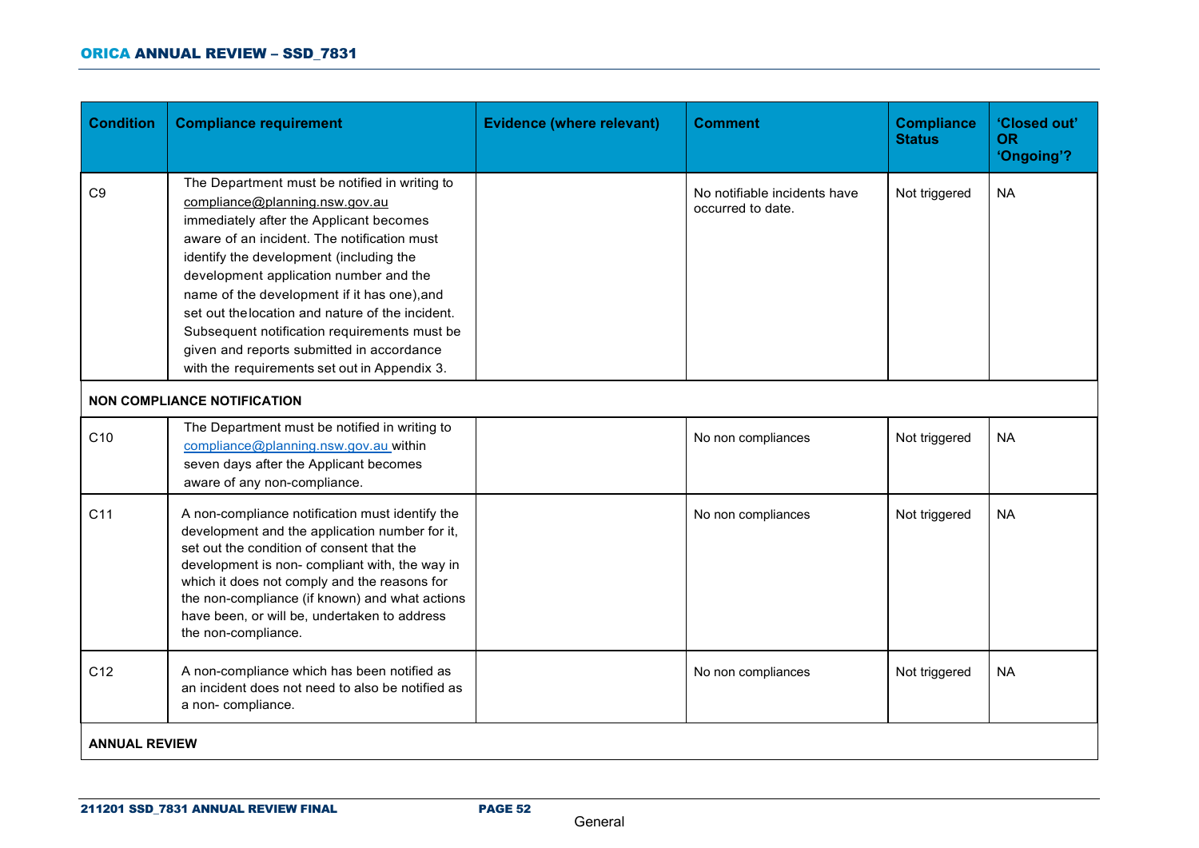| Condition | Compliance requirement | Evidence (where relevant) | Comment | Compliance Status | 'Closed out' OR 'Ongoing'? |
|---|---|---|---|---|---|
| C9 | The Department must be notified in writing to compliance@planning.nsw.gov.au immediately after the Applicant becomes aware of an incident. The notification must identify the development (including the development application number and the name of the development if it has one),and set out the location and nature of the incident. Subsequent notification requirements must be given and reports submitted in accordance with the requirements set out in Appendix 3. | | No notifiable incidents have occurred to date. | Not triggered | NA |
| **NON COMPLIANCE NOTIFICATION** | | | | | |
| C10 | The Department must be notified in writing to compliance@planning.nsw.gov.au within seven days after the Applicant becomes aware of any non-compliance. | | No non compliances | Not triggered | NA |
| C11 | A non-compliance notification must identify the development and the application number for it, set out the condition of consent that the development is non- compliant with, the way in which it does not comply and the reasons for the non-compliance (if known) and what actions have been, or will be, undertaken to address the non-compliance. | | No non compliances | Not triggered | NA |
| C12 | A non-compliance which has been notified as an incident does not need to also be notified as a non- compliance. | | No non compliances | Not triggered | NA |
| **ANNUAL REVIEW** | | | | | |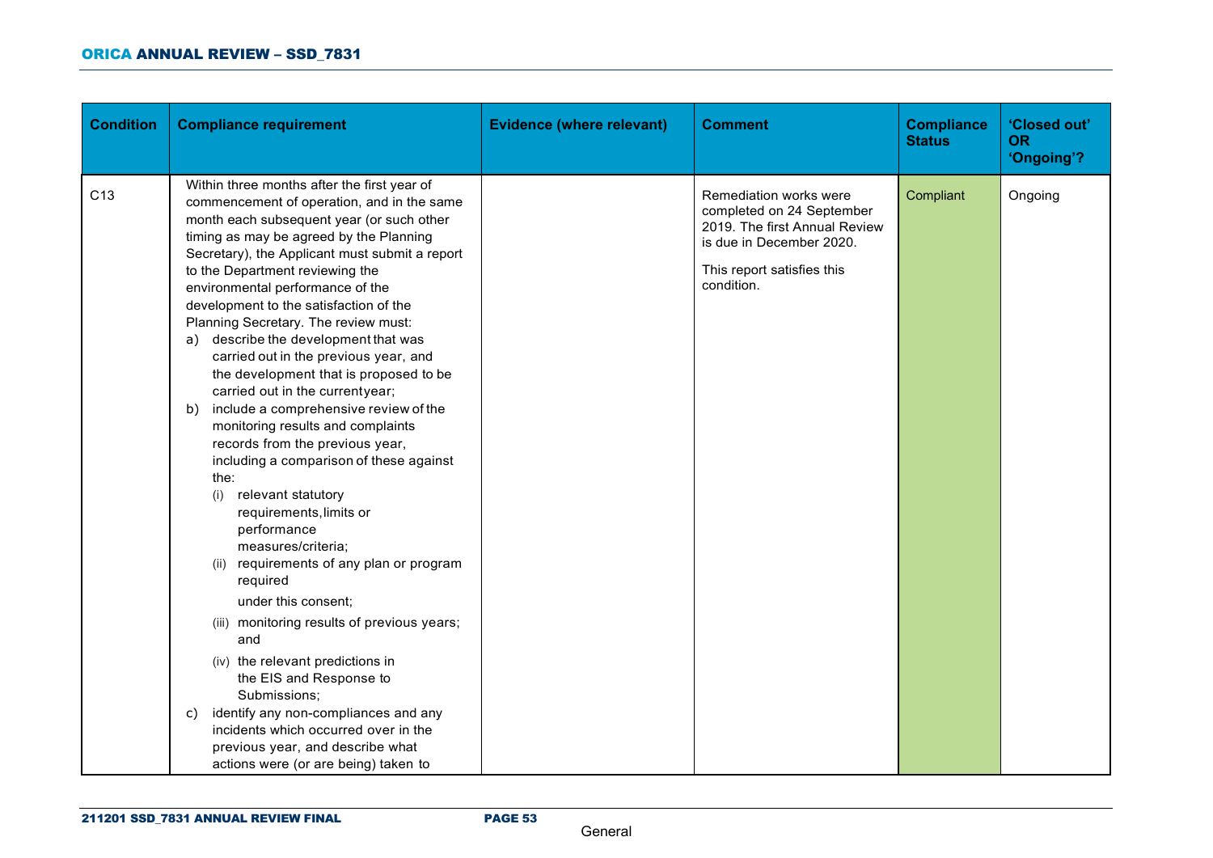| Condition | Compliance requirement | Evidence (where relevant) | Comment | Compliance Status | 'Closed out' OR 'Ongoing'? |
|---|---|---|---|---|---|
| C13 | Within three months after the first year of commencement of operation, and in the same month each subsequent year (or such other timing as may be agreed by the Planning Secretary), the Applicant must submit a report to the Department reviewing the environmental performance of the development to the satisfaction of the Planning Secretary. The review must:<br>a) describe the development that was carried out in the previous year, and the development that is proposed to be carried out in the current year;<br>b) include a comprehensive review of the monitoring results and complaints records from the previous year, including a comparison of these against the:<br>(i) relevant statutory requirements, limits or performance measures/criteria;<br>(ii) requirements of any plan or program required under this consent;<br>(iii) monitoring results of previous years; and<br>(iv) the relevant predictions in the EIS and Response to Submissions;<br>c) identify any non-compliances and any incidents which occurred over in the previous year, and describe what actions were (or are being) taken to | | Remediation works were completed on 24 September 2019. The first Annual Review is due in December 2020.<br><br>This report satisfies this condition. | Compliant | Ongoing |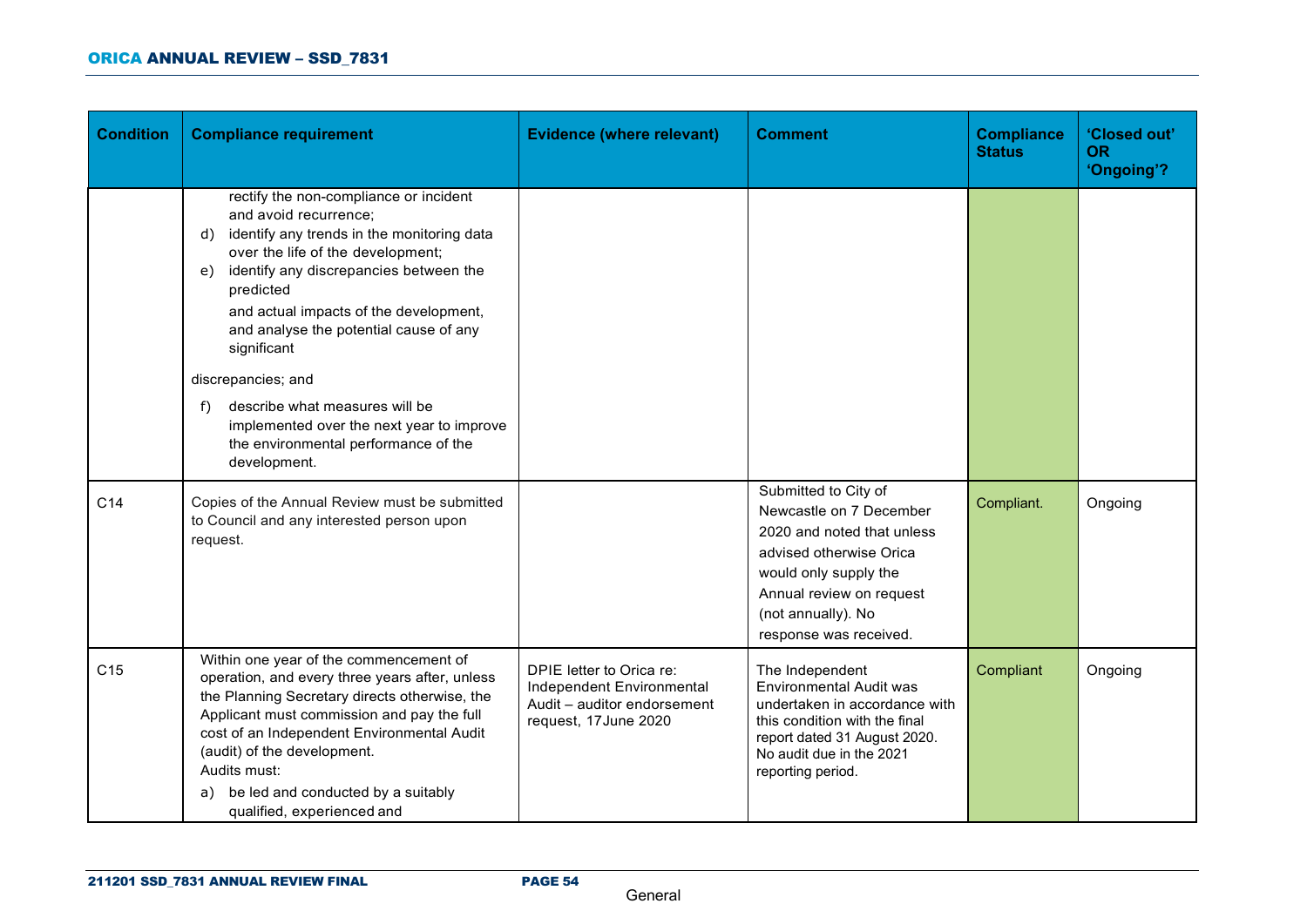| Condition | Compliance requirement | Evidence (where relevant) | Comment | Compliance Status | 'Closed out' OR 'Ongoing'? |
|---|---|---|---|---|---|
| | rectify the non-compliance or incident and avoid recurrence;<br>d) identify any trends in the monitoring data over the life of the development;<br>e) identify any discrepancies between the predicted and actual impacts of the development, and analyse the potential cause of any significant discrepancies; and<br>f) describe what measures will be implemented over the next year to improve the environmental performance of the development. | | | | |
| C14 | Copies of the Annual Review must be submitted to Council and any interested person upon request. | | Submitted to City of Newcastle on 7 December 2020 and noted that unless advised otherwise Orica would only supply the Annual review on request (not annually). No response was received. | Compliant. | Ongoing |
| C15 | Within one year of the commencement of operation, and every three years after, unless the Planning Secretary directs otherwise, the Applicant must commission and pay the full cost of an Independent Environmental Audit (audit) of the development.<br>Audits must:<br>a) be led and conducted by a suitably qualified, experienced and | DPIE letter to Orica re: Independent Environmental Audit – auditor endorsement request, 17June 2020 | The Independent Environmental Audit was undertaken in accordance with this condition with the final report dated 31 August 2020. No audit due in the 2021 reporting period. | Compliant | Ongoing |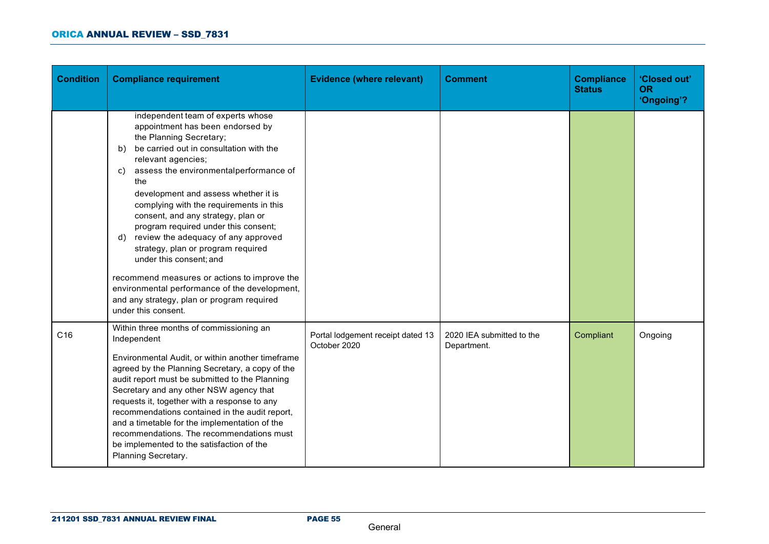| Condition | Compliance requirement | Evidence (where relevant) | Comment | Compliance Status | 'Closed out' OR 'Ongoing'? |
|---|---|---|---|---|---|
| | independent team of experts whose appointment has been endorsed by the Planning Secretary;<br>b) be carried out in consultation with the relevant agencies;<br>c) assess the environmentalperformance of the development and assess whether it is complying with the requirements in this consent, and any strategy, plan or program required under this consent;<br>d) review the adequacy of any approved strategy, plan or program required under this consent; and<br><br>recommend measures or actions to improve the environmental performance of the development, and any strategy, plan or program required under this consent. | | | | |
| C16 | Within three months of commissioning an Independent<br><br>Environmental Audit, or within another timeframe agreed by the Planning Secretary, a copy of the audit report must be submitted to the Planning Secretary and any other NSW agency that requests it, together with a response to any recommendations contained in the audit report, and a timetable for the implementation of the recommendations. The recommendations must be implemented to the satisfaction of the Planning Secretary. | Portal lodgement receipt dated 13 October 2020 | 2020 IEA submitted to the Department. | Compliant | Ongoing |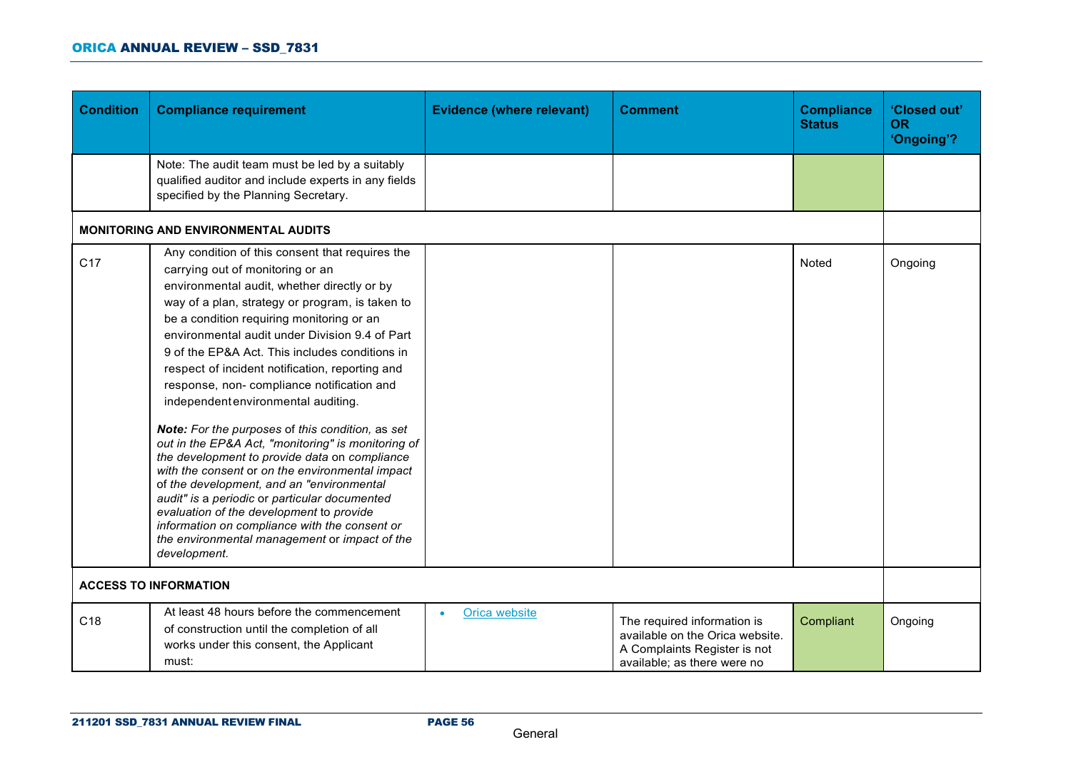| Condition | Compliance requirement | Evidence (where relevant) | Comment | Compliance Status | 'Closed out' OR 'Ongoing'? |
|---|---|---|---|---|---|
| | Note: The audit team must be led by a suitably qualified auditor and include experts in any fields specified by the Planning Secretary. | | | | |
| **MONITORING AND ENVIRONMENTAL AUDITS** | | | | | |
| C17 | Any condition of this consent that requires the carrying out of monitoring or an environmental audit, whether directly or by way of a plan, strategy or program, is taken to be a condition requiring monitoring or an environmental audit under Division 9.4 of Part 9 of the EP&A Act. This includes conditions in respect of incident notification, reporting and response, non- compliance notification and independent environmental auditing. <br><br> ***Note:*** *For the purposes of this condition, as set out in the EP&A Act, "monitoring" is monitoring of the development to provide data on compliance with the consent or on the environmental impact of the development, and an "environmental audit" is a periodic or particular documented evaluation of the development to provide information on compliance with the consent or the environmental management or impact of the development.* | | | Noted | Ongoing |
| **ACCESS TO INFORMATION** | | | | | |
| C18 | At least 48 hours before the commencement of construction until the completion of all works under this consent, the Applicant must: | • Orica website | The required information is available on the Orica website. A Complaints Register is not available; as there were no | Compliant | Ongoing |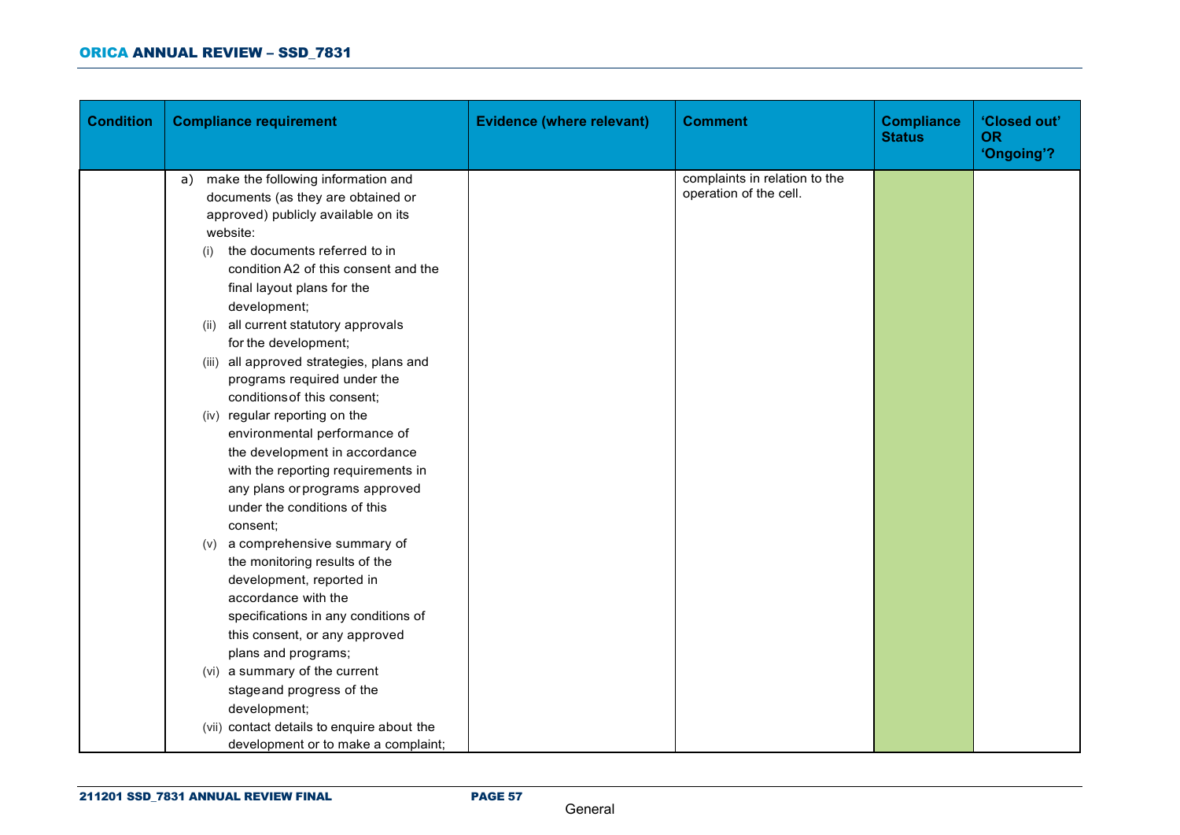| Condition | Compliance requirement | Evidence (where relevant) | Comment | Compliance Status | 'Closed out' OR 'Ongoing'? |
|---|---|---|---|---|---|
| | a) make the following information and documents (as they are obtained or approved) publicly available on its website:<br>(i) the documents referred to in condition A2 of this consent and the final layout plans for the development;<br>(ii) all current statutory approvals for the development;<br>(iii) all approved strategies, plans and programs required under the conditions of this consent;<br>(iv) regular reporting on the environmental performance of the development in accordance with the reporting requirements in any plans or programs approved under the conditions of this consent;<br>(v) a comprehensive summary of the monitoring results of the development, reported in accordance with the specifications in any conditions of this consent, or any approved plans and programs;<br>(vi) a summary of the current stage and progress of the development;<br>(vii) contact details to enquire about the development or to make a complaint; | | complaints in relation to the operation of the cell. | | |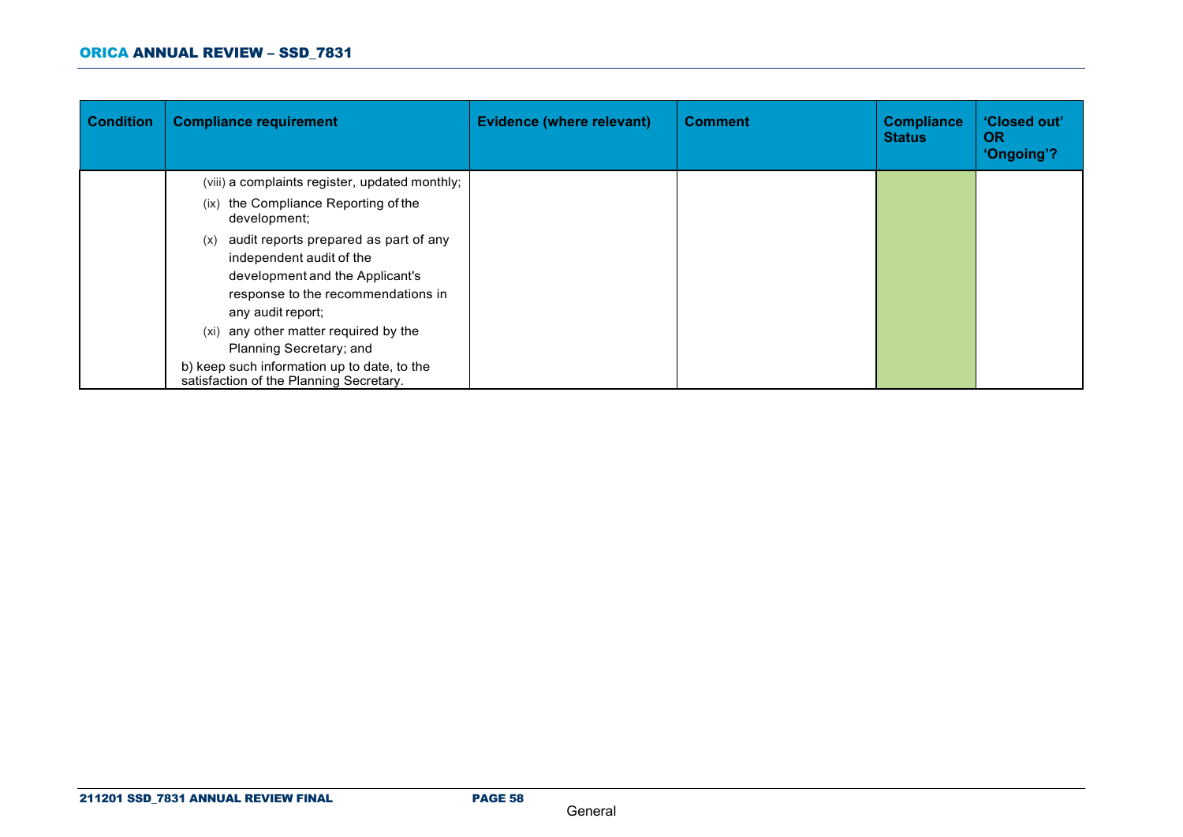| Condition | Compliance requirement | Evidence (where relevant) | Comment | Compliance Status | 'Closed out' OR 'Ongoing'? |
|---|---|---|---|---|---|
| | (viii) a complaints register, updated monthly;<br>(ix) the Compliance Reporting of the development;<br>(x) audit reports prepared as part of any independent audit of the development and the Applicant's response to the recommendations in any audit report;<br>(xi) any other matter required by the Planning Secretary; and<br>b) keep such information up to date, to the satisfaction of the Planning Secretary. | | | | |

General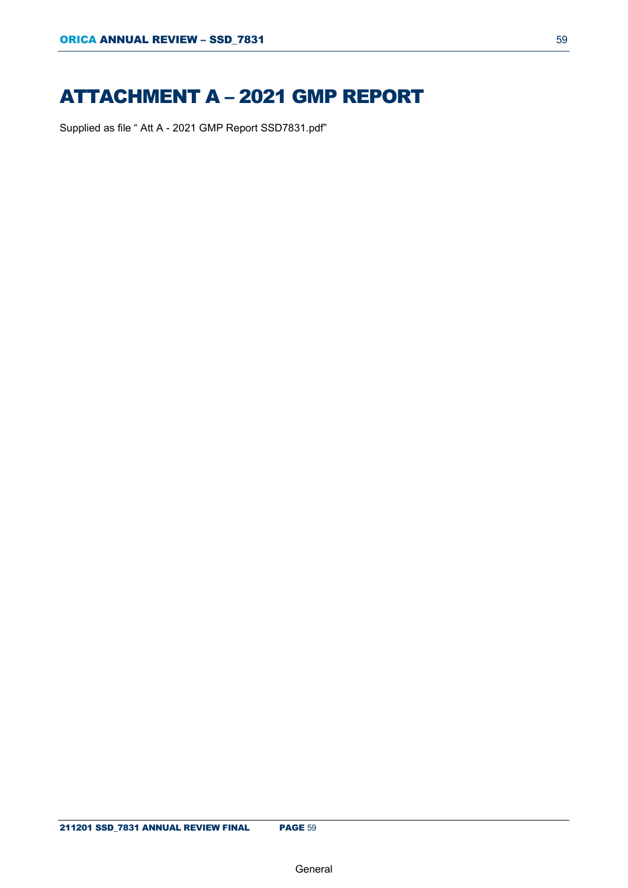# ATTACHMENT A – 2021 GMP REPORT

Supplied as file " Att A - 2021 GMP Report SSD7831.pdf"